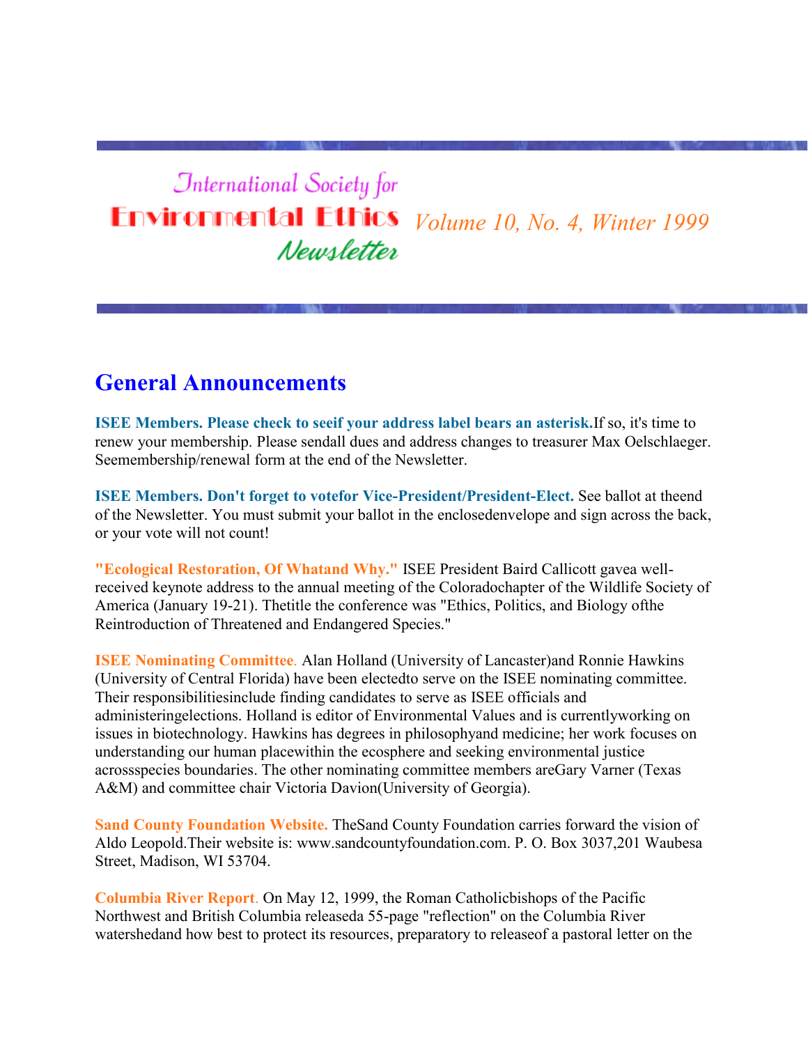# International Society for Environmental Ethics Newsletter

*Volume 10, No. 4, Winter 1999*

## General Announcements

**ISEE Members. Please check to seeif your address label bears an asterisk.**If so, it's time to renew your membership. Please sendall dues and address changes to treasurer Max Oelschlaeger. Seemembership/renewal form at the end of the Newsletter.

**ISEE Members. Don't forget to votefor Vice-President/President-Elect.** See ballot at theend of the Newsletter. You must submit your ballot in the enclosedenvelope and sign across the back, or your vote will not count!

**"Ecological Restoration, Of Whatand Why."** ISEE President Baird Callicott gavea well-received keynote address to the annual meeting of the Coloradochapter of the Wildlife Society of America (January 19-21). Thetitle the conference was "Ethics, Politics, and Biology ofthe Reintroduction of Threatened and Endangered Species."

**ISEE Nominating Committee.** Alan Holland (University of Lancaster)and Ronnie Hawkins (University of Central Florida) have been electedto serve on the ISEE nominating committee. Their responsibilitiesinclude finding candidates to serve as ISEE officials and administeringelections. Holland is editor of Environmental Values and is currentlyworking on issues in biotechnology. Hawkins has degrees in philosophyand medicine; her work focuses on understanding our human placewithin the ecosphere and seeking environmental justice acrossspecies boundaries. The other nominating committee members areGary Varner (Texas A&M) and committee chair Victoria Davion(University of Georgia).

**Sand County Foundation Website.** TheSand County Foundation carries forward the vision of Aldo Leopold.Their website is: www.sandcountyfoundation.com. P. O. Box 3037,201 Waubesa Street, Madison, WI 53704.

**Columbia River Report.** On May 12, 1999, the Roman Catholicbishops of the Pacific Northwest and British Columbia releaseda 55-page "reflection" on the Columbia River watershedand how best to protect its resources, preparatory to releaseof a pastoral letter on the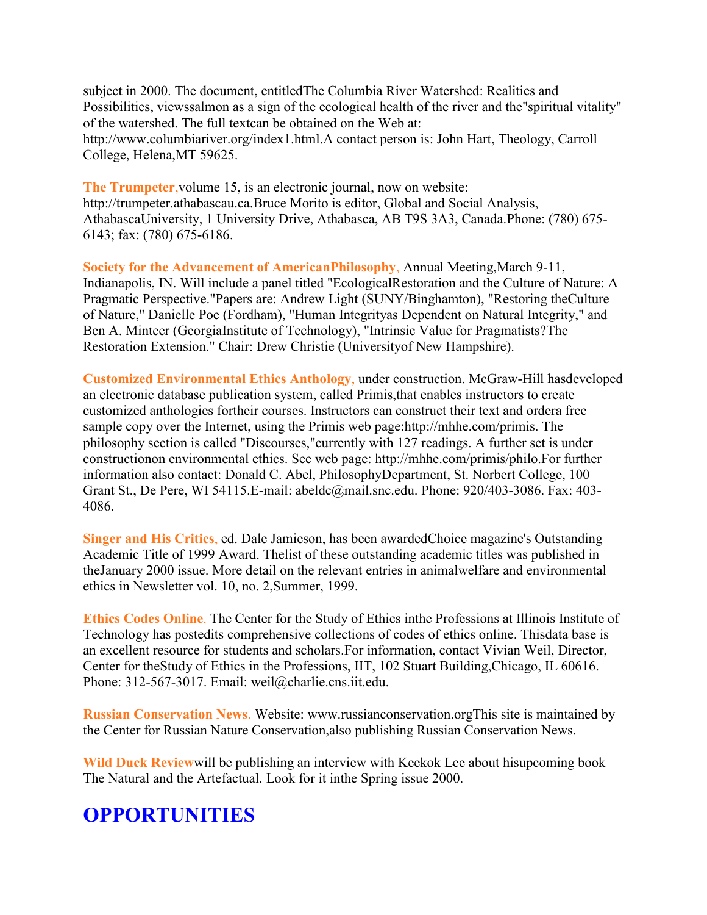subject in 2000. The document, entitledThe Columbia River Watershed: Realities and Possibilities, viewssalmon as a sign of the ecological health of the river and the"spiritual vitality" of the watershed. The full textcan be obtained on the Web at: http://www.columbiariver.org/index1.html.A contact person is: John Hart, Theology, Carroll College, Helena,MT 59625.

**The Trumpeter,**volume 15, is an electronic journal, now on website: http://trumpeter.athabascau.ca.Bruce Morito is editor, Global and Social Analysis, AthabascaUniversity, 1 University Drive, Athabasca, AB T9S 3A3, Canada.Phone: (780) 675-6143; fax: (780) 675-6186.

**Society for the Advancement of AmericanPhilosophy,** Annual Meeting,March 9-11, Indianapolis, IN. Will include a panel titled "EcologicalRestoration and the Culture of Nature: A Pragmatic Perspective."Papers are: Andrew Light (SUNY/Binghamton), "Restoring theCulture of Nature," Danielle Poe (Fordham), "Human Integrityas Dependent on Natural Integrity," and Ben A. Minteer (GeorgiaInstitute of Technology), "Intrinsic Value for Pragmatists?The Restoration Extension." Chair: Drew Christie (Universityof New Hampshire).

**Customized Environmental Ethics Anthology,** under construction. McGraw-Hill hasdeveloped an electronic database publication system, called Primis,that enables instructors to create customized anthologies fortheir courses. Instructors can construct their text and ordera free sample copy over the Internet, using the Primis web page:http://mhhe.com/primis. The philosophy section is called "Discourses,"currently with 127 readings. A further set is under constructionon environmental ethics. See web page: http://mhhe.com/primis/philo.For further information also contact: Donald C. Abel, PhilosophyDepartment, St. Norbert College, 100 Grant St., De Pere, WI 54115.E-mail: abeldc@mail.snc.edu. Phone: 920/403-3086. Fax: 403-4086.

**Singer and His Critics,** ed. Dale Jamieson, has been awardedChoice magazine's Outstanding Academic Title of 1999 Award. Thelist of these outstanding academic titles was published in theJanuary 2000 issue. More detail on the relevant entries in animalwelfare and environmental ethics in Newsletter vol. 10, no. 2,Summer, 1999.

**Ethics Codes Online.** The Center for the Study of Ethics inthe Professions at Illinois Institute of Technology has postedits comprehensive collections of codes of ethics online. Thisdata base is an excellent resource for students and scholars.For information, contact Vivian Weil, Director, Center for theStudy of Ethics in the Professions, IIT, 102 Stuart Building,Chicago, IL 60616. Phone: 312-567-3017. Email: weil@charlie.cns.iit.edu.

**Russian Conservation News.** Website: www.russianconservation.orgThis site is maintained by the Center for Russian Nature Conservation,also publishing Russian Conservation News.

**Wild Duck Review**will be publishing an interview with Keekok Lee about hisupcoming book The Natural and the Artefactual. Look for it inthe Spring issue 2000.

# OPPORTUNITIES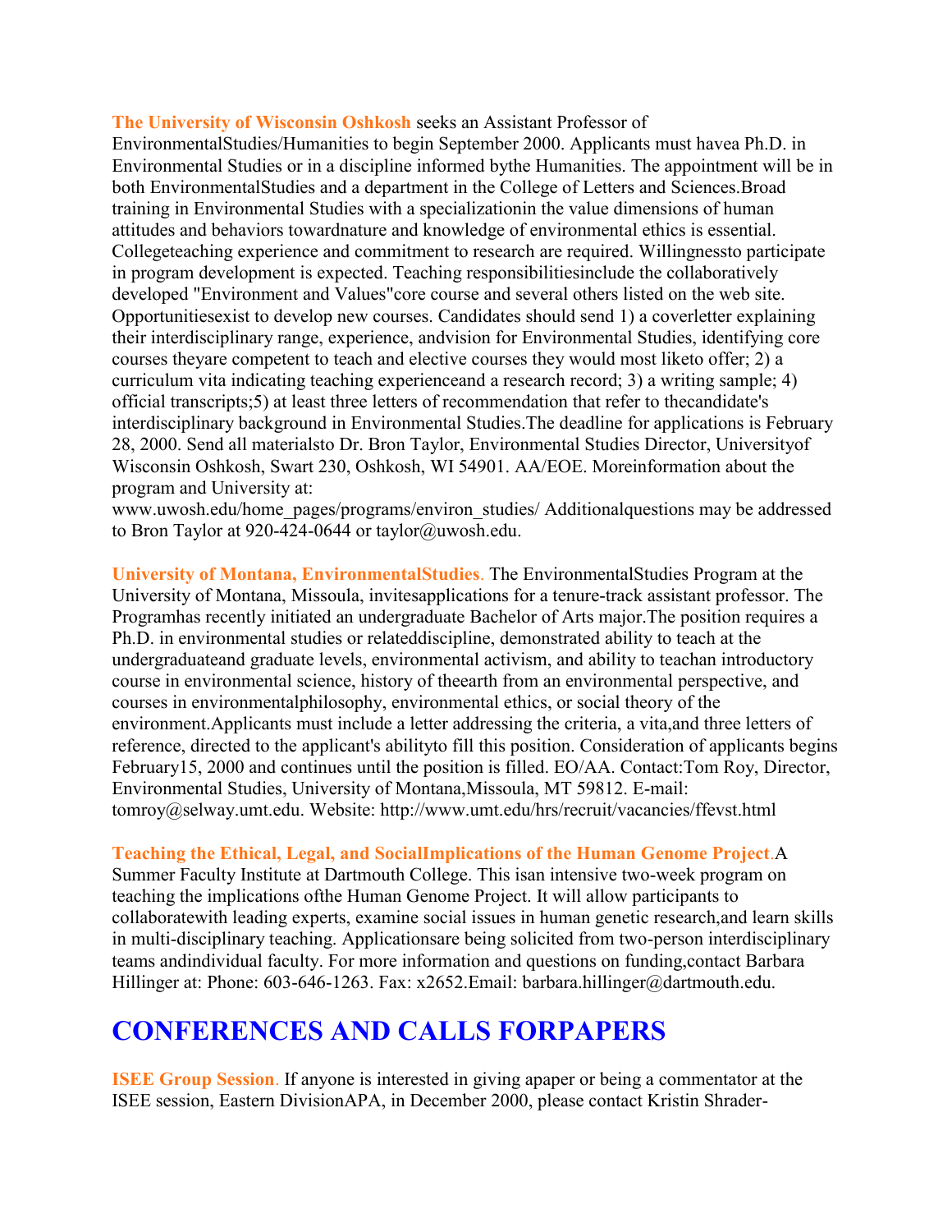**The University of Wisconsin Oshkosh** seeks an Assistant Professor of EnvironmentalStudies/Humanities to begin September 2000. Applicants must havea Ph.D. in Environmental Studies or in a discipline informed bythe Humanities. The appointment will be in both EnvironmentalStudies and a department in the College of Letters and Sciences.Broad training in Environmental Studies with a specializationin the value dimensions of human attitudes and behaviors towardnature and knowledge of environmental ethics is essential. Collegeteaching experience and commitment to research are required. Willingnessto participate in program development is expected. Teaching responsibilitiesinclude the collaboratively developed "Environment and Values"core course and several others listed on the web site. Opportunitiesexist to develop new courses. Candidates should send 1) a coverletter explaining their interdisciplinary range, experience, andvision for Environmental Studies, identifying core courses theyare competent to teach and elective courses they would most liketo offer; 2) a curriculum vita indicating teaching experienceand a research record; 3) a writing sample; 4) official transcripts;5) at least three letters of recommendation that refer to thecandidate's interdisciplinary background in Environmental Studies.The deadline for applications is February 28, 2000. Send all materialsto Dr. Bron Taylor, Environmental Studies Director, Universityof Wisconsin Oshkosh, Swart 230, Oshkosh, WI 54901. AA/EOE. Moreinformation about the program and University at: www.uwosh.edu/home_pages/programs/environ_studies/ Additionalquestions may be addressed to Bron Taylor at 920-424-0644 or taylor@uwosh.edu.

**University of Montana, EnvironmentalStudies**. The EnvironmentalStudies Program at the University of Montana, Missoula, invitesapplications for a tenure-track assistant professor. The Programhas recently initiated an undergraduate Bachelor of Arts major.The position requires a Ph.D. in environmental studies or relateddiscipline, demonstrated ability to teach at the undergraduateand graduate levels, environmental activism, and ability to teachan introductory course in environmental science, history of theearth from an environmental perspective, and courses in environmentalphilosophy, environmental ethics, or social theory of the environment.Applicants must include a letter addressing the criteria, a vita,and three letters of reference, directed to the applicant's abilityto fill this position. Consideration of applicants begins February15, 2000 and continues until the position is filled. EO/AA. Contact:Tom Roy, Director, Environmental Studies, University of Montana,Missoula, MT 59812. E-mail: tomroy@selway.umt.edu. Website: http://www.umt.edu/hrs/recruit/vacancies/ffevst.html

**Teaching the Ethical, Legal, and SocialImplications of the Human Genome Project**.A Summer Faculty Institute at Dartmouth College. This isan intensive two-week program on teaching the implications ofthe Human Genome Project. It will allow participants to collaboratewith leading experts, examine social issues in human genetic research,and learn skills in multi-disciplinary teaching. Applicationsare being solicited from two-person interdisciplinary teams andindividual faculty. For more information and questions on funding,contact Barbara Hillinger at: Phone: 603-646-1263. Fax: x2652.Email: barbara.hillinger@dartmouth.edu.

# CONFERENCES AND CALLS FORPAPERS

**ISEE Group Session**. If anyone is interested in giving apaper or being a commentator at the ISEE session, Eastern DivisionAPA, in December 2000, please contact Kristin Shrader-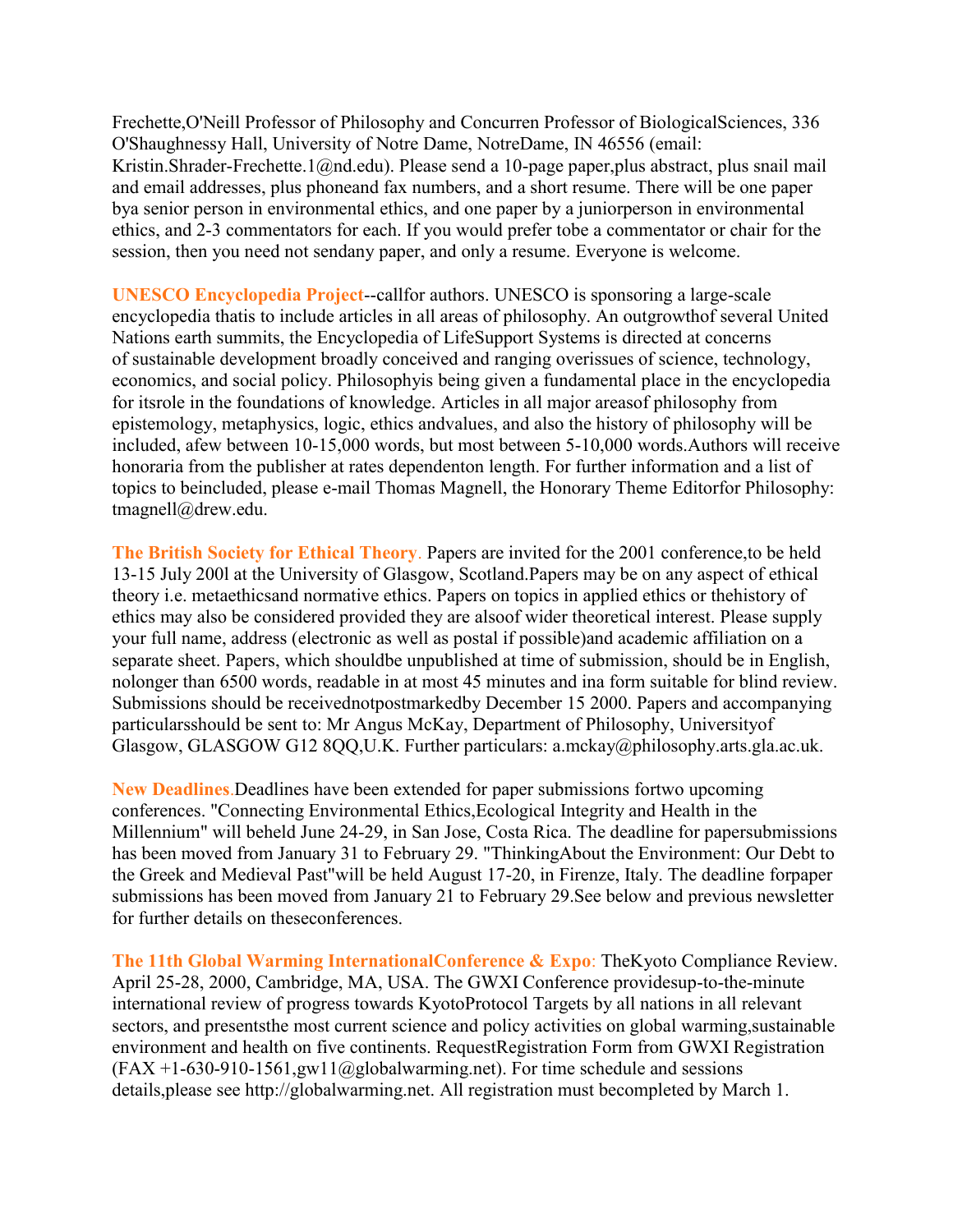Frechette,O'Neill Professor of Philosophy and Concurren Professor of BiologicalSciences, 336 O'Shaughnessy Hall, University of Notre Dame, NotreDame, IN 46556 (email: Kristin.Shrader-Frechette.1@nd.edu). Please send a 10-page paper,plus abstract, plus snail mail and email addresses, plus phoneand fax numbers, and a short resume. There will be one paper bya senior person in environmental ethics, and one paper by a juniorperson in environmental ethics, and 2-3 commentators for each. If you would prefer tobe a commentator or chair for the session, then you need not sendany paper, and only a resume. Everyone is welcome.

**UNESCO Encyclopedia Project**--callfor authors. UNESCO is sponsoring a large-scale encyclopedia thatis to include articles in all areas of philosophy. An outgrowthof several United Nations earth summits, the Encyclopedia of LifeSupport Systems is directed at concerns of sustainable development broadly conceived and ranging overissues of science, technology, economics, and social policy. Philosophyis being given a fundamental place in the encyclopedia for itsrole in the foundations of knowledge. Articles in all major areasof philosophy from epistemology, metaphysics, logic, ethics andvalues, and also the history of philosophy will be included, afew between 10-15,000 words, but most between 5-10,000 words.Authors will receive honoraria from the publisher at rates dependenton length. For further information and a list of topics to beincluded, please e-mail Thomas Magnell, the Honorary Theme Editorfor Philosophy: tmagnell@drew.edu.

**The British Society for Ethical Theory**. Papers are invited for the 2001 conference,to be held 13-15 July 200l at the University of Glasgow, Scotland.Papers may be on any aspect of ethical theory i.e. metaethicsand normative ethics. Papers on topics in applied ethics or thehistory of ethics may also be considered provided they are alsoof wider theoretical interest. Please supply your full name, address (electronic as well as postal if possible)and academic affiliation on a separate sheet. Papers, which shouldbe unpublished at time of submission, should be in English, nolonger than 6500 words, readable in at most 45 minutes and ina form suitable for blind review. Submissions should be receivednotpostmarkedby December 15 2000. Papers and accompanying particularsshould be sent to: Mr Angus McKay, Department of Philosophy, Universityof Glasgow, GLASGOW G12 8QQ,U.K. Further particulars: a.mckay@philosophy.arts.gla.ac.uk.

**New Deadlines.**Deadlines have been extended for paper submissions fortwo upcoming conferences. "Connecting Environmental Ethics,Ecological Integrity and Health in the Millennium" will beheld June 24-29, in San Jose, Costa Rica. The deadline for papersubmissions has been moved from January 31 to February 29. "ThinkingAbout the Environment: Our Debt to the Greek and Medieval Past"will be held August 17-20, in Firenze, Italy. The deadline forpaper submissions has been moved from January 21 to February 29.See below and previous newsletter for further details on theseconferences.

**The 11th Global Warming InternationalConference & Expo**: TheKyoto Compliance Review. April 25-28, 2000, Cambridge, MA, USA. The GWXI Conference providesup-to-the-minute international review of progress towards KyotoProtocol Targets by all nations in all relevant sectors, and presentsthe most current science and policy activities on global warming,sustainable environment and health on five continents. RequestRegistration Form from GWXI Registration (FAX +1-630-910-1561,gw11@globalwarming.net). For time schedule and sessions details,please see http://globalwarming.net. All registration must becompleted by March 1.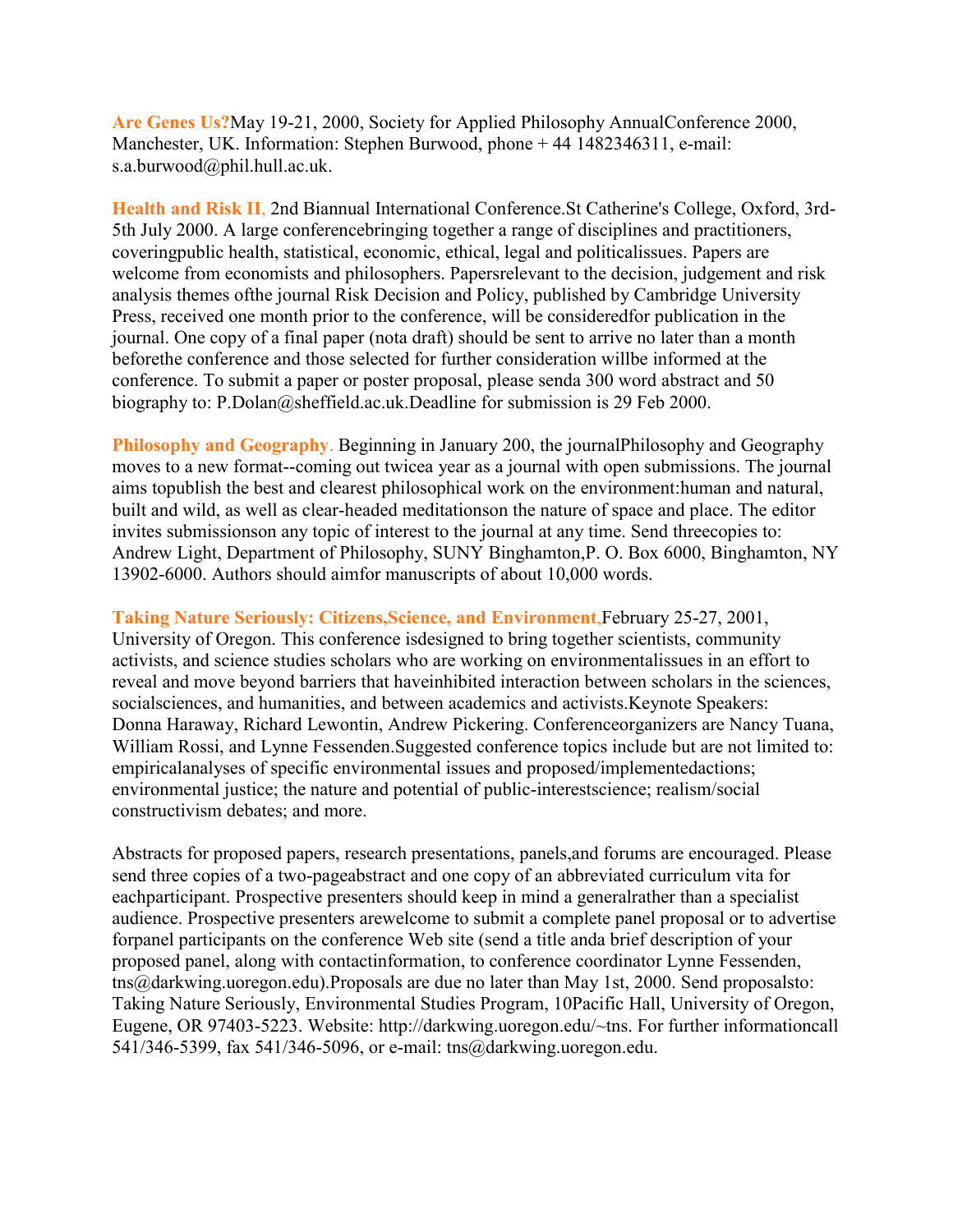**Are Genes Us?** May 19-21, 2000, Society for Applied Philosophy Annual Conference 2000, Manchester, UK. Information: Stephen Burwood, phone + 44 1482346311, e-mail: s.a.burwood@phil.hull.ac.uk.

**Health and Risk II**, 2nd Biannual International Conference. St Catherine's College, Oxford, 3rd-5th July 2000. A large conference bringing together a range of disciplines and practitioners, covering public health, statistical, economic, ethical, legal and political issues. Papers are welcome from economists and philosophers. Papers relevant to the decision, judgement and risk analysis themes of the journal Risk Decision and Policy, published by Cambridge University Press, received one month prior to the conference, will be considered for publication in the journal. One copy of a final paper (not a draft) should be sent to arrive no later than a month before the conference and those selected for further consideration will be informed at the conference. To submit a paper or poster proposal, please send a 300 word abstract and 50 biography to: P.Dolan@sheffield.ac.uk. Deadline for submission is 29 Feb 2000.

**Philosophy and Geography**. Beginning in January 200, the journal Philosophy and Geography moves to a new format--coming out twice a year as a journal with open submissions. The journal aims to publish the best and clearest philosophical work on the environment: human and natural, built and wild, as well as clear-headed meditations on the nature of space and place. The editor invites submissions on any topic of interest to the journal at any time. Send three copies to: Andrew Light, Department of Philosophy, SUNY Binghamton, P. O. Box 6000, Binghamton, NY 13902-6000. Authors should aim for manuscripts of about 10,000 words.

**Taking Nature Seriously: Citizens, Science, and Environment,** February 25-27, 2001, University of Oregon. This conference is designed to bring together scientists, community activists, and science studies scholars who are working on environmental issues in an effort to reveal and move beyond barriers that have inhibited interaction between scholars in the sciences, social sciences, and humanities, and between academics and activists. Keynote Speakers: Donna Haraway, Richard Lewontin, Andrew Pickering. Conference organizers are Nancy Tuana, William Rossi, and Lynne Fessenden. Suggested conference topics include but are not limited to: empirical analyses of specific environmental issues and proposed/implemented actions; environmental justice; the nature and potential of public-interest science; realism/social constructivism debates; and more.

Abstracts for proposed papers, research presentations, panels, and forums are encouraged. Please send three copies of a two-page abstract and one copy of an abbreviated curriculum vita for each participant. Prospective presenters should keep in mind a general rather than a specialist audience. Prospective presenters are welcome to submit a complete panel proposal or to advertise for panel participants on the conference Web site (send a title and a brief description of your proposed panel, along with contact information, to conference coordinator Lynne Fessenden, tns@darkwing.uoregon.edu). Proposals are due no later than May 1st, 2000. Send proposals to: Taking Nature Seriously, Environmental Studies Program, 10 Pacific Hall, University of Oregon, Eugene, OR 97403-5223. Website: http://darkwing.uoregon.edu/~tns. For further information call 541/346-5399, fax 541/346-5096, or e-mail: tns@darkwing.uoregon.edu.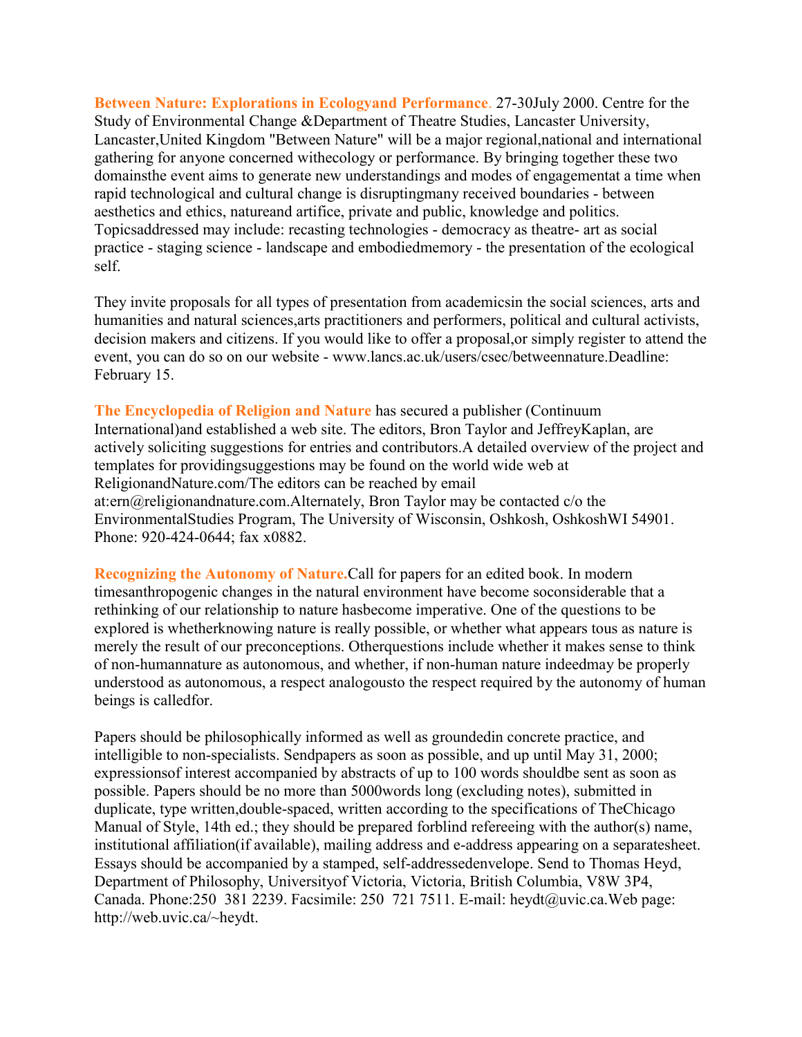**Between Nature: Explorations in Ecologyand Performance**. 27-30July 2000. Centre for the Study of Environmental Change &Department of Theatre Studies, Lancaster University, Lancaster,United Kingdom "Between Nature" will be a major regional,national and international gathering for anyone concerned withecology or performance. By bringing together these two domainsthe event aims to generate new understandings and modes of engagementat a time when rapid technological and cultural change is disruptingmany received boundaries - between aesthetics and ethics, natureand artifice, private and public, knowledge and politics. Topicsaddressed may include: recasting technologies - democracy as theatre- art as social practice - staging science - landscape and embodiedmemory - the presentation of the ecological self.

They invite proposals for all types of presentation from academicsin the social sciences, arts and humanities and natural sciences,arts practitioners and performers, political and cultural activists, decision makers and citizens. If you would like to offer a proposal,or simply register to attend the event, you can do so on our website - www.lancs.ac.uk/users/csec/betweennature.Deadline: February 15.

**The Encyclopedia of Religion and Nature** has secured a publisher (Continuum International)and established a web site. The editors, Bron Taylor and JeffreyKaplan, are actively soliciting suggestions for entries and contributors.A detailed overview of the project and templates for providingsuggestions may be found on the world wide web at ReligionandNature.com/The editors can be reached by email at:ern@religionandnature.com.Alternately, Bron Taylor may be contacted c/o the EnvironmentalStudies Program, The University of Wisconsin, Oshkosh, OshkoshWI 54901. Phone: 920-424-0644; fax x0882.

**Recognizing the Autonomy of Nature.**Call for papers for an edited book. In modern timesanthropogenic changes in the natural environment have become soconsiderable that a rethinking of our relationship to nature hasbecome imperative. One of the questions to be explored is whetherknowing nature is really possible, or whether what appears tous as nature is merely the result of our preconceptions. Otherquestions include whether it makes sense to think of non-humannature as autonomous, and whether, if non-human nature indeedmay be properly understood as autonomous, a respect analogousto the respect required by the autonomy of human beings is calledfor.

Papers should be philosophically informed as well as groundedin concrete practice, and intelligible to non-specialists. Sendpapers as soon as possible, and up until May 31, 2000; expressionsof interest accompanied by abstracts of up to 100 words shouldbe sent as soon as possible. Papers should be no more than 5000words long (excluding notes), submitted in duplicate, type written,double-spaced, written according to the specifications of TheChicago Manual of Style, 14th ed.; they should be prepared forblind refereeing with the author(s) name, institutional affiliation(if available), mailing address and e-address appearing on a separatesheet. Essays should be accompanied by a stamped, self-addressedenvelope. Send to Thomas Heyd, Department of Philosophy, Universityof Victoria, Victoria, British Columbia, V8W 3P4, Canada. Phone:250 381 2239. Facsimile: 250 721 7511. E-mail: heydt@uvic.ca.Web page: http://web.uvic.ca/~heydt.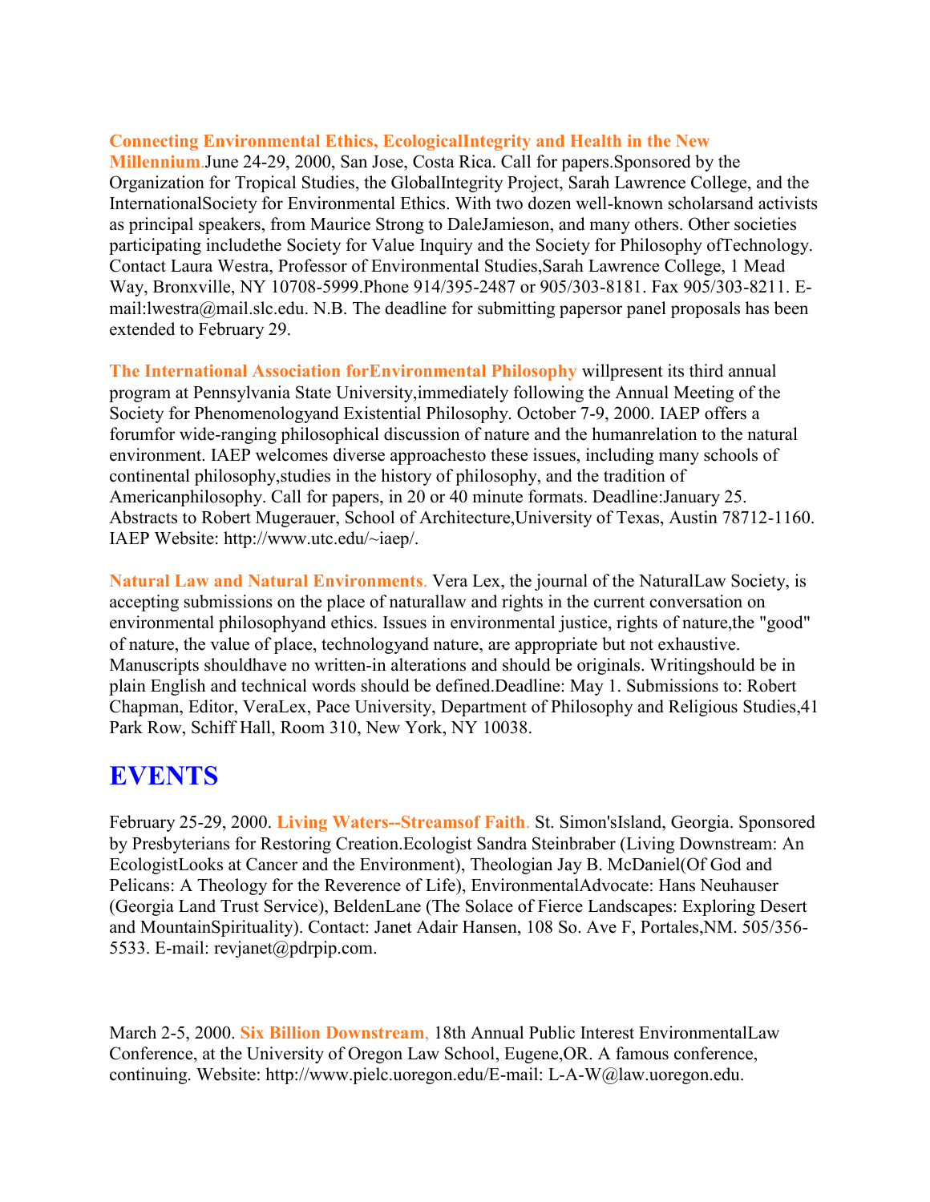**Connecting Environmental Ethics, EcologicalIntegrity and Health in the New Millennium.**June 24-29, 2000, San Jose, Costa Rica. Call for papers.Sponsored by the Organization for Tropical Studies, the GlobalIntegrity Project, Sarah Lawrence College, and the InternationalSociety for Environmental Ethics. With two dozen well-known scholarsand activists as principal speakers, from Maurice Strong to DaleJamieson, and many others. Other societies participating includethe Society for Value Inquiry and the Society for Philosophy ofTechnology. Contact Laura Westra, Professor of Environmental Studies,Sarah Lawrence College, 1 Mead Way, Bronxville, NY 10708-5999.Phone 914/395-2487 or 905/303-8181. Fax 905/303-8211. E-mail:lwestra@mail.slc.edu. N.B. The deadline for submitting papersor panel proposals has been extended to February 29.

**The International Association forEnvironmental Philosophy** willpresent its third annual program at Pennsylvania State University,immediately following the Annual Meeting of the Society for Phenomenologyand Existential Philosophy. October 7-9, 2000. IAEP offers a forumfor wide-ranging philosophical discussion of nature and the humanrelation to the natural environment. IAEP welcomes diverse approachesto these issues, including many schools of continental philosophy,studies in the history of philosophy, and the tradition of Americanphilosophy. Call for papers, in 20 or 40 minute formats. Deadline:January 25. Abstracts to Robert Mugerauer, School of Architecture,University of Texas, Austin 78712-1160. IAEP Website: http://www.utc.edu/~iaep/.

**Natural Law and Natural Environments.** Vera Lex, the journal of the NaturalLaw Society, is accepting submissions on the place of naturallaw and rights in the current conversation on environmental philosophyand ethics. Issues in environmental justice, rights of nature,the "good" of nature, the value of place, technologyand nature, are appropriate but not exhaustive. Manuscripts shouldhave no written-in alterations and should be originals. Writingshould be in plain English and technical words should be defined.Deadline: May 1. Submissions to: Robert Chapman, Editor, VeraLex, Pace University, Department of Philosophy and Religious Studies,41 Park Row, Schiff Hall, Room 310, New York, NY 10038.

# EVENTS

February 25-29, 2000. **Living Waters--Streamsof Faith.** St. Simon'sIsland, Georgia. Sponsored by Presbyterians for Restoring Creation.Ecologist Sandra Steinbraber (Living Downstream: An EcologistLooks at Cancer and the Environment), Theologian Jay B. McDaniel(Of God and Pelicans: A Theology for the Reverence of Life), EnvironmentalAdvocate: Hans Neuhauser (Georgia Land Trust Service), BeldenLane (The Solace of Fierce Landscapes: Exploring Desert and MountainSpirituality). Contact: Janet Adair Hansen, 108 So. Ave F, Portales,NM. 505/356-5533. E-mail: revjanet@pdrpip.com.

March 2-5, 2000. **Six Billion Downstream,** 18th Annual Public Interest EnvironmentalLaw Conference, at the University of Oregon Law School, Eugene,OR. A famous conference, continuing. Website: http://www.pielc.uoregon.edu/E-mail: L-A-W@law.uoregon.edu.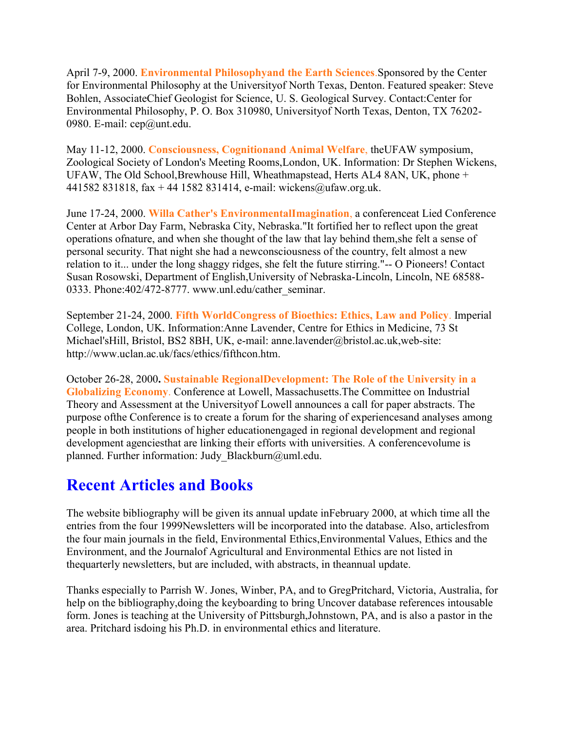April 7-9, 2000. **Environmental Philosophyand the Earth Sciences.**Sponsored by the Center for Environmental Philosophy at the Universityof North Texas, Denton. Featured speaker: Steve Bohlen, AssociateChief Geologist for Science, U. S. Geological Survey. Contact:Center for Environmental Philosophy, P. O. Box 310980, Universityof North Texas, Denton, TX 76202-0980. E-mail: cep@unt.edu.

May 11-12, 2000. **Consciousness, Cognitionand Animal Welfare**, theUFAW symposium, Zoological Society of London's Meeting Rooms,London, UK. Information: Dr Stephen Wickens, UFAW, The Old School,Brewhouse Hill, Wheathmapstead, Herts AL4 8AN, UK, phone + 441582 831818, fax + 44 1582 831414, e-mail: wickens@ufaw.org.uk.

June 17-24, 2000. **Willa Cather's EnvironmentalImagination**, a conferenceat Lied Conference Center at Arbor Day Farm, Nebraska City, Nebraska."It fortified her to reflect upon the great operations ofnature, and when she thought of the law that lay behind them,she felt a sense of personal security. That night she had a newconsciousness of the country, felt almost a new relation to it... under the long shaggy ridges, she felt the future stirring."-- O Pioneers! Contact Susan Rosowski, Department of English,University of Nebraska-Lincoln, Lincoln, NE 68588-0333. Phone:402/472-8777. www.unl.edu/cather_seminar.

September 21-24, 2000. **Fifth WorldCongress of Bioethics: Ethics, Law and Policy**. Imperial College, London, UK. Information:Anne Lavender, Centre for Ethics in Medicine, 73 St Michael'sHill, Bristol, BS2 8BH, UK, e-mail: anne.lavender@bristol.ac.uk,web-site: http://www.uclan.ac.uk/facs/ethics/fifthcon.htm.

October 26-28, 2000**. Sustainable RegionalDevelopment: The Role of the University in a Globalizing Economy**. Conference at Lowell, Massachusetts.The Committee on Industrial Theory and Assessment at the Universityof Lowell announces a call for paper abstracts. The purpose ofthe Conference is to create a forum for the sharing of experiencesand analyses among people in both institutions of higher educationengaged in regional development and regional development agenciesthat are linking their efforts with universities. A conferencevolume is planned. Further information: Judy_Blackburn@uml.edu.

## Recent Articles and Books

The website bibliography will be given its annual update inFebruary 2000, at which time all the entries from the four 1999Newsletters will be incorporated into the database. Also, articlesfrom the four main journals in the field, Environmental Ethics,Environmental Values, Ethics and the Environment, and the Journalof Agricultural and Environmental Ethics are not listed in thequarterly newsletters, but are included, with abstracts, in theannual update.

Thanks especially to Parrish W. Jones, Winber, PA, and to GregPritchard, Victoria, Australia, for help on the bibliography,doing the keyboarding to bring Uncover database references intousable form. Jones is teaching at the University of Pittsburgh,Johnstown, PA, and is also a pastor in the area. Pritchard isdoing his Ph.D. in environmental ethics and literature.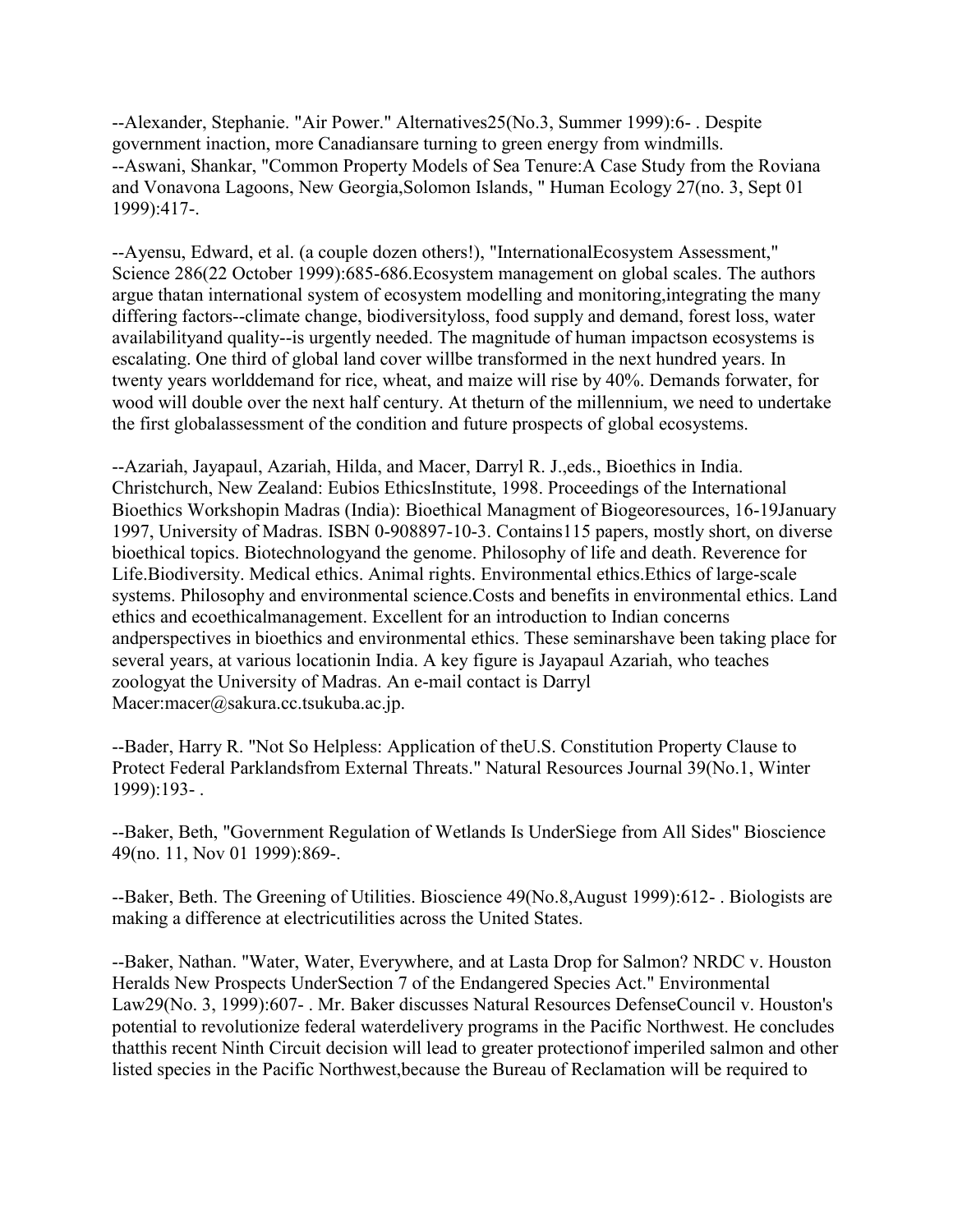--Alexander, Stephanie. "Air Power." Alternatives25(No.3, Summer 1999):6- . Despite government inaction, more Canadiansare turning to green energy from windmills.
--Aswani, Shankar, "Common Property Models of Sea Tenure:A Case Study from the Roviana and Vonavona Lagoons, New Georgia,Solomon Islands, " Human Ecology 27(no. 3, Sept 01 1999):417-.

--Ayensu, Edward, et al. (a couple dozen others!), "InternationalEcosystem Assessment," Science 286(22 October 1999):685-686.Ecosystem management on global scales. The authors argue thatan international system of ecosystem modelling and monitoring,integrating the many differing factors--climate change, biodiversityloss, food supply and demand, forest loss, water availabilityand quality--is urgently needed. The magnitude of human impactson ecosystems is escalating. One third of global land cover willbe transformed in the next hundred years. In twenty years worlddemand for rice, wheat, and maize will rise by 40%. Demands forwater, for wood will double over the next half century. At theturn of the millennium, we need to undertake the first globalassessment of the condition and future prospects of global ecosystems.

--Azariah, Jayapaul, Azariah, Hilda, and Macer, Darryl R. J.,eds., Bioethics in India. Christchurch, New Zealand: Eubios EthicsInstitute, 1998. Proceedings of the International Bioethics Workshopin Madras (India): Bioethical Managment of Biogeoresources, 16-19January 1997, University of Madras. ISBN 0-908897-10-3. Contains115 papers, mostly short, on diverse bioethical topics. Biotechnologyand the genome. Philosophy of life and death. Reverence for Life.Biodiversity. Medical ethics. Animal rights. Environmental ethics.Ethics of large-scale systems. Philosophy and environmental science.Costs and benefits in environmental ethics. Land ethics and ecoethicalmanagement. Excellent for an introduction to Indian concerns andperspectives in bioethics and environmental ethics. These seminarshave been taking place for several years, at various locationin India. A key figure is Jayapaul Azariah, who teaches zoologyat the University of Madras. An e-mail contact is Darryl Macer:macer@sakura.cc.tsukuba.ac.jp.

--Bader, Harry R. "Not So Helpless: Application of theU.S. Constitution Property Clause to Protect Federal Parklandsfrom External Threats." Natural Resources Journal 39(No.1, Winter 1999):193- .

--Baker, Beth, "Government Regulation of Wetlands Is UnderSiege from All Sides" Bioscience 49(no. 11, Nov 01 1999):869-.

--Baker, Beth. The Greening of Utilities. Bioscience 49(No.8,August 1999):612- . Biologists are making a difference at electricutilities across the United States.

--Baker, Nathan. "Water, Water, Everywhere, and at Lasta Drop for Salmon? NRDC v. Houston Heralds New Prospects UnderSection 7 of the Endangered Species Act." Environmental Law29(No. 3, 1999):607- . Mr. Baker discusses Natural Resources DefenseCouncil v. Houston's potential to revolutionize federal waterdelivery programs in the Pacific Northwest. He concludes thatthis recent Ninth Circuit decision will lead to greater protectionof imperiled salmon and other listed species in the Pacific Northwest,because the Bureau of Reclamation will be required to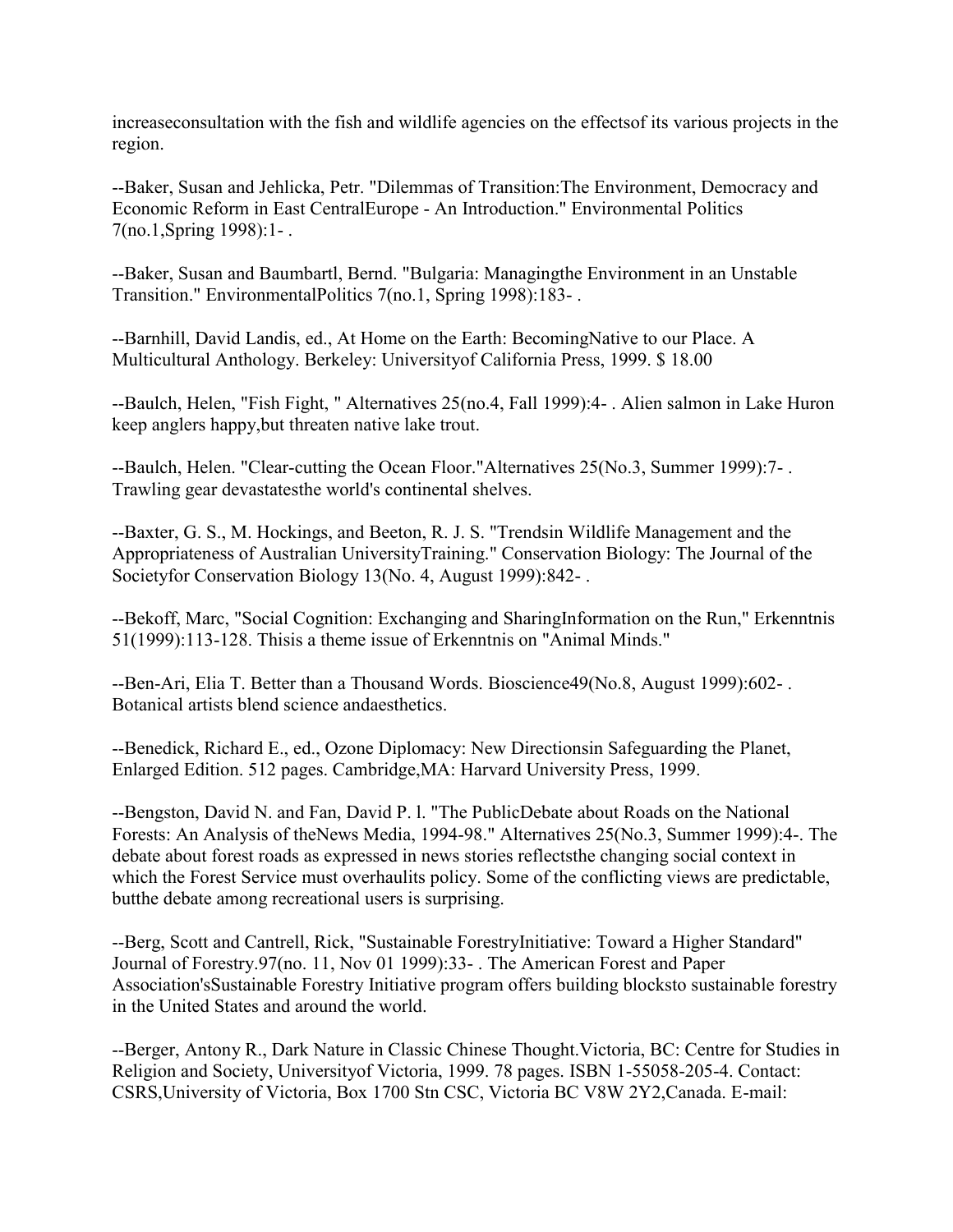increaseconsultation with the fish and wildlife agencies on the effectsof its various projects in the region.

--Baker, Susan and Jehlicka, Petr. "Dilemmas of Transition:The Environment, Democracy and Economic Reform in East CentralEurope - An Introduction." Environmental Politics 7(no.1,Spring 1998):1- .

--Baker, Susan and Baumbartl, Bernd. "Bulgaria: Managingthe Environment in an Unstable Transition." EnvironmentalPolitics 7(no.1, Spring 1998):183- .

--Barnhill, David Landis, ed., At Home on the Earth: BecomingNative to our Place. A Multicultural Anthology. Berkeley: Universityof California Press, 1999. $ 18.00

--Baulch, Helen, "Fish Fight, " Alternatives 25(no.4, Fall 1999):4- . Alien salmon in Lake Huron keep anglers happy,but threaten native lake trout.

--Baulch, Helen. "Clear-cutting the Ocean Floor."Alternatives 25(No.3, Summer 1999):7- . Trawling gear devastatesthe world's continental shelves.

--Baxter, G. S., M. Hockings, and Beeton, R. J. S. "Trendsin Wildlife Management and the Appropriateness of Australian UniversityTraining." Conservation Biology: The Journal of the Societyfor Conservation Biology 13(No. 4, August 1999):842- .

--Bekoff, Marc, "Social Cognition: Exchanging and SharingInformation on the Run," Erkenntnis 51(1999):113-128. Thisis a theme issue of Erkenntnis on "Animal Minds."

--Ben-Ari, Elia T. Better than a Thousand Words. Bioscience49(No.8, August 1999):602- . Botanical artists blend science andaesthetics.

--Benedick, Richard E., ed., Ozone Diplomacy: New Directionsin Safeguarding the Planet, Enlarged Edition. 512 pages. Cambridge,MA: Harvard University Press, 1999.

--Bengston, David N. and Fan, David P. l. "The PublicDebate about Roads on the National Forests: An Analysis of theNews Media, 1994-98." Alternatives 25(No.3, Summer 1999):4-. The debate about forest roads as expressed in news stories reflectsthe changing social context in which the Forest Service must overhaulits policy. Some of the conflicting views are predictable, butthe debate among recreational users is surprising.

--Berg, Scott and Cantrell, Rick, "Sustainable ForestryInitiative: Toward a Higher Standard" Journal of Forestry.97(no. 11, Nov 01 1999):33- . The American Forest and Paper Association'sSustainable Forestry Initiative program offers building blocksto sustainable forestry in the United States and around the world.

--Berger, Antony R., Dark Nature in Classic Chinese Thought.Victoria, BC: Centre for Studies in Religion and Society, Universityof Victoria, 1999. 78 pages. ISBN 1-55058-205-4. Contact: CSRS,University of Victoria, Box 1700 Stn CSC, Victoria BC V8W 2Y2,Canada. E-mail: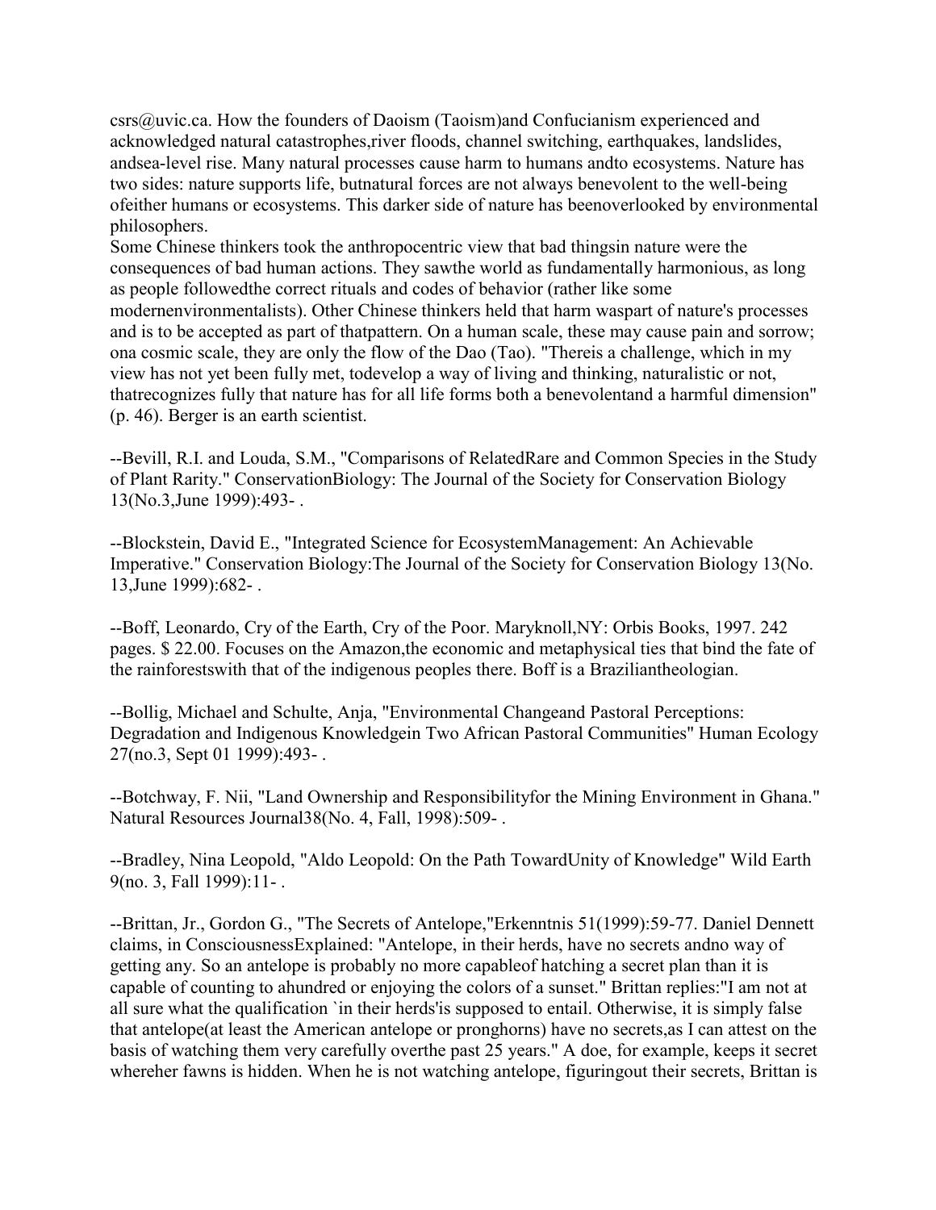csrs@uvic.ca. How the founders of Daoism (Taoism)and Confucianism experienced and acknowledged natural catastrophes,river floods, channel switching, earthquakes, landslides, andsea-level rise. Many natural processes cause harm to humans andto ecosystems. Nature has two sides: nature supports life, butnatural forces are not always benevolent to the well-being ofeither humans or ecosystems. This darker side of nature has beenoverlooked by environmental philosophers.

Some Chinese thinkers took the anthropocentric view that bad thingsin nature were the consequences of bad human actions. They sawthe world as fundamentally harmonious, as long as people followedthe correct rituals and codes of behavior (rather like some modernenvironmentalists). Other Chinese thinkers held that harm waspart of nature's processes and is to be accepted as part of thatpattern. On a human scale, these may cause pain and sorrow; ona cosmic scale, they are only the flow of the Dao (Tao). "Thereis a challenge, which in my view has not yet been fully met, todevelop a way of living and thinking, naturalistic or not, thatrecognizes fully that nature has for all life forms both a benevolentand a harmful dimension" (p. 46). Berger is an earth scientist.

--Bevill, R.I. and Louda, S.M., "Comparisons of RelatedRare and Common Species in the Study of Plant Rarity." ConservationBiology: The Journal of the Society for Conservation Biology 13(No.3,June 1999):493- .

--Blockstein, David E., "Integrated Science for EcosystemManagement: An Achievable Imperative." Conservation Biology:The Journal of the Society for Conservation Biology 13(No. 13,June 1999):682- .

--Boff, Leonardo, Cry of the Earth, Cry of the Poor. Maryknoll,NY: Orbis Books, 1997. 242 pages. $ 22.00. Focuses on the Amazon,the economic and metaphysical ties that bind the fate of the rainforestswith that of the indigenous peoples there. Boff is a Braziliantheologian.

--Bollig, Michael and Schulte, Anja, "Environmental Changeand Pastoral Perceptions: Degradation and Indigenous Knowledgein Two African Pastoral Communities" Human Ecology 27(no.3, Sept 01 1999):493- .

--Botchway, F. Nii, "Land Ownership and Responsibilityfor the Mining Environment in Ghana." Natural Resources Journal38(No. 4, Fall, 1998):509- .

--Bradley, Nina Leopold, "Aldo Leopold: On the Path TowardUnity of Knowledge" Wild Earth 9(no. 3, Fall 1999):11- .

--Brittan, Jr., Gordon G., "The Secrets of Antelope,"Erkenntnis 51(1999):59-77. Daniel Dennett claims, in ConsciousnessExplained: "Antelope, in their herds, have no secrets andno way of getting any. So an antelope is probably no more capableof hatching a secret plan than it is capable of counting to ahundred or enjoying the colors of a sunset." Brittan replies:"I am not at all sure what the qualification `in their herds'is supposed to entail. Otherwise, it is simply false that antelope(at least the American antelope or pronghorns) have no secrets,as I can attest on the basis of watching them very carefully overthe past 25 years." A doe, for example, keeps it secret whereher fawns is hidden. When he is not watching antelope, figuringout their secrets, Brittan is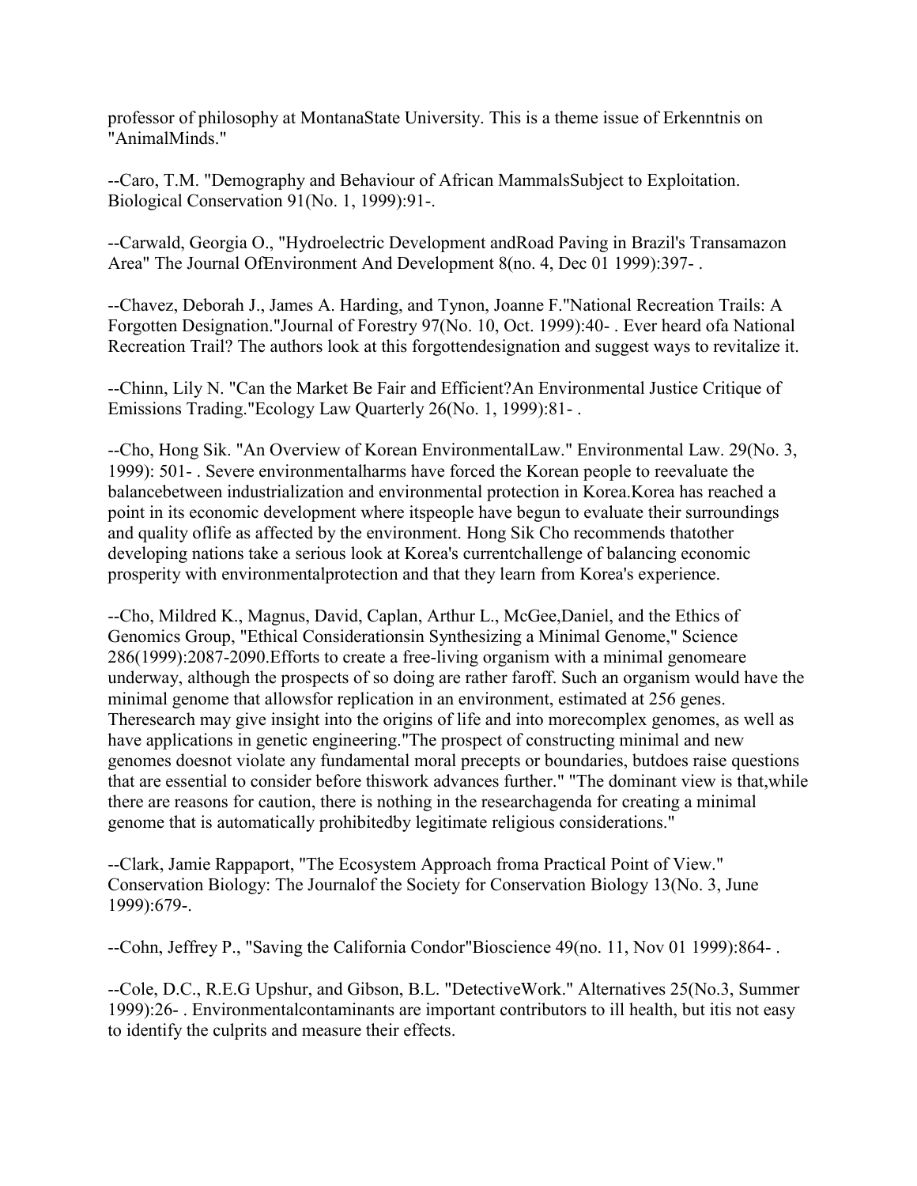professor of philosophy at MontanaState University. This is a theme issue of Erkenntnis on "AnimalMinds."

--Caro, T.M. "Demography and Behaviour of African MammalsSubject to Exploitation. Biological Conservation 91(No. 1, 1999):91-.

--Carwald, Georgia O., "Hydroelectric Development andRoad Paving in Brazil's Transamazon Area" The Journal OfEnvironment And Development 8(no. 4, Dec 01 1999):397- .

--Chavez, Deborah J., James A. Harding, and Tynon, Joanne F."National Recreation Trails: A Forgotten Designation."Journal of Forestry 97(No. 10, Oct. 1999):40- . Ever heard ofa National Recreation Trail? The authors look at this forgottendesignation and suggest ways to revitalize it.

--Chinn, Lily N. "Can the Market Be Fair and Efficient?An Environmental Justice Critique of Emissions Trading."Ecology Law Quarterly 26(No. 1, 1999):81- .

--Cho, Hong Sik. "An Overview of Korean EnvironmentalLaw." Environmental Law. 29(No. 3, 1999): 501- . Severe environmentalharms have forced the Korean people to reevaluate the balancebetween industrialization and environmental protection in Korea.Korea has reached a point in its economic development where itspeople have begun to evaluate their surroundings and quality oflife as affected by the environment. Hong Sik Cho recommends thatother developing nations take a serious look at Korea's currentchallenge of balancing economic prosperity with environmentalprotection and that they learn from Korea's experience.

--Cho, Mildred K., Magnus, David, Caplan, Arthur L., McGee,Daniel, and the Ethics of Genomics Group, "Ethical Considerationsin Synthesizing a Minimal Genome," Science 286(1999):2087-2090.Efforts to create a free-living organism with a minimal genomeare underway, although the prospects of so doing are rather faroff. Such an organism would have the minimal genome that allowsfor replication in an environment, estimated at 256 genes. Theresearch may give insight into the origins of life and into morecomplex genomes, as well as have applications in genetic engineering."The prospect of constructing minimal and new genomes doesnot violate any fundamental moral precepts or boundaries, butdoes raise questions that are essential to consider before thiswork advances further." "The dominant view is that,while there are reasons for caution, there is nothing in the researchagenda for creating a minimal genome that is automatically prohibitedby legitimate religious considerations."

--Clark, Jamie Rappaport, "The Ecosystem Approach froma Practical Point of View." Conservation Biology: The Journalof the Society for Conservation Biology 13(No. 3, June 1999):679-.

--Cohn, Jeffrey P., "Saving the California Condor"Bioscience 49(no. 11, Nov 01 1999):864- .

--Cole, D.C., R.E.G Upshur, and Gibson, B.L. "DetectiveWork." Alternatives 25(No.3, Summer 1999):26- . Environmentalcontaminants are important contributors to ill health, but itis not easy to identify the culprits and measure their effects.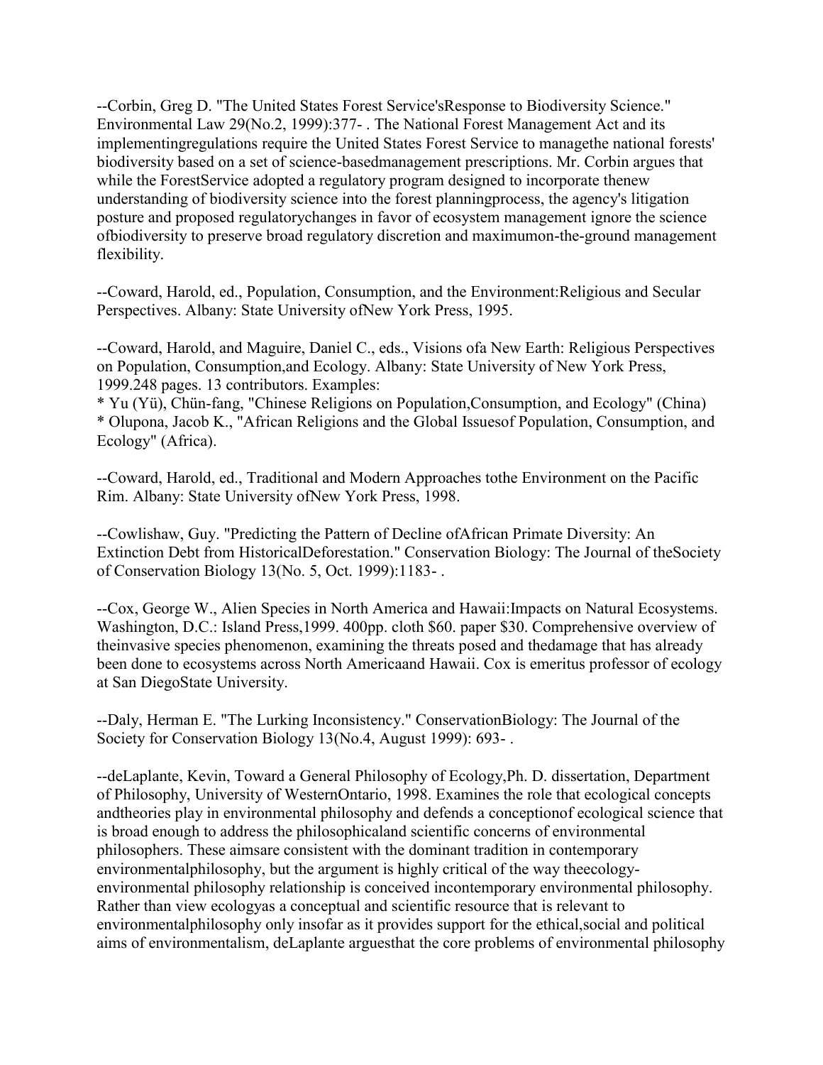--Corbin, Greg D. "The United States Forest Service'sResponse to Biodiversity Science." Environmental Law 29(No.2, 1999):377- . The National Forest Management Act and its implementingregulations require the United States Forest Service to managethe national forests' biodiversity based on a set of science-basedmanagement prescriptions. Mr. Corbin argues that while the ForestService adopted a regulatory program designed to incorporate thenew understanding of biodiversity science into the forest planningprocess, the agency's litigation posture and proposed regulatorychanges in favor of ecosystem management ignore the science ofbiodiversity to preserve broad regulatory discretion and maximumon-the-ground management flexibility.

--Coward, Harold, ed., Population, Consumption, and the Environment:Religious and Secular Perspectives. Albany: State University ofNew York Press, 1995.

--Coward, Harold, and Maguire, Daniel C., eds., Visions ofa New Earth: Religious Perspectives on Population, Consumption,and Ecology. Albany: State University of New York Press, 1999.248 pages. 13 contributors. Examples:
* Yu (Yü), Chün-fang, "Chinese Religions on Population,Consumption, and Ecology" (China)
* Olupona, Jacob K., "African Religions and the Global Issuesof Population, Consumption, and Ecology" (Africa).

--Coward, Harold, ed., Traditional and Modern Approaches tothe Environment on the Pacific Rim. Albany: State University ofNew York Press, 1998.

--Cowlishaw, Guy. "Predicting the Pattern of Decline ofAfrican Primate Diversity: An Extinction Debt from HistoricalDeforestation." Conservation Biology: The Journal of theSociety of Conservation Biology 13(No. 5, Oct. 1999):1183- .

--Cox, George W., Alien Species in North America and Hawaii:Impacts on Natural Ecosystems. Washington, D.C.: Island Press,1999. 400pp. cloth $60. paper $30. Comprehensive overview of theinvasive species phenomenon, examining the threats posed and thedamage that has already been done to ecosystems across North Americaand Hawaii. Cox is emeritus professor of ecology at San DiegoState University.

--Daly, Herman E. "The Lurking Inconsistency." ConservationBiology: The Journal of the Society for Conservation Biology 13(No.4, August 1999): 693- .

--deLaplante, Kevin, Toward a General Philosophy of Ecology,Ph. D. dissertation, Department of Philosophy, University of WesternOntario, 1998. Examines the role that ecological concepts andtheories play in environmental philosophy and defends a conceptionof ecological science that is broad enough to address the philosophicaland scientific concerns of environmental philosophers. These aimsare consistent with the dominant tradition in contemporary environmentalphilosophy, but the argument is highly critical of the way theecology-environmental philosophy relationship is conceived incontemporary environmental philosophy. Rather than view ecologyas a conceptual and scientific resource that is relevant to environmentalphilosophy only insofar as it provides support for the ethical,social and political aims of environmentalism, deLaplante arguesthat the core problems of environmental philosophy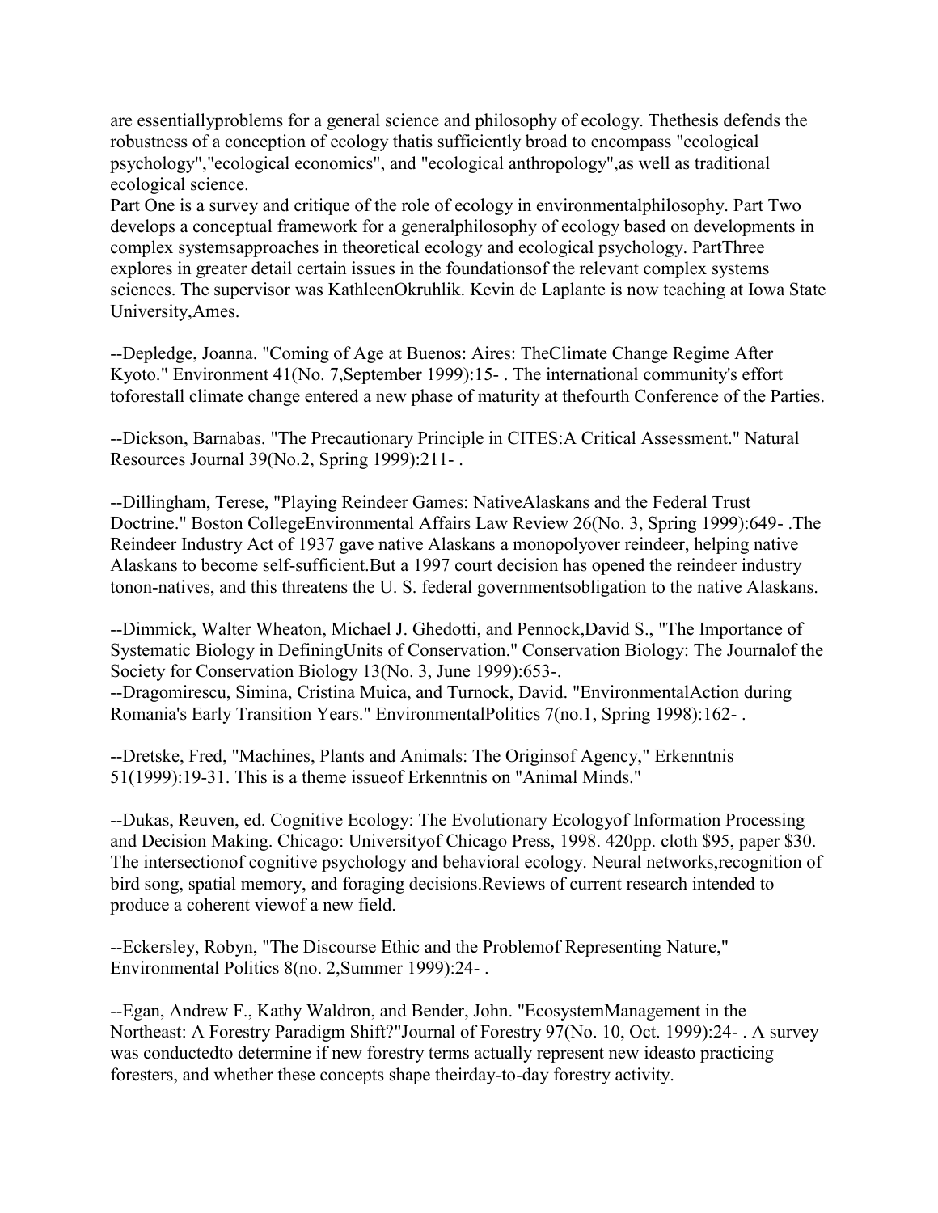are essentiallyproblems for a general science and philosophy of ecology. Thethesis defends the robustness of a conception of ecology thatis sufficiently broad to encompass "ecological psychology","ecological economics", and "ecological anthropology",as well as traditional ecological science.

Part One is a survey and critique of the role of ecology in environmentalphilosophy. Part Two develops a conceptual framework for a generalphilosophy of ecology based on developments in complex systemsapproaches in theoretical ecology and ecological psychology. PartThree explores in greater detail certain issues in the foundationsof the relevant complex systems sciences. The supervisor was KathleenOkruhlik. Kevin de Laplante is now teaching at Iowa State University,Ames.

--Depledge, Joanna. "Coming of Age at Buenos: Aires: TheClimate Change Regime After Kyoto." Environment 41(No. 7,September 1999):15- . The international community's effort toforestall climate change entered a new phase of maturity at thefourth Conference of the Parties.

--Dickson, Barnabas. "The Precautionary Principle in CITES:A Critical Assessment." Natural Resources Journal 39(No.2, Spring 1999):211- .

--Dillingham, Terese, "Playing Reindeer Games: NativeAlaskans and the Federal Trust Doctrine." Boston CollegeEnvironmental Affairs Law Review 26(No. 3, Spring 1999):649- .The Reindeer Industry Act of 1937 gave native Alaskans a monopolyover reindeer, helping native Alaskans to become self-sufficient.But a 1997 court decision has opened the reindeer industry tonon-natives, and this threatens the U. S. federal governmentsobligation to the native Alaskans.

--Dimmick, Walter Wheaton, Michael J. Ghedotti, and Pennock,David S., "The Importance of Systematic Biology in DefiningUnits of Conservation." Conservation Biology: The Journalof the Society for Conservation Biology 13(No. 3, June 1999):653-.

--Dragomirescu, Simina, Cristina Muica, and Turnock, David. "EnvironmentalAction during Romania's Early Transition Years." EnvironmentalPolitics 7(no.1, Spring 1998):162- .

--Dretske, Fred, "Machines, Plants and Animals: The Originsof Agency," Erkenntnis 51(1999):19-31. This is a theme issueof Erkenntnis on "Animal Minds."

--Dukas, Reuven, ed. Cognitive Ecology: The Evolutionary Ecologyof Information Processing and Decision Making. Chicago: Universityof Chicago Press, 1998. 420pp. cloth $95, paper $30. The intersectionof cognitive psychology and behavioral ecology. Neural networks,recognition of bird song, spatial memory, and foraging decisions.Reviews of current research intended to produce a coherent viewof a new field.

--Eckersley, Robyn, "The Discourse Ethic and the Problemof Representing Nature," Environmental Politics 8(no. 2,Summer 1999):24- .

--Egan, Andrew F., Kathy Waldron, and Bender, John. "EcosystemManagement in the Northeast: A Forestry Paradigm Shift?"Journal of Forestry 97(No. 10, Oct. 1999):24- . A survey was conductedto determine if new forestry terms actually represent new ideasto practicing foresters, and whether these concepts shape theirday-to-day forestry activity.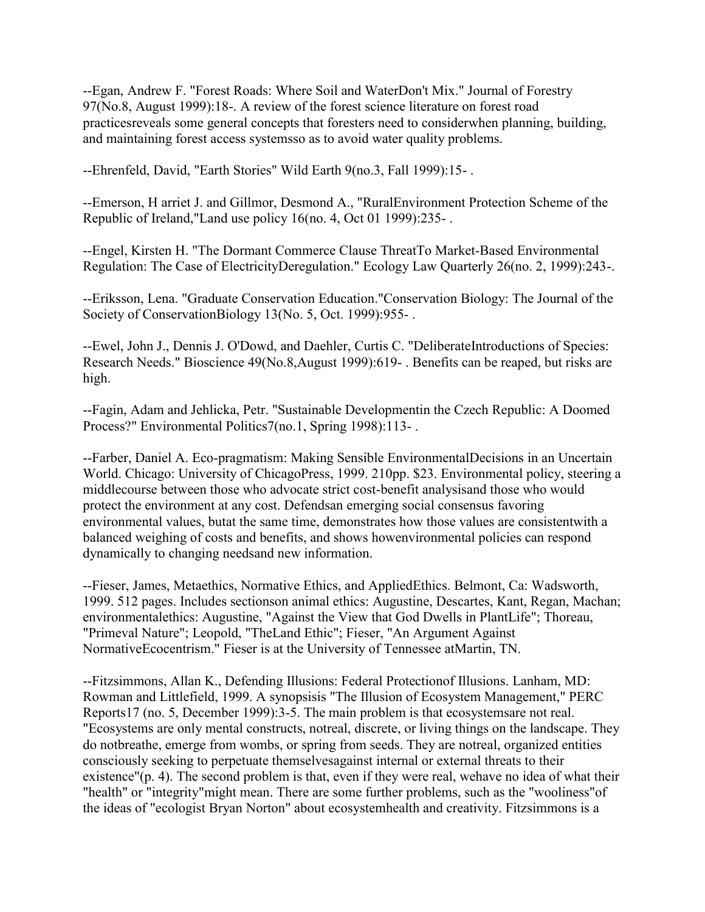--Egan, Andrew F. "Forest Roads: Where Soil and WaterDon't Mix." Journal of Forestry 97(No.8, August 1999):18-. A review of the forest science literature on forest road practicesreveals some general concepts that foresters need to considerwhen planning, building, and maintaining forest access systemsso as to avoid water quality problems.

--Ehrenfeld, David, "Earth Stories" Wild Earth 9(no.3, Fall 1999):15- .

--Emerson, H arriet J. and Gillmor, Desmond A., "RuralEnvironment Protection Scheme of the Republic of Ireland,"Land use policy 16(no. 4, Oct 01 1999):235- .

--Engel, Kirsten H. "The Dormant Commerce Clause ThreatTo Market-Based Environmental Regulation: The Case of ElectricityDeregulation." Ecology Law Quarterly 26(no. 2, 1999):243-.

--Eriksson, Lena. "Graduate Conservation Education."Conservation Biology: The Journal of the Society of ConservationBiology 13(No. 5, Oct. 1999):955- .

--Ewel, John J., Dennis J. O'Dowd, and Daehler, Curtis C. "DeliberateIntroductions of Species: Research Needs." Bioscience 49(No.8,August 1999):619- . Benefits can be reaped, but risks are high.

--Fagin, Adam and Jehlicka, Petr. "Sustainable Developmentin the Czech Republic: A Doomed Process?" Environmental Politics7(no.1, Spring 1998):113- .

--Farber, Daniel A. Eco-pragmatism: Making Sensible EnvironmentalDecisions in an Uncertain World. Chicago: University of ChicagoPress, 1999. 210pp. $23. Environmental policy, steering a middlecourse between those who advocate strict cost-benefit analysisand those who would protect the environment at any cost. Defendsan emerging social consensus favoring environmental values, butat the same time, demonstrates how those values are consistentwith a balanced weighing of costs and benefits, and shows howenvironmental policies can respond dynamically to changing needsand new information.

--Fieser, James, Metaethics, Normative Ethics, and AppliedEthics. Belmont, Ca: Wadsworth, 1999. 512 pages. Includes sectionson animal ethics: Augustine, Descartes, Kant, Regan, Machan; environmentalethics: Augustine, "Against the View that God Dwells in PlantLife"; Thoreau, "Primeval Nature"; Leopold, "TheLand Ethic"; Fieser, "An Argument Against NormativeEcocentrism." Fieser is at the University of Tennessee atMartin, TN.

--Fitzsimmons, Allan K., Defending Illusions: Federal Protectionof Illusions. Lanham, MD: Rowman and Littlefield, 1999. A synopsisis "The Illusion of Ecosystem Management," PERC Reports17 (no. 5, December 1999):3-5. The main problem is that ecosystemsare not real. "Ecosystems are only mental constructs, notreal, discrete, or living things on the landscape. They do notbreathe, emerge from wombs, or spring from seeds. They are notreal, organized entities consciously seeking to perpetuate themselvesagainst internal or external threats to their existence"(p. 4). The second problem is that, even if they were real, wehave no idea of what their "health" or "integrity"might mean. There are some further problems, such as the "wooliness"of the ideas of "ecologist Bryan Norton" about ecosystemhealth and creativity. Fitzsimmons is a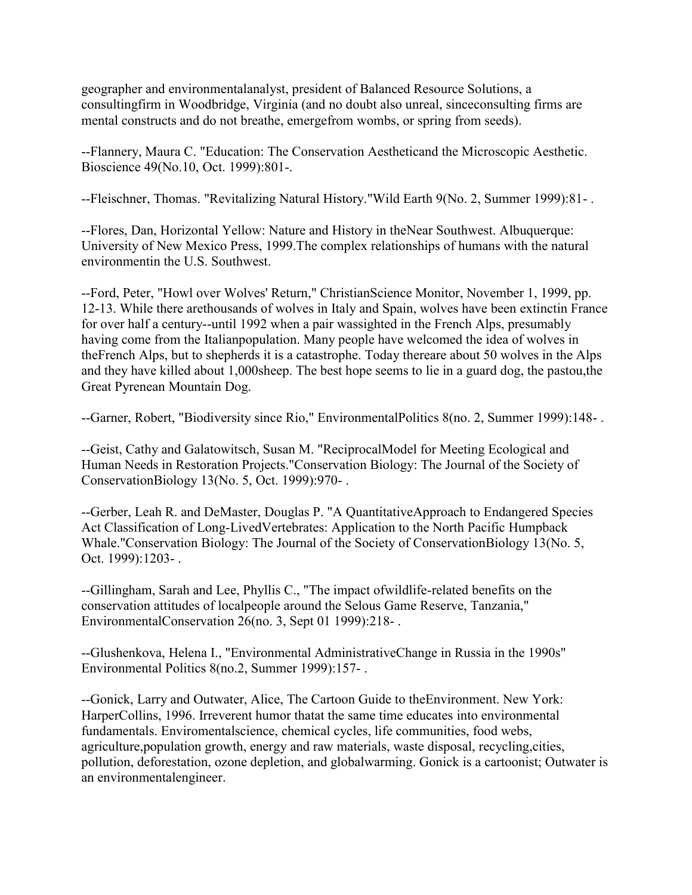geographer and environmentalanalyst, president of Balanced Resource Solutions, a consultingfirm in Woodbridge, Virginia (and no doubt also unreal, sinceconsulting firms are mental constructs and do not breathe, emergefrom wombs, or spring from seeds).

--Flannery, Maura C. "Education: The Conservation Aestheticand the Microscopic Aesthetic. Bioscience 49(No.10, Oct. 1999):801-.

--Fleischner, Thomas. "Revitalizing Natural History."Wild Earth 9(No. 2, Summer 1999):81- .

--Flores, Dan, Horizontal Yellow: Nature and History in theNear Southwest. Albuquerque: University of New Mexico Press, 1999.The complex relationships of humans with the natural environmentin the U.S. Southwest.

--Ford, Peter, "Howl over Wolves' Return," ChristianScience Monitor, November 1, 1999, pp. 12-13. While there arethousands of wolves in Italy and Spain, wolves have been extinctin France for over half a century--until 1992 when a pair wassighted in the French Alps, presumably having come from the Italianpopulation. Many people have welcomed the idea of wolves in theFrench Alps, but to shepherds it is a catastrophe. Today thereare about 50 wolves in the Alps and they have killed about 1,000sheep. The best hope seems to lie in a guard dog, the pastou,the Great Pyrenean Mountain Dog.

--Garner, Robert, "Biodiversity since Rio," EnvironmentalPolitics 8(no. 2, Summer 1999):148- .

--Geist, Cathy and Galatowitsch, Susan M. "ReciprocalModel for Meeting Ecological and Human Needs in Restoration Projects."Conservation Biology: The Journal of the Society of ConservationBiology 13(No. 5, Oct. 1999):970- .

--Gerber, Leah R. and DeMaster, Douglas P. "A QuantitativeApproach to Endangered Species Act Classification of Long-LivedVertebrates: Application to the North Pacific Humpback Whale."Conservation Biology: The Journal of the Society of ConservationBiology 13(No. 5, Oct. 1999):1203- .

--Gillingham, Sarah and Lee, Phyllis C., "The impact ofwildlife-related benefits on the conservation attitudes of localpeople around the Selous Game Reserve, Tanzania," EnvironmentalConservation 26(no. 3, Sept 01 1999):218- .

--Glushenkova, Helena I., "Environmental AdministrativeChange in Russia in the 1990s" Environmental Politics 8(no.2, Summer 1999):157- .

--Gonick, Larry and Outwater, Alice, The Cartoon Guide to theEnvironment. New York: HarperCollins, 1996. Irreverent humor thatat the same time educates into environmental fundamentals. Enviromentalscience, chemical cycles, life communities, food webs, agriculture,population growth, energy and raw materials, waste disposal, recycling,cities, pollution, deforestation, ozone depletion, and globalwarming. Gonick is a cartoonist; Outwater is an environmentalengineer.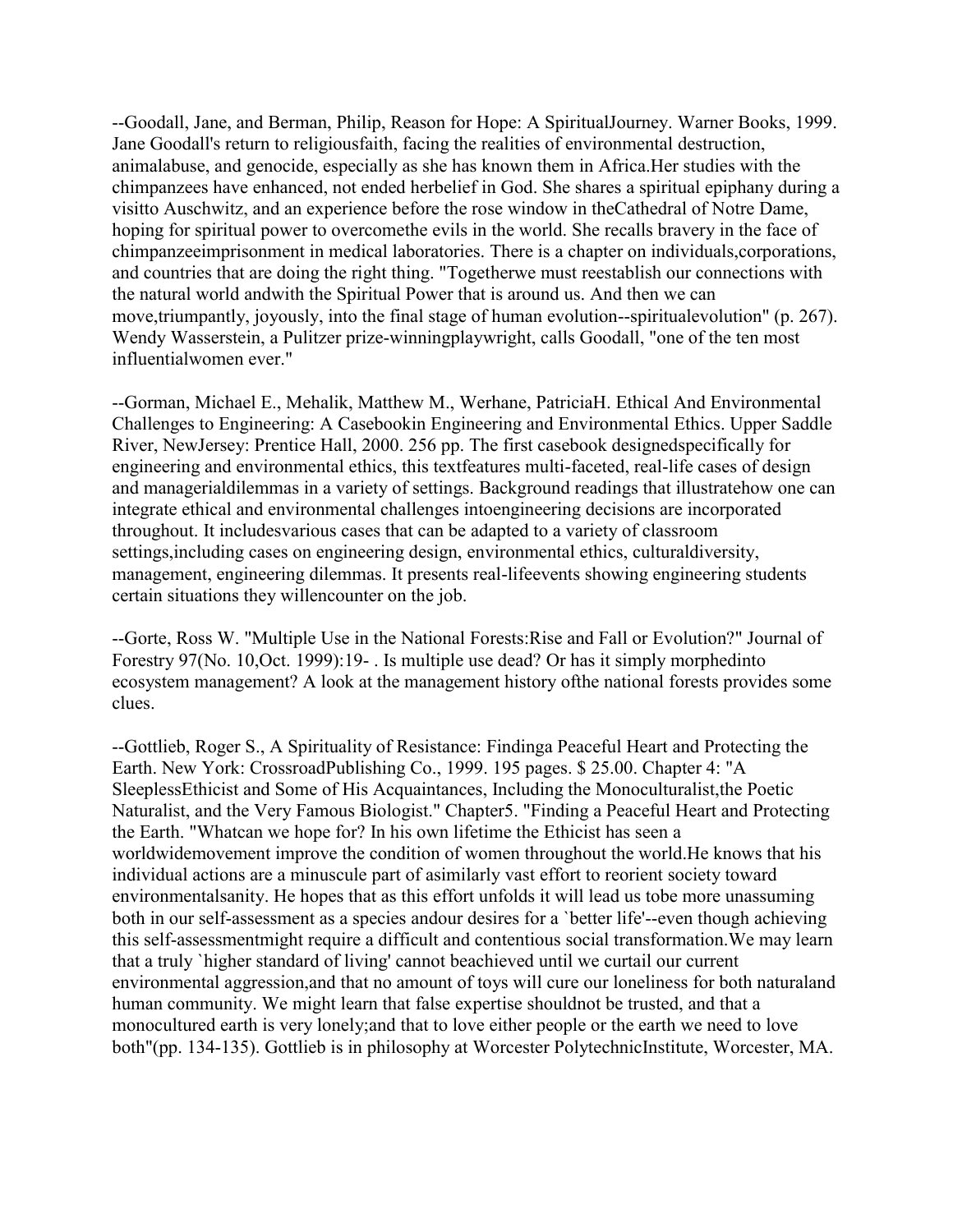--Goodall, Jane, and Berman, Philip, Reason for Hope: A SpiritualJourney. Warner Books, 1999. Jane Goodall's return to religiousfaith, facing the realities of environmental destruction, animalabuse, and genocide, especially as she has known them in Africa.Her studies with the chimpanzees have enhanced, not ended herbelief in God. She shares a spiritual epiphany during a visitto Auschwitz, and an experience before the rose window in theCathedral of Notre Dame, hoping for spiritual power to overcomethe evils in the world. She recalls bravery in the face of chimpanzeeimprisonment in medical laboratories. There is a chapter on individuals,corporations, and countries that are doing the right thing. "Togetherwe must reestablish our connections with the natural world andwith the Spiritual Power that is around us. And then we can move,triumpantly, joyously, into the final stage of human evolution--spiritualevolution" (p. 267). Wendy Wasserstein, a Pulitzer prize-winningplaywright, calls Goodall, "one of the ten most influentialwomen ever."

--Gorman, Michael E., Mehalik, Matthew M., Werhane, PatriciaH. Ethical And Environmental Challenges to Engineering: A Casebookin Engineering and Environmental Ethics. Upper Saddle River, NewJersey: Prentice Hall, 2000. 256 pp. The first casebook designedspecifically for engineering and environmental ethics, this textfeatures multi-faceted, real-life cases of design and managerialdilemmas in a variety of settings. Background readings that illustratehow one can integrate ethical and environmental challenges intoengineering decisions are incorporated throughout. It includesvarious cases that can be adapted to a variety of classroom settings,including cases on engineering design, environmental ethics, culturaldiversity, management, engineering dilemmas. It presents real-lifeevents showing engineering students certain situations they willencounter on the job.

--Gorte, Ross W. "Multiple Use in the National Forests:Rise and Fall or Evolution?" Journal of Forestry 97(No. 10,Oct. 1999):19- . Is multiple use dead? Or has it simply morphedinto ecosystem management? A look at the management history ofthe national forests provides some clues.

--Gottlieb, Roger S., A Spirituality of Resistance: Findinga Peaceful Heart and Protecting the Earth. New York: CrossroadPublishing Co., 1999. 195 pages. $ 25.00. Chapter 4: "A SleeplessEthicist and Some of His Acquaintances, Including the Monoculturalist,the Poetic Naturalist, and the Very Famous Biologist." Chapter5. "Finding a Peaceful Heart and Protecting the Earth. "Whatcan we hope for? In his own lifetime the Ethicist has seen a worldwidemovement improve the condition of women throughout the world.He knows that his individual actions are a minuscule part of asimilarly vast effort to reorient society toward environmentalsanity. He hopes that as this effort unfolds it will lead us tobe more unassuming both in our self-assessment as a species andour desires for a `better life'--even though achieving this self-assessmentmight require a difficult and contentious social transformation.We may learn that a truly `higher standard of living' cannot beachieved until we curtail our current environmental aggression,and that no amount of toys will cure our loneliness for both naturaland human community. We might learn that false expertise shouldnot be trusted, and that a monocultured earth is very lonely;and that to love either people or the earth we need to love both"(pp. 134-135). Gottlieb is in philosophy at Worcester PolytechnicInstitute, Worcester, MA.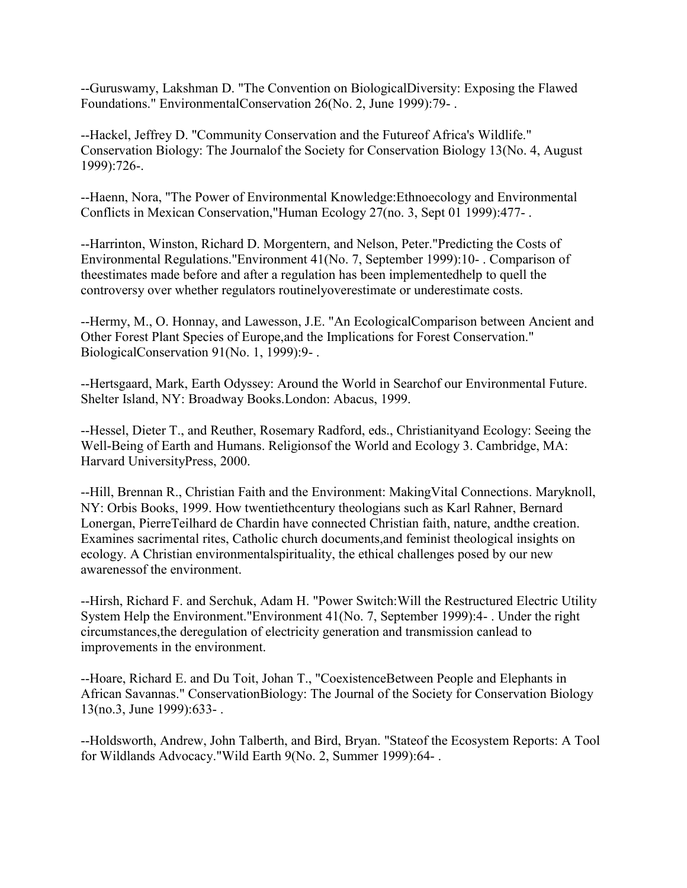--Guruswamy, Lakshman D. "The Convention on BiologicalDiversity: Exposing the Flawed Foundations." EnvironmentalConservation 26(No. 2, June 1999):79- .

--Hackel, Jeffrey D. "Community Conservation and the Futureof Africa's Wildlife." Conservation Biology: The Journalof the Society for Conservation Biology 13(No. 4, August 1999):726-.

--Haenn, Nora, "The Power of Environmental Knowledge:Ethnoecology and Environmental Conflicts in Mexican Conservation,"Human Ecology 27(no. 3, Sept 01 1999):477- .

--Harrinton, Winston, Richard D. Morgentern, and Nelson, Peter."Predicting the Costs of Environmental Regulations."Environment 41(No. 7, September 1999):10- . Comparison of theestimates made before and after a regulation has been implementedhelp to quell the controversy over whether regulators routinelyoverestimate or underestimate costs.

--Hermy, M., O. Honnay, and Lawesson, J.E. "An EcologicalComparison between Ancient and Other Forest Plant Species of Europe,and the Implications for Forest Conservation." BiologicalConservation 91(No. 1, 1999):9- .

--Hertsgaard, Mark, Earth Odyssey: Around the World in Searchof our Environmental Future. Shelter Island, NY: Broadway Books.London: Abacus, 1999.

--Hessel, Dieter T., and Reuther, Rosemary Radford, eds., Christianityand Ecology: Seeing the Well-Being of Earth and Humans. Religionsof the World and Ecology 3. Cambridge, MA: Harvard UniversityPress, 2000.

--Hill, Brennan R., Christian Faith and the Environment: MakingVital Connections. Maryknoll, NY: Orbis Books, 1999. How twentiethcentury theologians such as Karl Rahner, Bernard Lonergan, PierreTeilhard de Chardin have connected Christian faith, nature, andthe creation. Examines sacrimental rites, Catholic church documents,and feminist theological insights on ecology. A Christian environmentalspirituality, the ethical challenges posed by our new awarenessof the environment.

--Hirsh, Richard F. and Serchuk, Adam H. "Power Switch:Will the Restructured Electric Utility System Help the Environment."Environment 41(No. 7, September 1999):4- . Under the right circumstances,the deregulation of electricity generation and transmission canlead to improvements in the environment.

--Hoare, Richard E. and Du Toit, Johan T., "CoexistenceBetween People and Elephants in African Savannas." ConservationBiology: The Journal of the Society for Conservation Biology 13(no.3, June 1999):633- .

--Holdsworth, Andrew, John Talberth, and Bird, Bryan. "Stateof the Ecosystem Reports: A Tool for Wildlands Advocacy."Wild Earth 9(No. 2, Summer 1999):64- .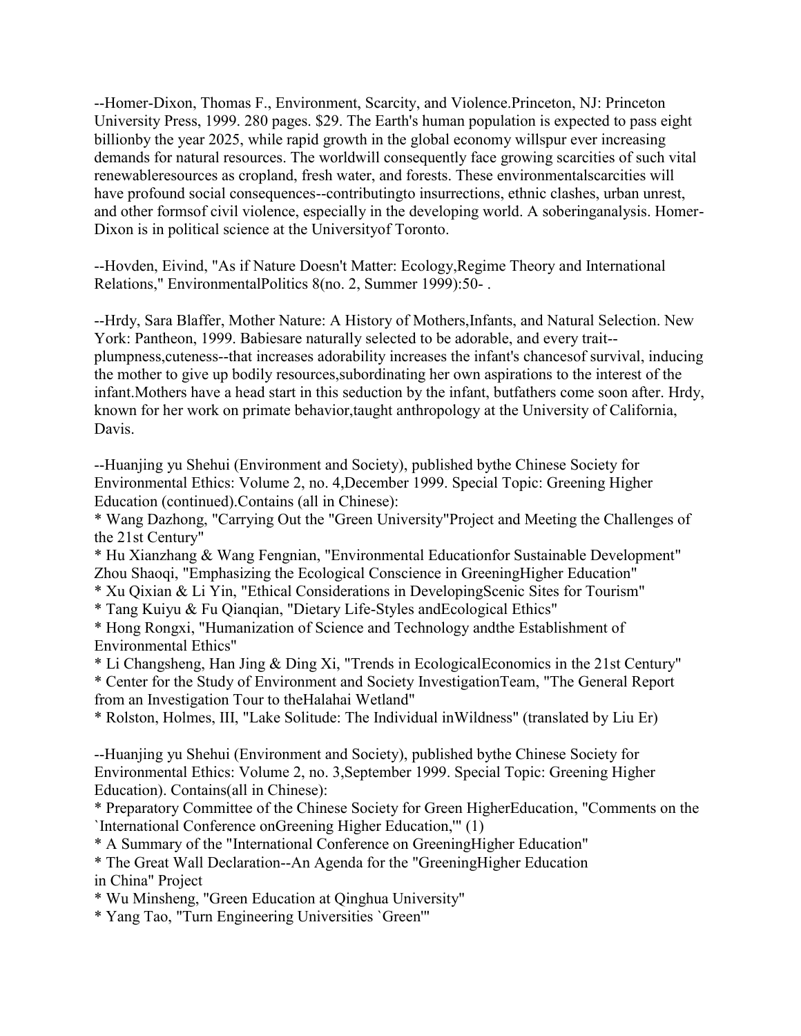--Homer-Dixon, Thomas F., Environment, Scarcity, and Violence.Princeton, NJ: Princeton University Press, 1999. 280 pages. $29. The Earth's human population is expected to pass eight billionby the year 2025, while rapid growth in the global economy willspur ever increasing demands for natural resources. The worldwill consequently face growing scarcities of such vital renewableresources as cropland, fresh water, and forests. These environmentalscarcities will have profound social consequences--contributingto insurrections, ethnic clashes, urban unrest, and other formsof civil violence, especially in the developing world. A soberinganalysis. Homer-Dixon is in political science at the Universityof Toronto.

--Hovden, Eivind, "As if Nature Doesn't Matter: Ecology,Regime Theory and International Relations," EnvironmentalPolitics 8(no. 2, Summer 1999):50- .

--Hrdy, Sara Blaffer, Mother Nature: A History of Mothers,Infants, and Natural Selection. New York: Pantheon, 1999. Babiesare naturally selected to be adorable, and every trait--plumpness,cuteness--that increases adorability increases the infant's chancesof survival, inducing the mother to give up bodily resources,subordinating her own aspirations to the interest of the infant.Mothers have a head start in this seduction by the infant, butfathers come soon after. Hrdy, known for her work on primate behavior,taught anthropology at the University of California, Davis.

--Huanjing yu Shehui (Environment and Society), published bythe Chinese Society for Environmental Ethics: Volume 2, no. 4,December 1999. Special Topic: Greening Higher Education (continued).Contains (all in Chinese):
* Wang Dazhong, "Carrying Out the "Green University"Project and Meeting the Challenges of the 21st Century"
* Hu Xianzhang & Wang Fengnian, "Environmental Educationfor Sustainable Development" Zhou Shaoqi, "Emphasizing the Ecological Conscience in GreeningHigher Education"
* Xu Qixian & Li Yin, "Ethical Considerations in DevelopingScenic Sites for Tourism"
* Tang Kuiyu & Fu Qianqian, "Dietary Life-Styles andEcological Ethics"
* Hong Rongxi, "Humanization of Science and Technology andthe Establishment of Environmental Ethics"
* Li Changsheng, Han Jing & Ding Xi, "Trends in EcologicalEconomics in the 21st Century"
* Center for the Study of Environment and Society InvestigationTeam, "The General Report from an Investigation Tour to theHalahai Wetland"
* Rolston, Holmes, III, "Lake Solitude: The Individual inWildness" (translated by Liu Er)

--Huanjing yu Shehui (Environment and Society), published bythe Chinese Society for Environmental Ethics: Volume 2, no. 3,September 1999. Special Topic: Greening Higher Education). Contains(all in Chinese):
* Preparatory Committee of the Chinese Society for Green HigherEducation, "Comments on the `International Conference onGreening Higher Education,'" (1)
* A Summary of the "International Conference on GreeningHigher Education"
* The Great Wall Declaration--An Agenda for the "GreeningHigher Education in China" Project
* Wu Minsheng, "Green Education at Qinghua University"
* Yang Tao, "Turn Engineering Universities `Green'"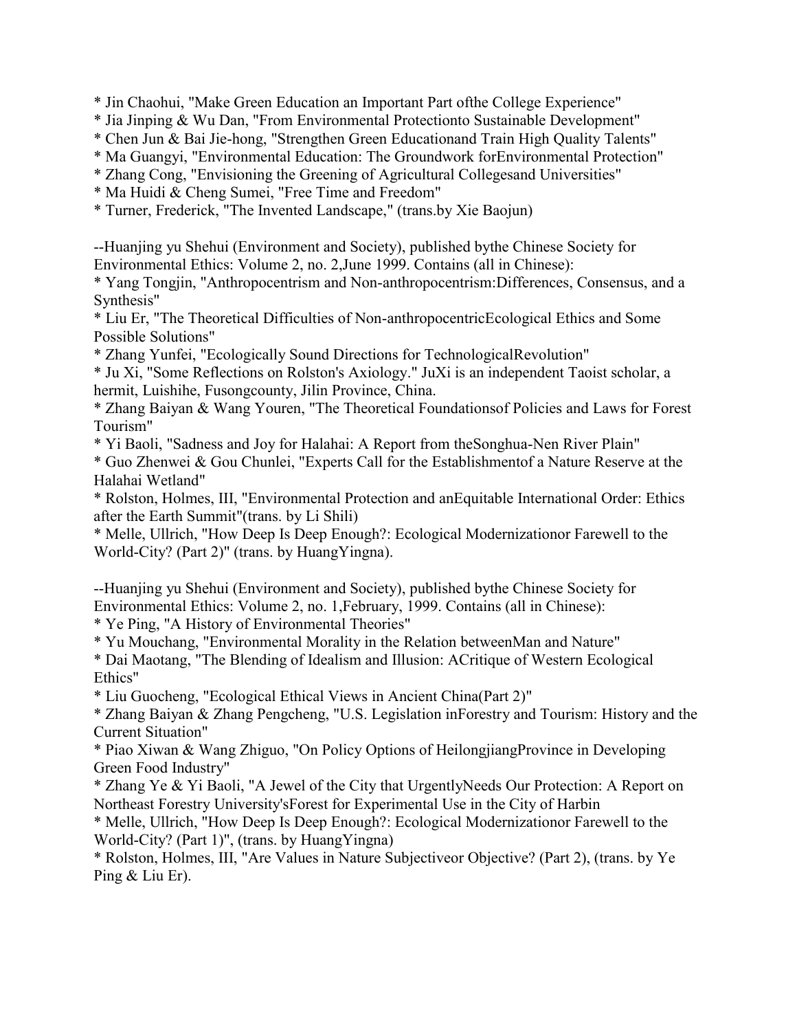* Jin Chaohui, "Make Green Education an Important Part ofthe College Experience"
* Jia Jinping & Wu Dan, "From Environmental Protectionto Sustainable Development"
* Chen Jun & Bai Jie-hong, "Strengthen Green Educationand Train High Quality Talents"
* Ma Guangyi, "Environmental Education: The Groundwork forEnvironmental Protection"
* Zhang Cong, "Envisioning the Greening of Agricultural Collegesand Universities"
* Ma Huidi & Cheng Sumei, "Free Time and Freedom"
* Turner, Frederick, "The Invented Landscape," (trans.by Xie Baojun)

--Huanjing yu Shehui (Environment and Society), published bythe Chinese Society for Environmental Ethics: Volume 2, no. 2,June 1999. Contains (all in Chinese):
* Yang Tongjin, "Anthropocentrism and Non-anthropocentrism:Differences, Consensus, and a Synthesis"
* Liu Er, "The Theoretical Difficulties of Non-anthropocentricEcological Ethics and Some Possible Solutions"
* Zhang Yunfei, "Ecologically Sound Directions for TechnologicalRevolution"
* Ju Xi, "Some Reflections on Rolston's Axiology." JuXi is an independent Taoist scholar, a hermit, Luishihe, Fusongcounty, Jilin Province, China.
* Zhang Baiyan & Wang Youren, "The Theoretical Foundationsof Policies and Laws for Forest Tourism"
* Yi Baoli, "Sadness and Joy for Halahai: A Report from theSonghua-Nen River Plain"
* Guo Zhenwei & Gou Chunlei, "Experts Call for the Establishmentof a Nature Reserve at the Halahai Wetland"
* Rolston, Holmes, III, "Environmental Protection and anEquitable International Order: Ethics after the Earth Summit"(trans. by Li Shili)
* Melle, Ullrich, "How Deep Is Deep Enough?: Ecological Modernizationor Farewell to the World-City? (Part 2)" (trans. by HuangYingna).

--Huanjing yu Shehui (Environment and Society), published bythe Chinese Society for Environmental Ethics: Volume 2, no. 1,February, 1999. Contains (all in Chinese):
* Ye Ping, "A History of Environmental Theories"
* Yu Mouchang, "Environmental Morality in the Relation betweenMan and Nature"
* Dai Maotang, "The Blending of Idealism and Illusion: ACritique of Western Ecological Ethics"
* Liu Guocheng, "Ecological Ethical Views in Ancient China(Part 2)"
* Zhang Baiyan & Zhang Pengcheng, "U.S. Legislation inForestry and Tourism: History and the Current Situation"
* Piao Xiwan & Wang Zhiguo, "On Policy Options of HeilongjiangProvince in Developing Green Food Industry"
* Zhang Ye & Yi Baoli, "A Jewel of the City that UrgentlyNeeds Our Protection: A Report on Northeast Forestry University'sForest for Experimental Use in the City of Harbin
* Melle, Ullrich, "How Deep Is Deep Enough?: Ecological Modernizationor Farewell to the World-City? (Part 1)", (trans. by HuangYingna)
* Rolston, Holmes, III, "Are Values in Nature Subjectiveor Objective? (Part 2), (trans. by Ye Ping & Liu Er).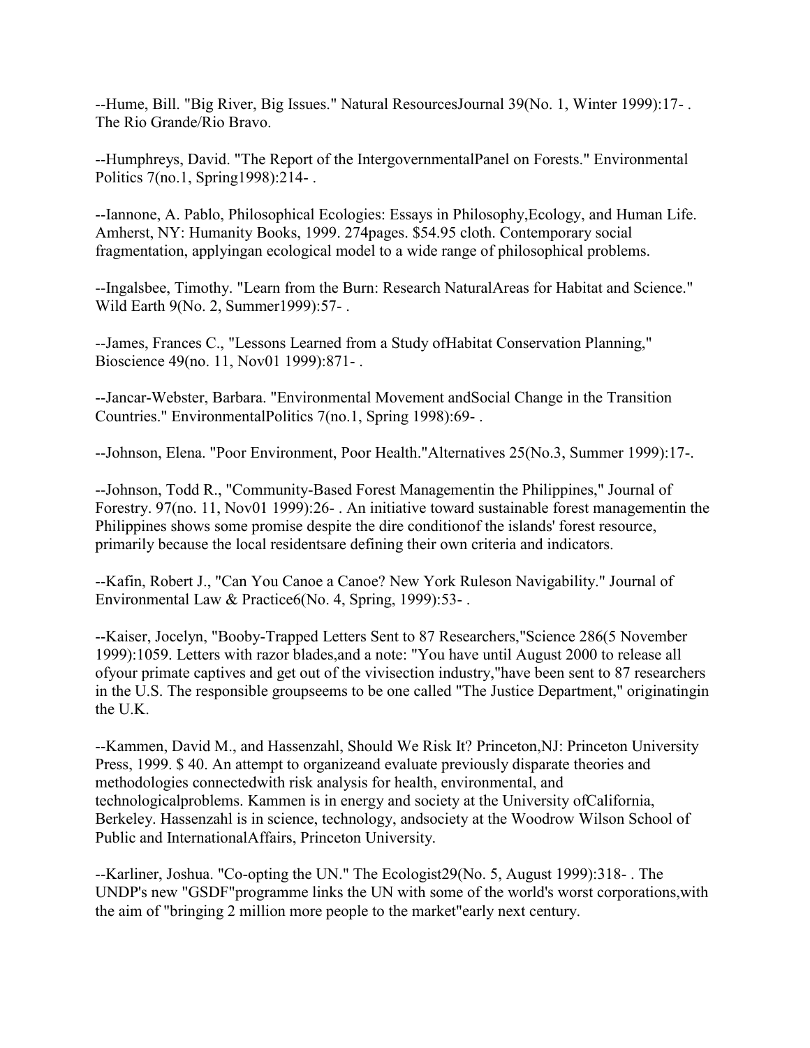--Hume, Bill. "Big River, Big Issues." Natural ResourcesJournal 39(No. 1, Winter 1999):17- . The Rio Grande/Rio Bravo.

--Humphreys, David. "The Report of the IntergovernmentalPanel on Forests." Environmental Politics 7(no.1, Spring1998):214- .

--Iannone, A. Pablo, Philosophical Ecologies: Essays in Philosophy,Ecology, and Human Life. Amherst, NY: Humanity Books, 1999. 274pages. $54.95 cloth. Contemporary social fragmentation, applyingan ecological model to a wide range of philosophical problems.

--Ingalsbee, Timothy. "Learn from the Burn: Research NaturalAreas for Habitat and Science." Wild Earth 9(No. 2, Summer1999):57- .

--James, Frances C., "Lessons Learned from a Study ofHabitat Conservation Planning," Bioscience 49(no. 11, Nov01 1999):871- .

--Jancar-Webster, Barbara. "Environmental Movement andSocial Change in the Transition Countries." EnvironmentalPolitics 7(no.1, Spring 1998):69- .

--Johnson, Elena. "Poor Environment, Poor Health."Alternatives 25(No.3, Summer 1999):17-.

--Johnson, Todd R., "Community-Based Forest Managementin the Philippines," Journal of Forestry. 97(no. 11, Nov01 1999):26- . An initiative toward sustainable forest managementin the Philippines shows some promise despite the dire conditionof the islands' forest resource, primarily because the local residentsare defining their own criteria and indicators.

--Kafin, Robert J., "Can You Canoe a Canoe? New York Ruleson Navigability." Journal of Environmental Law & Practice6(No. 4, Spring, 1999):53- .

--Kaiser, Jocelyn, "Booby-Trapped Letters Sent to 87 Researchers,"Science 286(5 November 1999):1059. Letters with razor blades,and a note: "You have until August 2000 to release all ofyour primate captives and get out of the vivisection industry,"have been sent to 87 researchers in the U.S. The responsible groupseems to be one called "The Justice Department," originatingin the U.K.

--Kammen, David M., and Hassenzahl, Should We Risk It? Princeton,NJ: Princeton University Press, 1999. $ 40. An attempt to organizeand evaluate previously disparate theories and methodologies connectedwith risk analysis for health, environmental, and technologicalproblems. Kammen is in energy and society at the University ofCalifornia, Berkeley. Hassenzahl is in science, technology, andsociety at the Woodrow Wilson School of Public and InternationalAffairs, Princeton University.

--Karliner, Joshua. "Co-opting the UN." The Ecologist29(No. 5, August 1999):318- . The UNDP's new "GSDF"programme links the UN with some of the world's worst corporations,with the aim of "bringing 2 million more people to the market"early next century.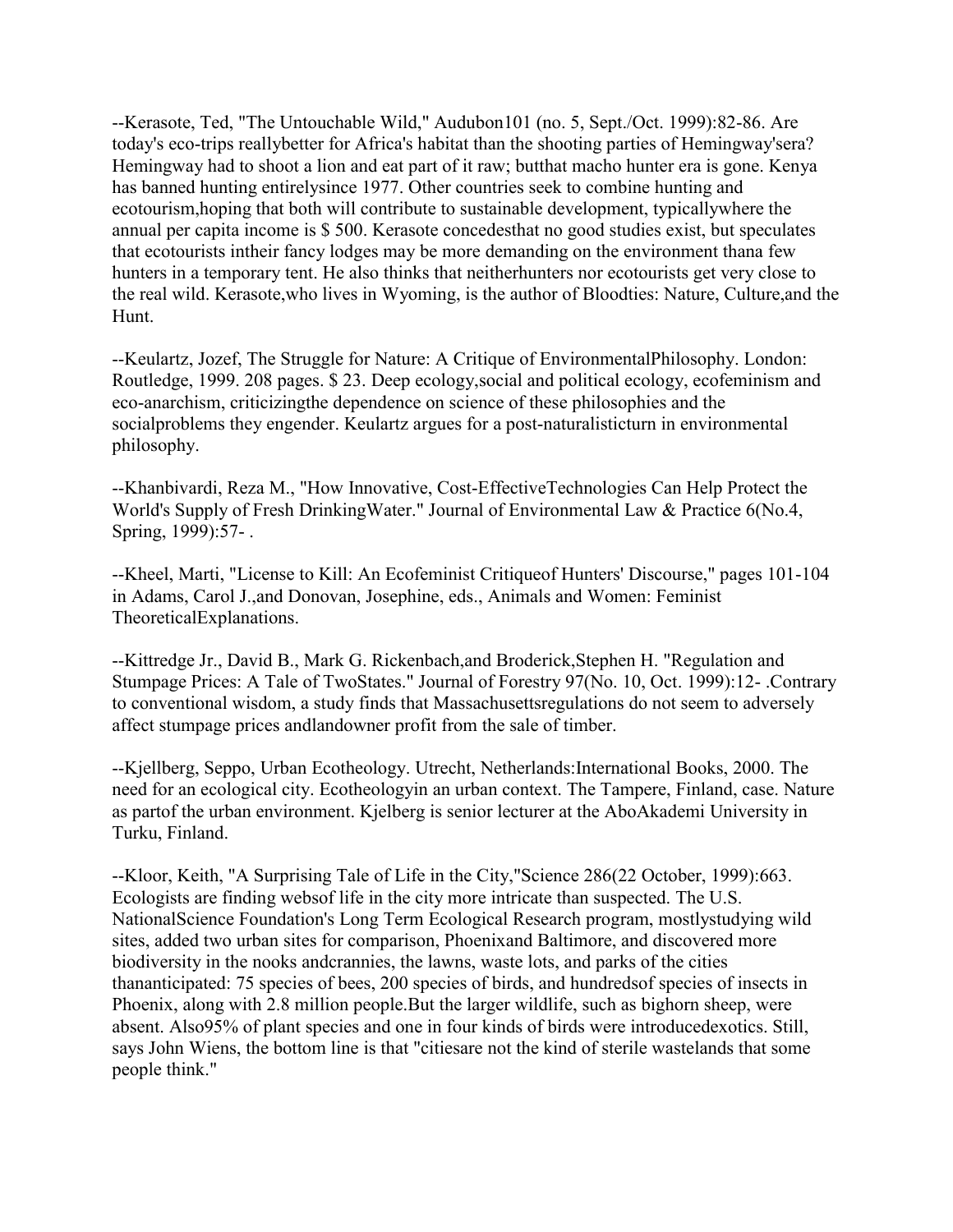--Kerasote, Ted, "The Untouchable Wild," Audubon101 (no. 5, Sept./Oct. 1999):82-86. Are today's eco-trips reallybetter for Africa's habitat than the shooting parties of Hemingway'sera? Hemingway had to shoot a lion and eat part of it raw; butthat macho hunter era is gone. Kenya has banned hunting entirelysince 1977. Other countries seek to combine hunting and ecotourism,hoping that both will contribute to sustainable development, typicallywhere the annual per capita income is $ 500. Kerasote concedesthat no good studies exist, but speculates that ecotourists intheir fancy lodges may be more demanding on the environment thana few hunters in a temporary tent. He also thinks that neitherhunters nor ecotourists get very close to the real wild. Kerasote,who lives in Wyoming, is the author of Bloodties: Nature, Culture,and the Hunt.

--Keulartz, Jozef, The Struggle for Nature: A Critique of EnvironmentalPhilosophy. London: Routledge, 1999. 208 pages. $ 23. Deep ecology,social and political ecology, ecofeminism and eco-anarchism, criticizingthe dependence on science of these philosophies and the socialproblems they engender. Keulartz argues for a post-naturalisticturn in environmental philosophy.

--Khanbivardi, Reza M., "How Innovative, Cost-EffectiveTechnologies Can Help Protect the World's Supply of Fresh DrinkingWater." Journal of Environmental Law & Practice 6(No.4, Spring, 1999):57- .

--Kheel, Marti, "License to Kill: An Ecofeminist Critiqueof Hunters' Discourse," pages 101-104 in Adams, Carol J.,and Donovan, Josephine, eds., Animals and Women: Feminist TheoreticalExplanations.

--Kittredge Jr., David B., Mark G. Rickenbach,and Broderick,Stephen H. "Regulation and Stumpage Prices: A Tale of TwoStates." Journal of Forestry 97(No. 10, Oct. 1999):12- .Contrary to conventional wisdom, a study finds that Massachusettsregulations do not seem to adversely affect stumpage prices andlandowner profit from the sale of timber.

--Kjellberg, Seppo, Urban Ecotheology. Utrecht, Netherlands:International Books, 2000. The need for an ecological city. Ecotheologyin an urban context. The Tampere, Finland, case. Nature as partof the urban environment. Kjelberg is senior lecturer at the AboAkademi University in Turku, Finland.

--Kloor, Keith, "A Surprising Tale of Life in the City,"Science 286(22 October, 1999):663. Ecologists are finding websof life in the city more intricate than suspected. The U.S. NationalScience Foundation's Long Term Ecological Research program, mostlystudying wild sites, added two urban sites for comparison, Phoenixand Baltimore, and discovered more biodiversity in the nooks andcrannies, the lawns, waste lots, and parks of the cities thananticipated: 75 species of bees, 200 species of birds, and hundredsof species of insects in Phoenix, along with 2.8 million people.But the larger wildlife, such as bighorn sheep, were absent. Also95% of plant species and one in four kinds of birds were introducedexotics. Still, says John Wiens, the bottom line is that "citiesare not the kind of sterile wastelands that some people think."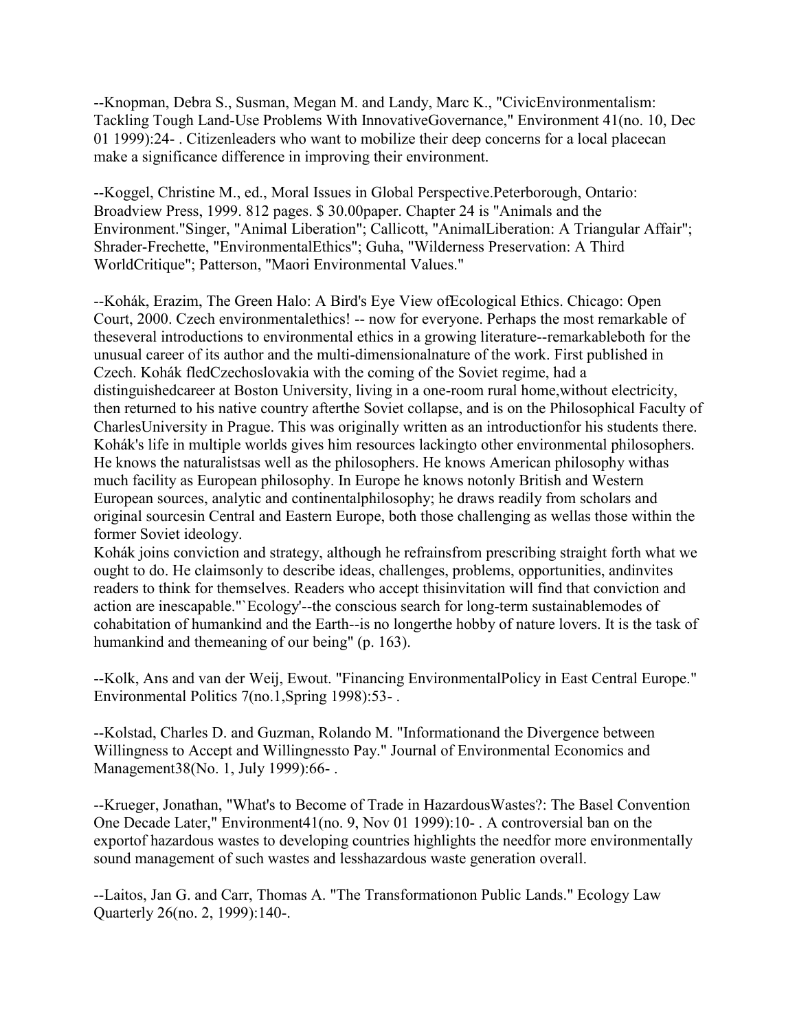--Knopman, Debra S., Susman, Megan M. and Landy, Marc K., "CivicEnvironmentalism: Tackling Tough Land-Use Problems With InnovativeGovernance," Environment 41(no. 10, Dec 01 1999):24- . Citizenleaders who want to mobilize their deep concerns for a local placecan make a significance difference in improving their environment.

--Koggel, Christine M., ed., Moral Issues in Global Perspective.Peterborough, Ontario: Broadview Press, 1999. 812 pages. $ 30.00paper. Chapter 24 is "Animals and the Environment."Singer, "Animal Liberation"; Callicott, "AnimalLiberation: A Triangular Affair"; Shrader-Frechette, "EnvironmentalEthics"; Guha, "Wilderness Preservation: A Third WorldCritique"; Patterson, "Maori Environmental Values."

--Kohák, Erazim, The Green Halo: A Bird's Eye View ofEcological Ethics. Chicago: Open Court, 2000. Czech environmentalethics! -- now for everyone. Perhaps the most remarkable of theseveral introductions to environmental ethics in a growing literature--remarkableboth for the unusual career of its author and the multi-dimensionalnature of the work. First published in Czech. Kohák fledCzechoslovakia with the coming of the Soviet regime, had a distinguishedcareer at Boston University, living in a one-room rural home,without electricity, then returned to his native country afterthe Soviet collapse, and is on the Philosophical Faculty of CharlesUniversity in Prague. This was originally written as an introductionfor his students there. Kohák's life in multiple worlds gives him resources lackingto other environmental philosophers. He knows the naturalistsas well as the philosophers. He knows American philosophy withas much facility as European philosophy. In Europe he knows notonly British and Western European sources, analytic and continentalphilosophy; he draws readily from scholars and original sourcesin Central and Eastern Europe, both those challenging as wellas those within the former Soviet ideology.
Kohák joins conviction and strategy, although he refrainsfrom prescribing straight forth what we ought to do. He claimsonly to describe ideas, challenges, problems, opportunities, andinvites readers to think for themselves. Readers who accept thisinvitation will find that conviction and action are inescapable."`Ecology'--the conscious search for long-term sustainablemodes of cohabitation of humankind and the Earth--is no longerthe hobby of nature lovers. It is the task of humankind and themeaning of our being" (p. 163).

--Kolk, Ans and van der Weij, Ewout. "Financing EnvironmentalPolicy in East Central Europe." Environmental Politics 7(no.1,Spring 1998):53- .

--Kolstad, Charles D. and Guzman, Rolando M. "Informationand the Divergence between Willingness to Accept and Willingnessto Pay." Journal of Environmental Economics and Management38(No. 1, July 1999):66- .

--Krueger, Jonathan, "What's to Become of Trade in HazardousWastes?: The Basel Convention One Decade Later," Environment41(no. 9, Nov 01 1999):10- . A controversial ban on the exportof hazardous wastes to developing countries highlights the needfor more environmentally sound management of such wastes and lesshazardous waste generation overall.

--Laitos, Jan G. and Carr, Thomas A. "The Transformationon Public Lands." Ecology Law Quarterly 26(no. 2, 1999):140-.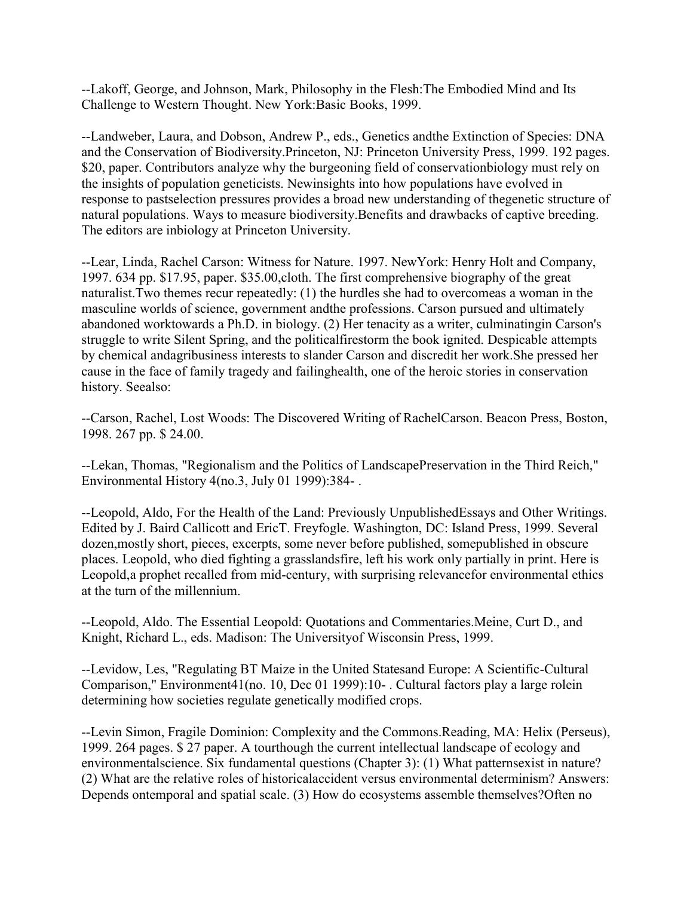--Lakoff, George, and Johnson, Mark, Philosophy in the Flesh:The Embodied Mind and Its Challenge to Western Thought. New York:Basic Books, 1999.

--Landweber, Laura, and Dobson, Andrew P., eds., Genetics andthe Extinction of Species: DNA and the Conservation of Biodiversity.Princeton, NJ: Princeton University Press, 1999. 192 pages. $20, paper. Contributors analyze why the burgeoning field of conservationbiology must rely on the insights of population geneticists. Newinsights into how populations have evolved in response to pastselection pressures provides a broad new understanding of thegenetic structure of natural populations. Ways to measure biodiversity.Benefits and drawbacks of captive breeding. The editors are inbiology at Princeton University.

--Lear, Linda, Rachel Carson: Witness for Nature. 1997. NewYork: Henry Holt and Company, 1997. 634 pp. $17.95, paper. $35.00,cloth. The first comprehensive biography of the great naturalist.Two themes recur repeatedly: (1) the hurdles she had to overcomeas a woman in the masculine worlds of science, government andthe professions. Carson pursued and ultimately abandoned worktowards a Ph.D. in biology. (2) Her tenacity as a writer, culminatingin Carson's struggle to write Silent Spring, and the politicalfirestorm the book ignited. Despicable attempts by chemical andagribusiness interests to slander Carson and discredit her work.She pressed her cause in the face of family tragedy and failinghealth, one of the heroic stories in conservation history. Seealso:

--Carson, Rachel, Lost Woods: The Discovered Writing of RachelCarson. Beacon Press, Boston, 1998. 267 pp. $ 24.00.

--Lekan, Thomas, "Regionalism and the Politics of LandscapePreservation in the Third Reich," Environmental History 4(no.3, July 01 1999):384- .

--Leopold, Aldo, For the Health of the Land: Previously UnpublishedEssays and Other Writings. Edited by J. Baird Callicott and EricT. Freyfogle. Washington, DC: Island Press, 1999. Several dozen,mostly short, pieces, excerpts, some never before published, somepublished in obscure places. Leopold, who died fighting a grasslandsfire, left his work only partially in print. Here is Leopold,a prophet recalled from mid-century, with surprising relevancefor environmental ethics at the turn of the millennium.

--Leopold, Aldo. The Essential Leopold: Quotations and Commentaries.Meine, Curt D., and Knight, Richard L., eds. Madison: The Universityof Wisconsin Press, 1999.

--Levidow, Les, "Regulating BT Maize in the United Statesand Europe: A Scientific-Cultural Comparison," Environment41(no. 10, Dec 01 1999):10- . Cultural factors play a large rolein determining how societies regulate genetically modified crops.

--Levin Simon, Fragile Dominion: Complexity and the Commons.Reading, MA: Helix (Perseus), 1999. 264 pages. $ 27 paper. A tourthough the current intellectual landscape of ecology and environmentalscience. Six fundamental questions (Chapter 3): (1) What patternsexist in nature? (2) What are the relative roles of historicalaccident versus environmental determinism? Answers: Depends ontemporal and spatial scale. (3) How do ecosystems assemble themselves?Often no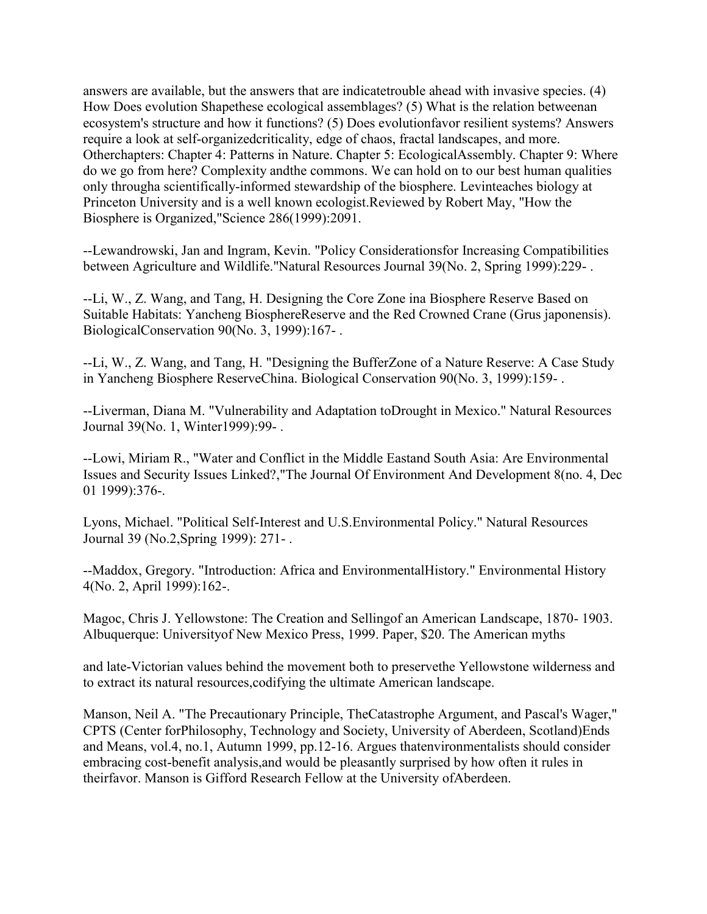answers are available, but the answers that are indicatetrouble ahead with invasive species. (4) How Does evolution Shapethese ecological assemblages? (5) What is the relation betweenan ecosystem's structure and how it functions? (5) Does evolutionfavor resilient systems? Answers require a look at self-organizedcriticality, edge of chaos, fractal landscapes, and more. Otherchapters: Chapter 4: Patterns in Nature. Chapter 5: EcologicalAssembly. Chapter 9: Where do we go from here? Complexity andthe commons. We can hold on to our best human qualities only througha scientifically-informed stewardship of the biosphere. Levinteaches biology at Princeton University and is a well known ecologist.Reviewed by Robert May, "How the Biosphere is Organized,"Science 286(1999):2091.

--Lewandrowski, Jan and Ingram, Kevin. "Policy Considerationsfor Increasing Compatibilities between Agriculture and Wildlife."Natural Resources Journal 39(No. 2, Spring 1999):229- .

--Li, W., Z. Wang, and Tang, H. Designing the Core Zone ina Biosphere Reserve Based on Suitable Habitats: Yancheng BiosphereReserve and the Red Crowned Crane (Grus japonensis). BiologicalConservation 90(No. 3, 1999):167- .

--Li, W., Z. Wang, and Tang, H. "Designing the BufferZone of a Nature Reserve: A Case Study in Yancheng Biosphere ReserveChina. Biological Conservation 90(No. 3, 1999):159- .

--Liverman, Diana M. "Vulnerability and Adaptation toDrought in Mexico." Natural Resources Journal 39(No. 1, Winter1999):99- .

--Lowi, Miriam R., "Water and Conflict in the Middle Eastand South Asia: Are Environmental Issues and Security Issues Linked?,"The Journal Of Environment And Development 8(no. 4, Dec 01 1999):376-.

Lyons, Michael. "Political Self-Interest and U.S.Environmental Policy." Natural Resources Journal 39 (No.2,Spring 1999): 271- .

--Maddox, Gregory. "Introduction: Africa and EnvironmentalHistory." Environmental History 4(No. 2, April 1999):162-.

Magoc, Chris J. Yellowstone: The Creation and Sellingof an American Landscape, 1870- 1903. Albuquerque: Universityof New Mexico Press, 1999. Paper, $20. The American myths

and late-Victorian values behind the movement both to preservethe Yellowstone wilderness and to extract its natural resources,codifying the ultimate American landscape.

Manson, Neil A. "The Precautionary Principle, TheCatastrophe Argument, and Pascal's Wager," CPTS (Center forPhilosophy, Technology and Society, University of Aberdeen, Scotland)Ends and Means, vol.4, no.1, Autumn 1999, pp.12-16. Argues thatenvironmentalists should consider embracing cost-benefit analysis,and would be pleasantly surprised by how often it rules in theirfavor. Manson is Gifford Research Fellow at the University ofAberdeen.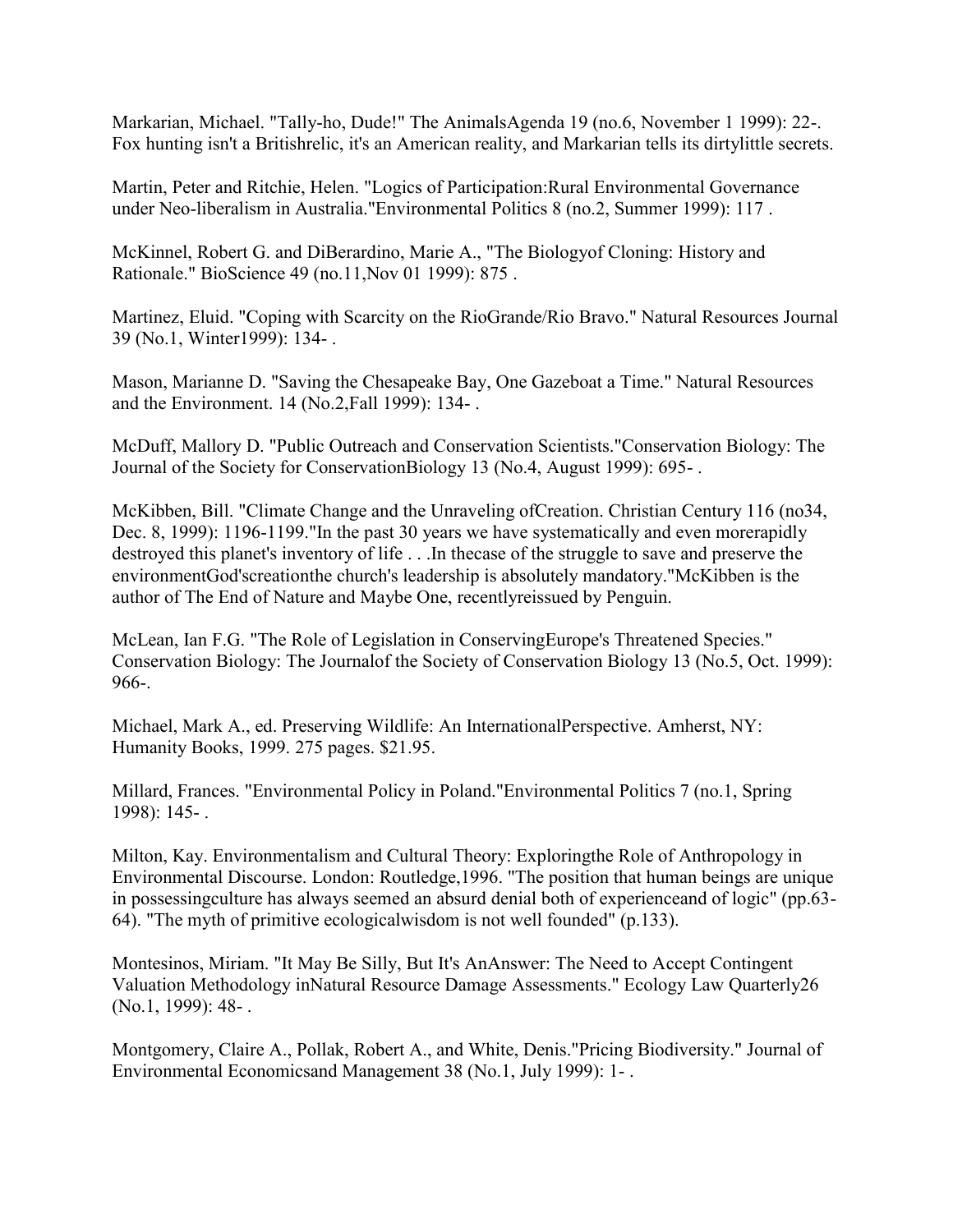Markarian, Michael. "Tally-ho, Dude!" The AnimalsAgenda 19 (no.6, November 1 1999): 22-. Fox hunting isn't a Britishrelic, it's an American reality, and Markarian tells its dirtylittle secrets.

Martin, Peter and Ritchie, Helen. "Logics of Participation:Rural Environmental Governance under Neo-liberalism in Australia."Environmental Politics 8 (no.2, Summer 1999): 117 .

McKinnel, Robert G. and DiBerardino, Marie A., "The Biologyof Cloning: History and Rationale." BioScience 49 (no.11,Nov 01 1999): 875 .

Martinez, Eluid. "Coping with Scarcity on the RioGrande/Rio Bravo." Natural Resources Journal 39 (No.1, Winter1999): 134- .

Mason, Marianne D. "Saving the Chesapeake Bay, One Gazeboat a Time." Natural Resources and the Environment. 14 (No.2,Fall 1999): 134- .

McDuff, Mallory D. "Public Outreach and Conservation Scientists."Conservation Biology: The Journal of the Society for ConservationBiology 13 (No.4, August 1999): 695- .

McKibben, Bill. "Climate Change and the Unraveling ofCreation. Christian Century 116 (no34, Dec. 8, 1999): 1196-1199."In the past 30 years we have systematically and even morerapidly destroyed this planet's inventory of life . . .In thecase of the struggle to save and preserve the environmentGod'screationthe church's leadership is absolutely mandatory."McKibben is the author of The End of Nature and Maybe One, recentlyreissued by Penguin.

McLean, Ian F.G. "The Role of Legislation in ConservingEurope's Threatened Species." Conservation Biology: The Journalof the Society of Conservation Biology 13 (No.5, Oct. 1999): 966-.

Michael, Mark A., ed. Preserving Wildlife: An InternationalPerspective. Amherst, NY: Humanity Books, 1999. 275 pages. $21.95.

Millard, Frances. "Environmental Policy in Poland."Environmental Politics 7 (no.1, Spring 1998): 145- .

Milton, Kay. Environmentalism and Cultural Theory: Exploringthe Role of Anthropology in Environmental Discourse. London: Routledge,1996. "The position that human beings are unique in possessingculture has always seemed an absurd denial both of experienceand of logic" (pp.63-64). "The myth of primitive ecologicalwisdom is not well founded" (p.133).

Montesinos, Miriam. "It May Be Silly, But It's AnAnswer: The Need to Accept Contingent Valuation Methodology inNatural Resource Damage Assessments." Ecology Law Quarterly26 (No.1, 1999): 48- .

Montgomery, Claire A., Pollak, Robert A., and White, Denis."Pricing Biodiversity." Journal of Environmental Economicsand Management 38 (No.1, July 1999): 1- .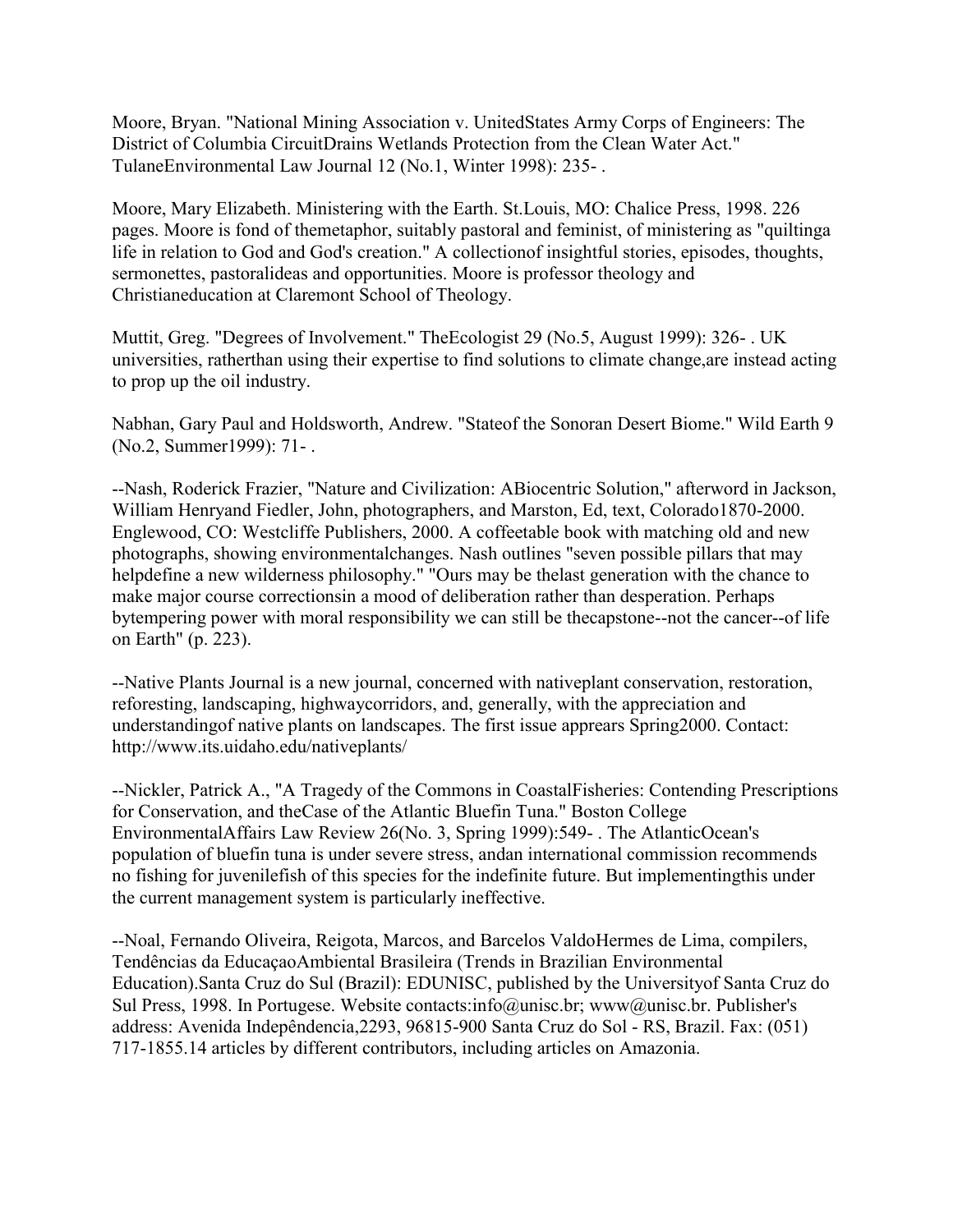Moore, Bryan. "National Mining Association v. UnitedStates Army Corps of Engineers: The District of Columbia CircuitDrains Wetlands Protection from the Clean Water Act." TulaneEnvironmental Law Journal 12 (No.1, Winter 1998): 235- .

Moore, Mary Elizabeth. Ministering with the Earth. St.Louis, MO: Chalice Press, 1998. 226 pages. Moore is fond of themetaphor, suitably pastoral and feminist, of ministering as "quiltinga life in relation to God and God's creation." A collectionof insightful stories, episodes, thoughts, sermonettes, pastoralideas and opportunities. Moore is professor theology and Christianeducation at Claremont School of Theology.

Muttit, Greg. "Degrees of Involvement." TheEcologist 29 (No.5, August 1999): 326- . UK universities, ratherthan using their expertise to find solutions to climate change,are instead acting to prop up the oil industry.

Nabhan, Gary Paul and Holdsworth, Andrew. "Stateof the Sonoran Desert Biome." Wild Earth 9 (No.2, Summer1999): 71- .

--Nash, Roderick Frazier, "Nature and Civilization: ABiocentric Solution," afterword in Jackson, William Henryand Fiedler, John, photographers, and Marston, Ed, text, Colorado1870-2000. Englewood, CO: Westcliffe Publishers, 2000. A coffeetable book with matching old and new photographs, showing environmentalchanges. Nash outlines "seven possible pillars that may helpdefine a new wilderness philosophy." "Ours may be thelast generation with the chance to make major course correctionsin a mood of deliberation rather than desperation. Perhaps bytempering power with moral responsibility we can still be thecapstone--not the cancer--of life on Earth" (p. 223).

--Native Plants Journal is a new journal, concerned with nativeplant conservation, restoration, reforesting, landscaping, highwaycorridors, and, generally, with the appreciation and understandingof native plants on landscapes. The first issue apprears Spring2000. Contact: http://www.its.uidaho.edu/nativeplants/

--Nickler, Patrick A., "A Tragedy of the Commons in CoastalFisheries: Contending Prescriptions for Conservation, and theCase of the Atlantic Bluefin Tuna." Boston College EnvironmentalAffairs Law Review 26(No. 3, Spring 1999):549- . The AtlanticOcean's population of bluefin tuna is under severe stress, andan international commission recommends no fishing for juvenilefish of this species for the indefinite future. But implementingthis under the current management system is particularly ineffective.

--Noal, Fernando Oliveira, Reigota, Marcos, and Barcelos ValdoHermes de Lima, compilers, Tendências da EducaçaoAmbiental Brasileira (Trends in Brazilian Environmental Education).Santa Cruz do Sul (Brazil): EDUNISC, published by the Universityof Santa Cruz do Sul Press, 1998. In Portugese. Website contacts:info@unisc.br; www@unisc.br. Publisher's address: Avenida Indepêndencia,2293, 96815-900 Santa Cruz do Sol - RS, Brazil. Fax: (051) 717-1855.14 articles by different contributors, including articles on Amazonia.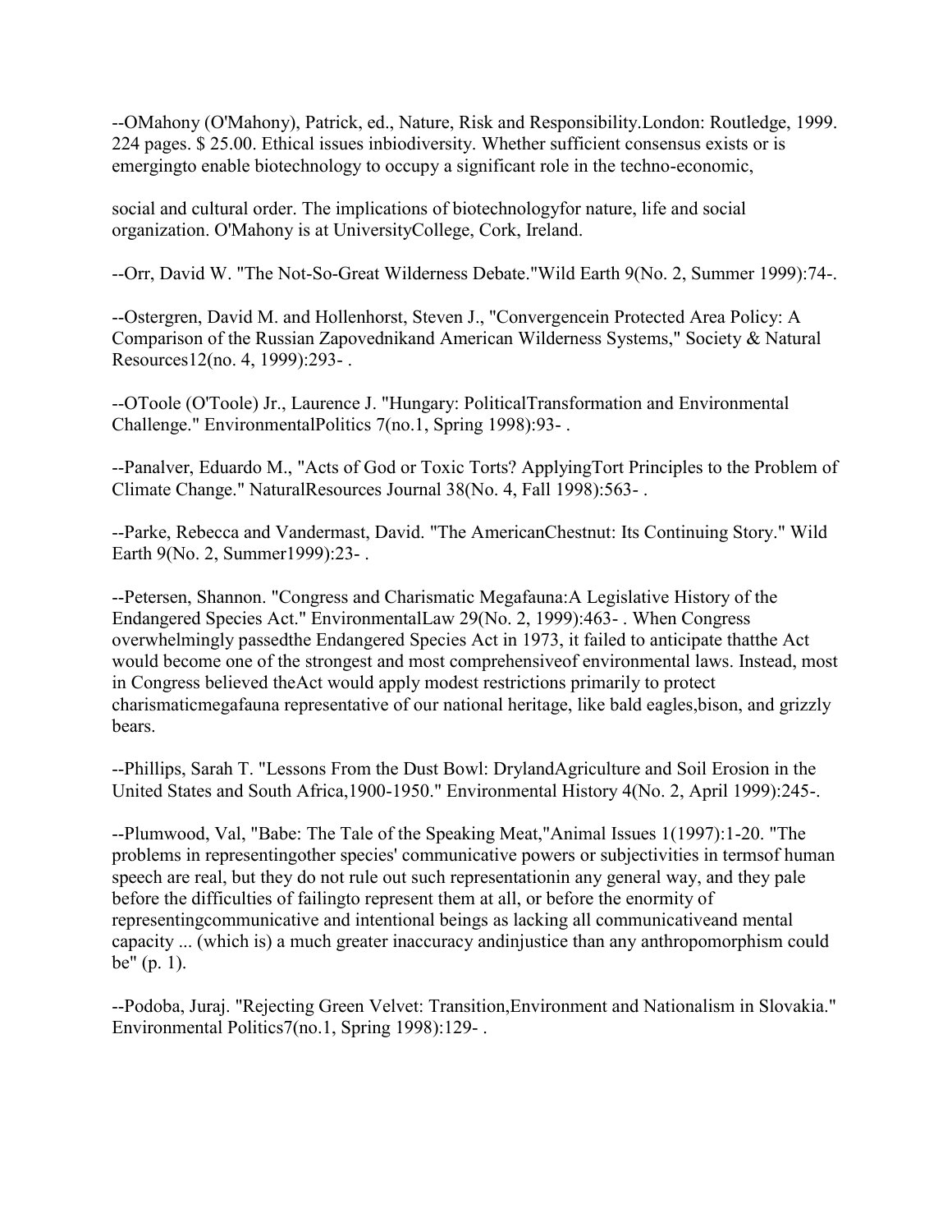--OMahony (O'Mahony), Patrick, ed., Nature, Risk and Responsibility.London: Routledge, 1999. 224 pages. $ 25.00. Ethical issues inbiodiversity. Whether sufficient consensus exists or is emergingto enable biotechnology to occupy a significant role in the techno-economic,

social and cultural order. The implications of biotechnologyfor nature, life and social organization. O'Mahony is at UniversityCollege, Cork, Ireland.

--Orr, David W. "The Not-So-Great Wilderness Debate."Wild Earth 9(No. 2, Summer 1999):74-.

--Ostergren, David M. and Hollenhorst, Steven J., "Convergencein Protected Area Policy: A Comparison of the Russian Zapovednikand American Wilderness Systems," Society & Natural Resources12(no. 4, 1999):293- .

--OToole (O'Toole) Jr., Laurence J. "Hungary: PoliticalTransformation and Environmental Challenge." EnvironmentalPolitics 7(no.1, Spring 1998):93- .

--Panalver, Eduardo M., "Acts of God or Toxic Torts? ApplyingTort Principles to the Problem of Climate Change." NaturalResources Journal 38(No. 4, Fall 1998):563- .

--Parke, Rebecca and Vandermast, David. "The AmericanChestnut: Its Continuing Story." Wild Earth 9(No. 2, Summer1999):23- .

--Petersen, Shannon. "Congress and Charismatic Megafauna:A Legislative History of the Endangered Species Act." EnvironmentalLaw 29(No. 2, 1999):463- . When Congress overwhelmingly passedthe Endangered Species Act in 1973, it failed to anticipate thatthe Act would become one of the strongest and most comprehensiveof environmental laws. Instead, most in Congress believed theAct would apply modest restrictions primarily to protect charismaticmegafauna representative of our national heritage, like bald eagles,bison, and grizzly bears.

--Phillips, Sarah T. "Lessons From the Dust Bowl: DrylandAgriculture and Soil Erosion in the United States and South Africa,1900-1950." Environmental History 4(No. 2, April 1999):245-.

--Plumwood, Val, "Babe: The Tale of the Speaking Meat,"Animal Issues 1(1997):1-20. "The problems in representingother species' communicative powers or subjectivities in termsof human speech are real, but they do not rule out such representationin any general way, and they pale before the difficulties of failingto represent them at all, or before the enormity of representingcommunicative and intentional beings as lacking all communicativeand mental capacity ... (which is) a much greater inaccuracy andinjustice than any anthropomorphism could be" (p. 1).

--Podoba, Juraj. "Rejecting Green Velvet: Transition,Environment and Nationalism in Slovakia." Environmental Politics7(no.1, Spring 1998):129- .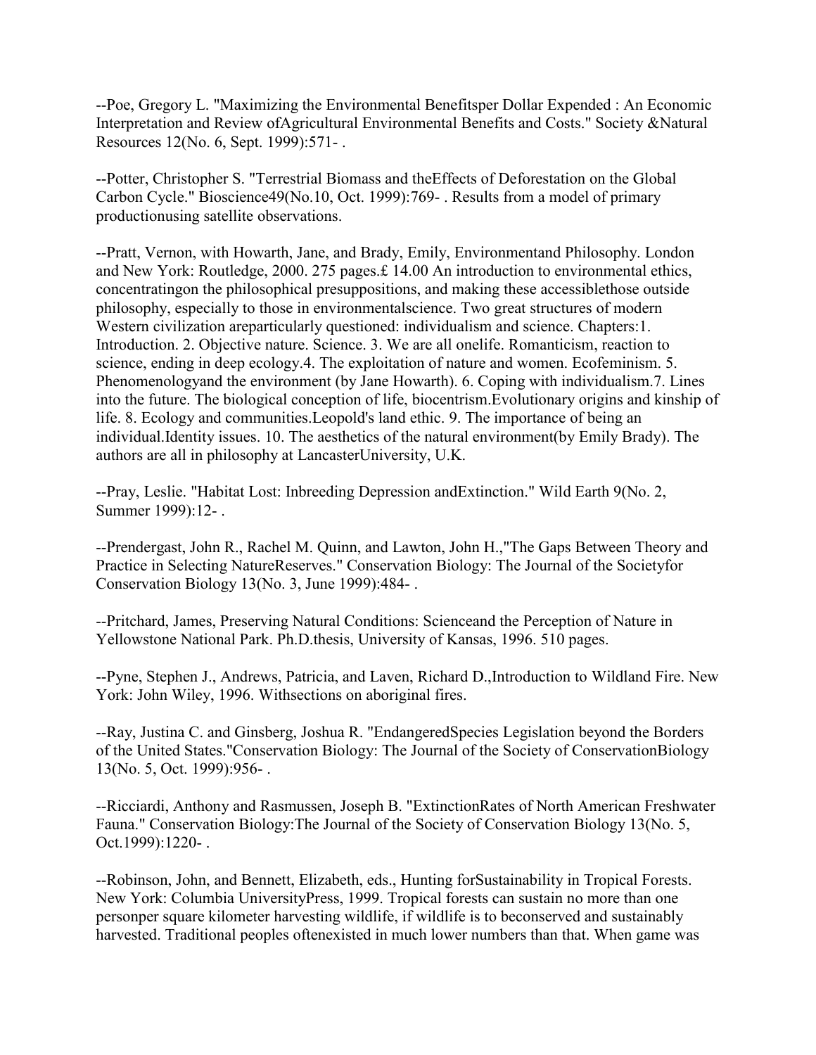--Poe, Gregory L. "Maximizing the Environmental Benefitsper Dollar Expended : An Economic Interpretation and Review ofAgricultural Environmental Benefits and Costs." Society &Natural Resources 12(No. 6, Sept. 1999):571- .

--Potter, Christopher S. "Terrestrial Biomass and theEffects of Deforestation on the Global Carbon Cycle." Bioscience49(No.10, Oct. 1999):769- . Results from a model of primary productionusing satellite observations.

--Pratt, Vernon, with Howarth, Jane, and Brady, Emily, Environmentand Philosophy. London and New York: Routledge, 2000. 275 pages.£ 14.00 An introduction to environmental ethics, concentratingon the philosophical presuppositions, and making these accessiblethose outside philosophy, especially to those in environmentalscience. Two great structures of modern Western civilization areparticularly questioned: individualism and science. Chapters:1. Introduction. 2. Objective nature. Science. 3. We are all onelife. Romanticism, reaction to science, ending in deep ecology.4. The exploitation of nature and women. Ecofeminism. 5. Phenomenologyand the environment (by Jane Howarth). 6. Coping with individualism.7. Lines into the future. The biological conception of life, biocentrism.Evolutionary origins and kinship of life. 8. Ecology and communities.Leopold's land ethic. 9. The importance of being an individual.Identity issues. 10. The aesthetics of the natural environment(by Emily Brady). The authors are all in philosophy at LancasterUniversity, U.K.

--Pray, Leslie. "Habitat Lost: Inbreeding Depression andExtinction." Wild Earth 9(No. 2, Summer 1999):12- .

--Prendergast, John R., Rachel M. Quinn, and Lawton, John H.,"The Gaps Between Theory and Practice in Selecting NatureReserves." Conservation Biology: The Journal of the Societyfor Conservation Biology 13(No. 3, June 1999):484- .

--Pritchard, James, Preserving Natural Conditions: Scienceand the Perception of Nature in Yellowstone National Park. Ph.D.thesis, University of Kansas, 1996. 510 pages.

--Pyne, Stephen J., Andrews, Patricia, and Laven, Richard D.,Introduction to Wildland Fire. New York: John Wiley, 1996. Withsections on aboriginal fires.

--Ray, Justina C. and Ginsberg, Joshua R. "EndangeredSpecies Legislation beyond the Borders of the United States."Conservation Biology: The Journal of the Society of ConservationBiology 13(No. 5, Oct. 1999):956- .

--Ricciardi, Anthony and Rasmussen, Joseph B. "ExtinctionRates of North American Freshwater Fauna." Conservation Biology:The Journal of the Society of Conservation Biology 13(No. 5, Oct.1999):1220- .

--Robinson, John, and Bennett, Elizabeth, eds., Hunting forSustainability in Tropical Forests. New York: Columbia UniversityPress, 1999. Tropical forests can sustain no more than one personper square kilometer harvesting wildlife, if wildlife is to beconserved and sustainably harvested. Traditional peoples oftenexisted in much lower numbers than that. When game was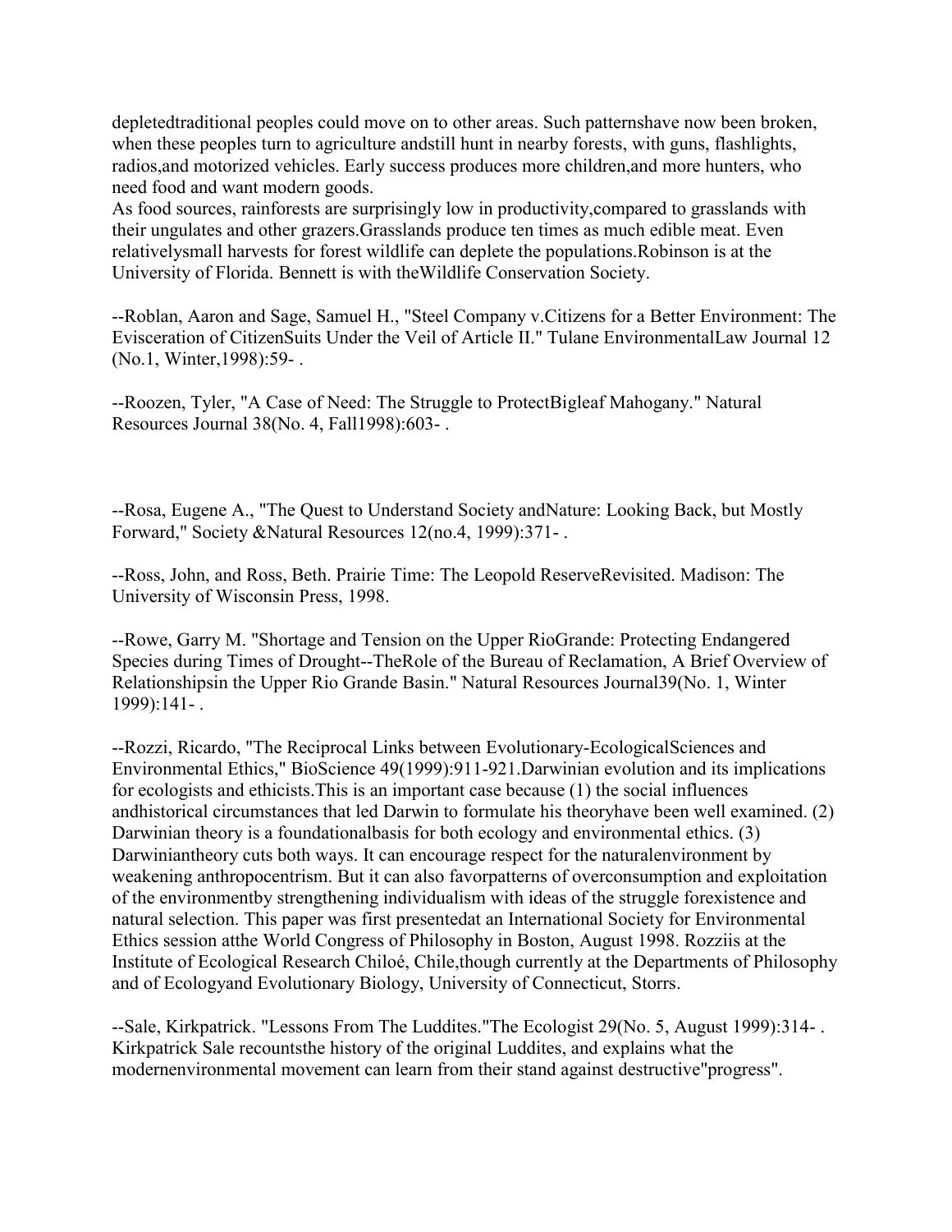depletedtraditional peoples could move on to other areas. Such patternshave now been broken, when these peoples turn to agriculture andstill hunt in nearby forests, with guns, flashlights, radios,and motorized vehicles. Early success produces more children,and more hunters, who need food and want modern goods.
As food sources, rainforests are surprisingly low in productivity,compared to grasslands with their ungulates and other grazers.Grasslands produce ten times as much edible meat. Even relativelysmall harvests for forest wildlife can deplete the populations.Robinson is at the University of Florida. Bennett is with theWildlife Conservation Society.

--Roblan, Aaron and Sage, Samuel H., "Steel Company v.Citizens for a Better Environment: The Evisceration of CitizenSuits Under the Veil of Article II." Tulane EnvironmentalLaw Journal 12 (No.1, Winter,1998):59- .

--Roozen, Tyler, "A Case of Need: The Struggle to ProtectBigleaf Mahogany." Natural Resources Journal 38(No. 4, Fall1998):603- .

--Rosa, Eugene A., "The Quest to Understand Society andNature: Looking Back, but Mostly Forward," Society &Natural Resources 12(no.4, 1999):371- .

--Ross, John, and Ross, Beth. Prairie Time: The Leopold ReserveRevisited. Madison: The University of Wisconsin Press, 1998.

--Rowe, Garry M. "Shortage and Tension on the Upper RioGrande: Protecting Endangered Species during Times of Drought--TheRole of the Bureau of Reclamation, A Brief Overview of Relationshipsin the Upper Rio Grande Basin." Natural Resources Journal39(No. 1, Winter 1999):141- .

--Rozzi, Ricardo, "The Reciprocal Links between Evolutionary-EcologicalSciences and Environmental Ethics," BioScience 49(1999):911-921.Darwinian evolution and its implications for ecologists and ethicists.This is an important case because (1) the social influences andhistorical circumstances that led Darwin to formulate his theoryhave been well examined. (2) Darwinian theory is a foundationalbasis for both ecology and environmental ethics. (3) Darwiniantheory cuts both ways. It can encourage respect for the naturalenvironment by weakening anthropocentrism. But it can also favorpatterns of overconsumption and exploitation of the environmentby strengthening individualism with ideas of the struggle forexistence and natural selection. This paper was first presentedat an International Society for Environmental Ethics session atthe World Congress of Philosophy in Boston, August 1998. Rozziis at the Institute of Ecological Research Chiloé, Chile,though currently at the Departments of Philosophy and of Ecologyand Evolutionary Biology, University of Connecticut, Storrs.

--Sale, Kirkpatrick. "Lessons From The Luddites."The Ecologist 29(No. 5, August 1999):314- . Kirkpatrick Sale recountsthe history of the original Luddites, and explains what the modernenvironmental movement can learn from their stand against destructive"progress".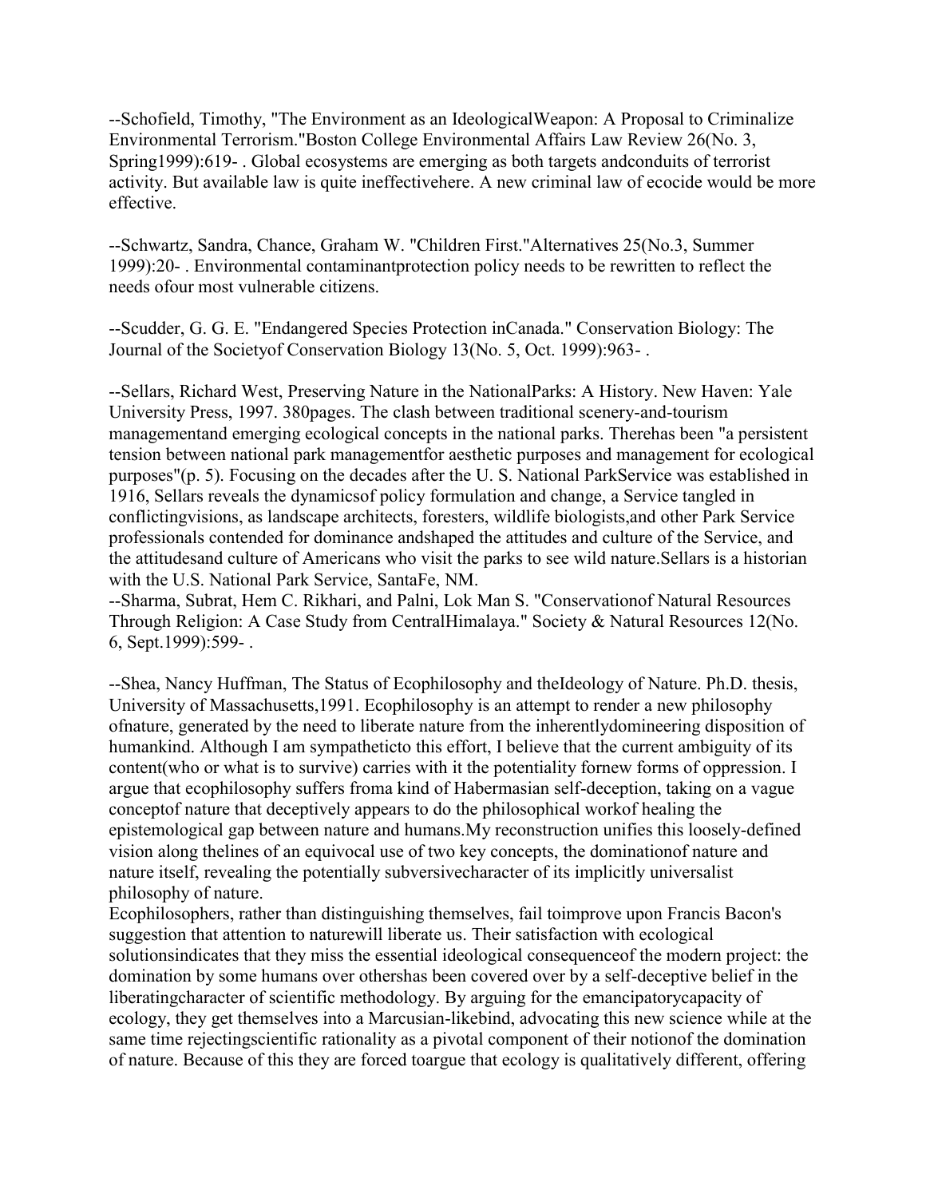--Schofield, Timothy, "The Environment as an IdeologicalWeapon: A Proposal to Criminalize Environmental Terrorism."Boston College Environmental Affairs Law Review 26(No. 3, Spring1999):619- . Global ecosystems are emerging as both targets andconduits of terrorist activity. But available law is quite ineffectivehere. A new criminal law of ecocide would be more effective.

--Schwartz, Sandra, Chance, Graham W. "Children First."Alternatives 25(No.3, Summer 1999):20- . Environmental contaminantprotection policy needs to be rewritten to reflect the needs ofour most vulnerable citizens.

--Scudder, G. G. E. "Endangered Species Protection inCanada." Conservation Biology: The Journal of the Societyof Conservation Biology 13(No. 5, Oct. 1999):963- .

--Sellars, Richard West, Preserving Nature in the NationalParks: A History. New Haven: Yale University Press, 1997. 380pages. The clash between traditional scenery-and-tourism managementand emerging ecological concepts in the national parks. Therehas been "a persistent tension between national park managementfor aesthetic purposes and management for ecological purposes"(p. 5). Focusing on the decades after the U. S. National ParkService was established in 1916, Sellars reveals the dynamicsof policy formulation and change, a Service tangled in conflictingvisions, as landscape architects, foresters, wildlife biologists,and other Park Service professionals contended for dominance andshaped the attitudes and culture of the Service, and the attitudesand culture of Americans who visit the parks to see wild nature.Sellars is a historian with the U.S. National Park Service, SantaFe, NM.

--Sharma, Subrat, Hem C. Rikhari, and Palni, Lok Man S. "Conservationof Natural Resources Through Religion: A Case Study from CentralHimalaya." Society & Natural Resources 12(No. 6, Sept.1999):599- .

--Shea, Nancy Huffman, The Status of Ecophilosophy and theIdeology of Nature. Ph.D. thesis, University of Massachusetts,1991. Ecophilosophy is an attempt to render a new philosophy ofnature, generated by the need to liberate nature from the inherentlydomineering disposition of humankind. Although I am sympatheticto this effort, I believe that the current ambiguity of its content(who or what is to survive) carries with it the potentiality fornew forms of oppression. I argue that ecophilosophy suffers froma kind of Habermasian self-deception, taking on a vague conceptof nature that deceptively appears to do the philosophical workof healing the epistemological gap between nature and humans.My reconstruction unifies this loosely-defined vision along thelines of an equivocal use of two key concepts, the dominationof nature and nature itself, revealing the potentially subversivecharacter of its implicitly universalist philosophy of nature.

Ecophilosophers, rather than distinguishing themselves, fail toimprove upon Francis Bacon's suggestion that attention to naturewill liberate us. Their satisfaction with ecological solutionsindicates that they miss the essential ideological consequenceof the modern project: the domination by some humans over othershas been covered over by a self-deceptive belief in the liberatingcharacter of scientific methodology. By arguing for the emancipatorycapacity of ecology, they get themselves into a Marcusian-likebind, advocating this new science while at the same time rejectingscientific rationality as a pivotal component of their notionof the domination of nature. Because of this they are forced toargue that ecology is qualitatively different, offering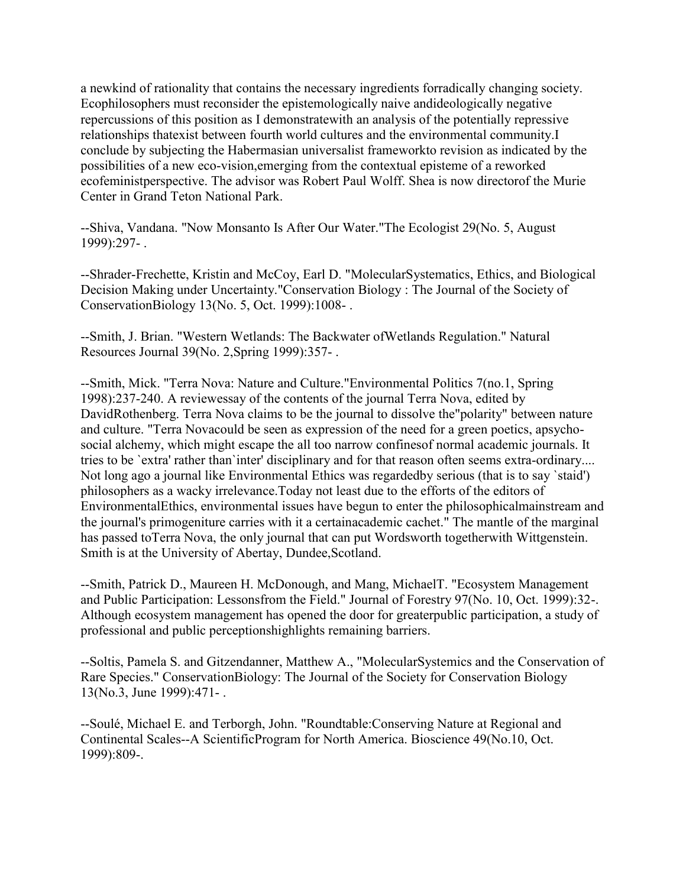a newkind of rationality that contains the necessary ingredients forradically changing society. Ecophilosophers must reconsider the epistemologically naive andideologically negative repercussions of this position as I demonstratewith an analysis of the potentially repressive relationships thatexist between fourth world cultures and the environmental community.I conclude by subjecting the Habermasian universalist frameworkto revision as indicated by the possibilities of a new eco-vision,emerging from the contextual episteme of a reworked ecofeministperspective. The advisor was Robert Paul Wolff. Shea is now directorof the Murie Center in Grand Teton National Park.

--Shiva, Vandana. "Now Monsanto Is After Our Water."The Ecologist 29(No. 5, August 1999):297- .

--Shrader-Frechette, Kristin and McCoy, Earl D. "MolecularSystematics, Ethics, and Biological Decision Making under Uncertainty."Conservation Biology : The Journal of the Society of ConservationBiology 13(No. 5, Oct. 1999):1008- .

--Smith, J. Brian. "Western Wetlands: The Backwater ofWetlands Regulation." Natural Resources Journal 39(No. 2,Spring 1999):357- .

--Smith, Mick. "Terra Nova: Nature and Culture."Environmental Politics 7(no.1, Spring 1998):237-240. A reviewessay of the contents of the journal Terra Nova, edited by DavidRothenberg. Terra Nova claims to be the journal to dissolve the"polarity" between nature and culture. "Terra Novacould be seen as expression of the need for a green poetics, apsycho-social alchemy, which might escape the all too narrow confinesof normal academic journals. It tries to be `extra' rather than`inter' disciplinary and for that reason often seems extra-ordinary.... Not long ago a journal like Environmental Ethics was regardedby serious (that is to say `staid') philosophers as a wacky irrelevance.Today not least due to the efforts of the editors of EnvironmentalEthics, environmental issues have begun to enter the philosophicalmainstream and the journal's primogeniture carries with it a certainacademic cachet." The mantle of the marginal has passed toTerra Nova, the only journal that can put Wordsworth togetherwith Wittgenstein. Smith is at the University of Abertay, Dundee,Scotland.

--Smith, Patrick D., Maureen H. McDonough, and Mang, MichaelT. "Ecosystem Management and Public Participation: Lessonsfrom the Field." Journal of Forestry 97(No. 10, Oct. 1999):32-. Although ecosystem management has opened the door for greaterpublic participation, a study of professional and public perceptionshighlights remaining barriers.

--Soltis, Pamela S. and Gitzendanner, Matthew A., "MolecularSystemics and the Conservation of Rare Species." ConservationBiology: The Journal of the Society for Conservation Biology 13(No.3, June 1999):471- .

--Soulé, Michael E. and Terborgh, John. "Roundtable:Conserving Nature at Regional and Continental Scales--A ScientificProgram for North America. Bioscience 49(No.10, Oct. 1999):809-.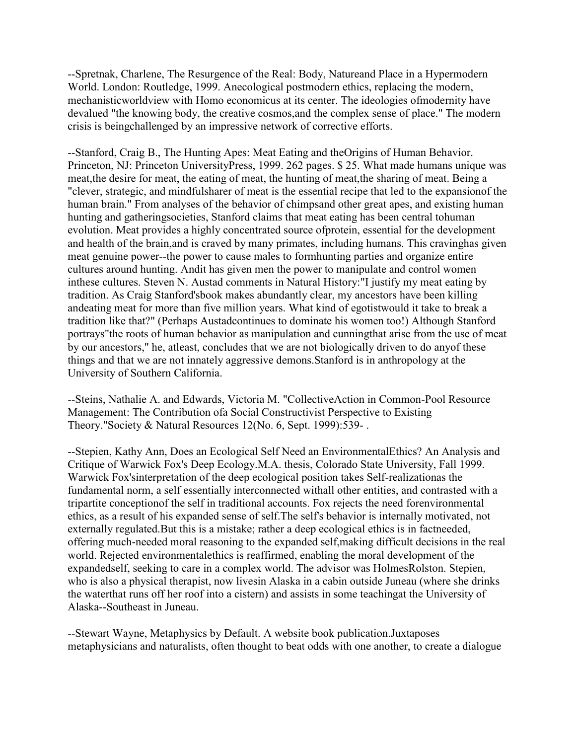--Spretnak, Charlene, The Resurgence of the Real: Body, Natureand Place in a Hypermodern World. London: Routledge, 1999. Anecological postmodern ethics, replacing the modern, mechanisticworldview with Homo economicus at its center. The ideologies ofmodernity have devalued "the knowing body, the creative cosmos,and the complex sense of place." The modern crisis is beingchallenged by an impressive network of corrective efforts.

--Stanford, Craig B., The Hunting Apes: Meat Eating and theOrigins of Human Behavior. Princeton, NJ: Princeton UniversityPress, 1999. 262 pages. $ 25. What made humans unique was meat,the desire for meat, the eating of meat, the hunting of meat,the sharing of meat. Being a "clever, strategic, and mindfulsharer of meat is the essential recipe that led to the expansionof the human brain." From analyses of the behavior of chimpsand other great apes, and existing human hunting and gatheringsocieties, Stanford claims that meat eating has been central tohuman evolution. Meat provides a highly concentrated source ofprotein, essential for the development and health of the brain,and is craved by many primates, including humans. This cravinghas given meat genuine power--the power to cause males to formhunting parties and organize entire cultures around hunting. Andit has given men the power to manipulate and control women inthese cultures. Steven N. Austad comments in Natural History:"I justify my meat eating by tradition. As Craig Stanford'sbook makes abundantly clear, my ancestors have been killing andeating meat for more than five million years. What kind of egotistwould it take to break a tradition like that?" (Perhaps Austadcontinues to dominate his women too!) Although Stanford portrays"the roots of human behavior as manipulation and cunningthat arise from the use of meat by our ancestors," he, atleast, concludes that we are not biologically driven to do anyof these things and that we are not innately aggressive demons.Stanford is in anthropology at the University of Southern California.

--Steins, Nathalie A. and Edwards, Victoria M. "CollectiveAction in Common-Pool Resource Management: The Contribution ofa Social Constructivist Perspective to Existing Theory."Society & Natural Resources 12(No. 6, Sept. 1999):539- .

--Stepien, Kathy Ann, Does an Ecological Self Need an EnvironmentalEthics? An Analysis and Critique of Warwick Fox's Deep Ecology.M.A. thesis, Colorado State University, Fall 1999. Warwick Fox'sinterpretation of the deep ecological position takes Self-realizationas the fundamental norm, a self essentially interconnected withall other entities, and contrasted with a tripartite conceptionof the self in traditional accounts. Fox rejects the need forenvironmental ethics, as a result of his expanded sense of self.The self's behavior is internally motivated, not externally regulated.But this is a mistake; rather a deep ecological ethics is in factneeded, offering much-needed moral reasoning to the expanded self,making difficult decisions in the real world. Rejected environmentalethics is reaffirmed, enabling the moral development of the expandedself, seeking to care in a complex world. The advisor was HolmesRolston. Stepien, who is also a physical therapist, now livesin Alaska in a cabin outside Juneau (where she drinks the waterthat runs off her roof into a cistern) and assists in some teachingat the University of Alaska--Southeast in Juneau.

--Stewart Wayne, Metaphysics by Default. A website book publication.Juxtaposes metaphysicians and naturalists, often thought to beat odds with one another, to create a dialogue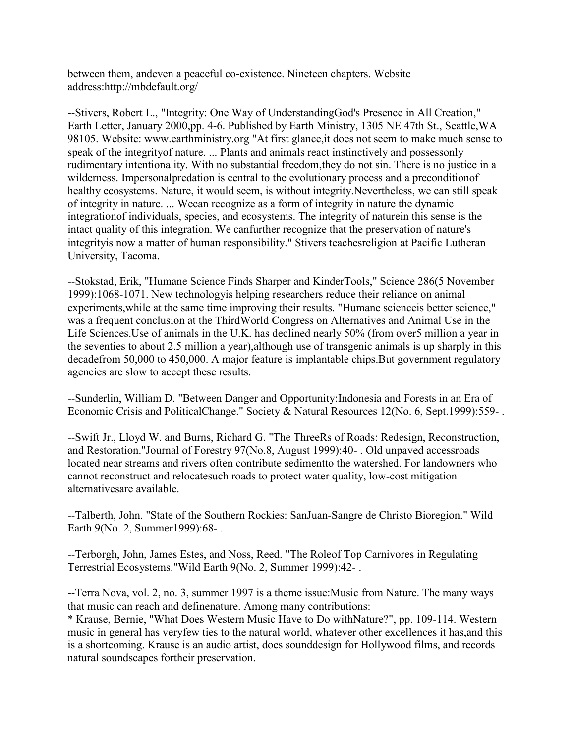between them, andeven a peaceful co-existence. Nineteen chapters. Website address:http://mbdefault.org/

--Stivers, Robert L., "Integrity: One Way of UnderstandingGod's Presence in All Creation," Earth Letter, January 2000,pp. 4-6. Published by Earth Ministry, 1305 NE 47th St., Seattle,WA 98105. Website: www.earthministry.org "At first glance,it does not seem to make much sense to speak of the integrityof nature. ... Plants and animals react instinctively and possessonly rudimentary intentionality. With no substantial freedom,they do not sin. There is no justice in a wilderness. Impersonalpredation is central to the evolutionary process and a preconditionof healthy ecosystems. Nature, it would seem, is without integrity.Nevertheless, we can still speak of integrity in nature. ... Wecan recognize as a form of integrity in nature the dynamic integrationof individuals, species, and ecosystems. The integrity of naturein this sense is the intact quality of this integration. We canfurther recognize that the preservation of nature's integrityis now a matter of human responsibility." Stivers teachesreligion at Pacific Lutheran University, Tacoma.

--Stokstad, Erik, "Humane Science Finds Sharper and KinderTools," Science 286(5 November 1999):1068-1071. New technologyis helping researchers reduce their reliance on animal experiments,while at the same time improving their results. "Humane scienceis better science," was a frequent conclusion at the ThirdWorld Congress on Alternatives and Animal Use in the Life Sciences.Use of animals in the U.K. has declined nearly 50% (from over5 million a year in the seventies to about 2.5 million a year),although use of transgenic animals is up sharply in this decadefrom 50,000 to 450,000. A major feature is implantable chips.But government regulatory agencies are slow to accept these results.

--Sunderlin, William D. "Between Danger and Opportunity:Indonesia and Forests in an Era of Economic Crisis and PoliticalChange." Society & Natural Resources 12(No. 6, Sept.1999):559- .

--Swift Jr., Lloyd W. and Burns, Richard G. "The ThreeRs of Roads: Redesign, Reconstruction, and Restoration."Journal of Forestry 97(No.8, August 1999):40- . Old unpaved accessroads located near streams and rivers often contribute sedimentto the watershed. For landowners who cannot reconstruct and relocatesuch roads to protect water quality, low-cost mitigation alternativesare available.

--Talberth, John. "State of the Southern Rockies: SanJuan-Sangre de Christo Bioregion." Wild Earth 9(No. 2, Summer1999):68- .

--Terborgh, John, James Estes, and Noss, Reed. "The Roleof Top Carnivores in Regulating Terrestrial Ecosystems."Wild Earth 9(No. 2, Summer 1999):42- .

--Terra Nova, vol. 2, no. 3, summer 1997 is a theme issue:Music from Nature. The many ways that music can reach and definenature. Among many contributions:

* Krause, Bernie, "What Does Western Music Have to Do withNature?", pp. 109-114. Western music in general has veryfew ties to the natural world, whatever other excellences it has,and this is a shortcoming. Krause is an audio artist, does sounddesign for Hollywood films, and records natural soundscapes fortheir preservation.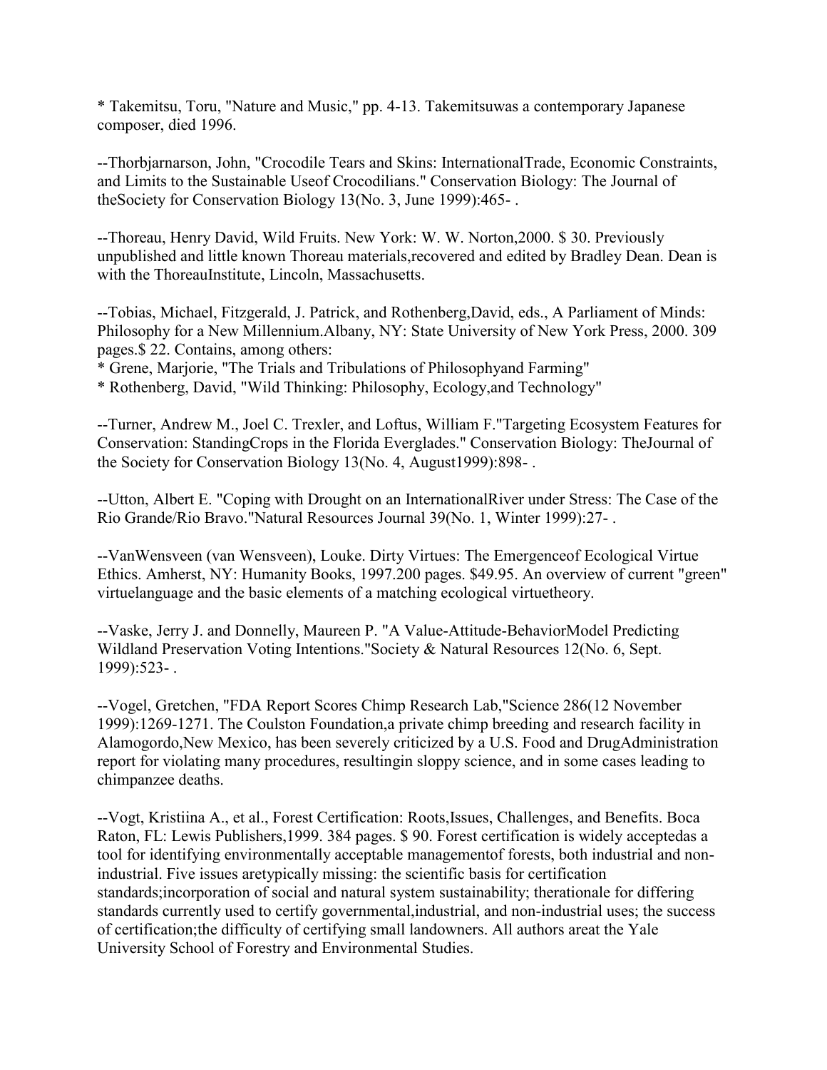* Takemitsu, Toru, "Nature and Music," pp. 4-13. Takemitsuwas a contemporary Japanese composer, died 1996.

--Thorbjarnarson, John, "Crocodile Tears and Skins: InternationalTrade, Economic Constraints, and Limits to the Sustainable Useof Crocodilians." Conservation Biology: The Journal of theSociety for Conservation Biology 13(No. 3, June 1999):465- .

--Thoreau, Henry David, Wild Fruits. New York: W. W. Norton,2000. $ 30. Previously unpublished and little known Thoreau materials,recovered and edited by Bradley Dean. Dean is with the ThoreauInstitute, Lincoln, Massachusetts.

--Tobias, Michael, Fitzgerald, J. Patrick, and Rothenberg,David, eds., A Parliament of Minds: Philosophy for a New Millennium.Albany, NY: State University of New York Press, 2000. 309 pages.$ 22. Contains, among others:
* Grene, Marjorie, "The Trials and Tribulations of Philosophyand Farming"
* Rothenberg, David, "Wild Thinking: Philosophy, Ecology,and Technology"

--Turner, Andrew M., Joel C. Trexler, and Loftus, William F."Targeting Ecosystem Features for Conservation: StandingCrops in the Florida Everglades." Conservation Biology: TheJournal of the Society for Conservation Biology 13(No. 4, August1999):898- .

--Utton, Albert E. "Coping with Drought on an InternationalRiver under Stress: The Case of the Rio Grande/Rio Bravo."Natural Resources Journal 39(No. 1, Winter 1999):27- .

--VanWensveen (van Wensveen), Louke. Dirty Virtues: The Emergenceof Ecological Virtue Ethics. Amherst, NY: Humanity Books, 1997.200 pages. $49.95. An overview of current "green" virtuelanguage and the basic elements of a matching ecological virtuetheory.

--Vaske, Jerry J. and Donnelly, Maureen P. "A Value-Attitude-BehaviorModel Predicting Wildland Preservation Voting Intentions."Society & Natural Resources 12(No. 6, Sept. 1999):523- .

--Vogel, Gretchen, "FDA Report Scores Chimp Research Lab,"Science 286(12 November 1999):1269-1271. The Coulston Foundation,a private chimp breeding and research facility in Alamogordo,New Mexico, has been severely criticized by a U.S. Food and DrugAdministration report for violating many procedures, resultingin sloppy science, and in some cases leading to chimpanzee deaths.

--Vogt, Kristiina A., et al., Forest Certification: Roots,Issues, Challenges, and Benefits. Boca Raton, FL: Lewis Publishers,1999. 384 pages. $ 90. Forest certification is widely acceptedas a tool for identifying environmentally acceptable managementof forests, both industrial and non-industrial. Five issues aretypically missing: the scientific basis for certification standards;incorporation of social and natural system sustainability; therationale for differing standards currently used to certify governmental,industrial, and non-industrial uses; the success of certification;the difficulty of certifying small landowners. All authors areat the Yale University School of Forestry and Environmental Studies.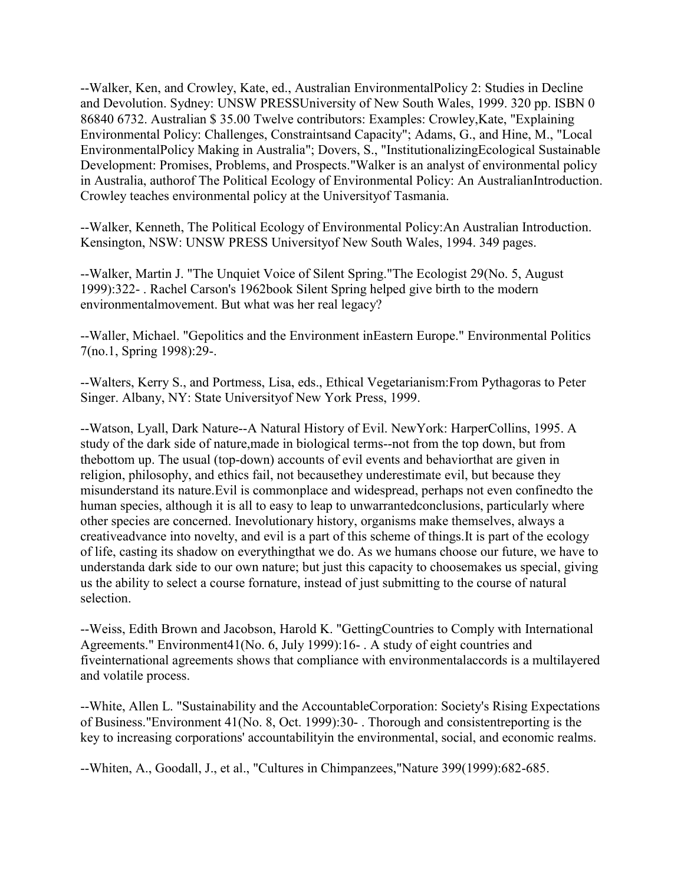--Walker, Ken, and Crowley, Kate, ed., Australian EnvironmentalPolicy 2: Studies in Decline and Devolution. Sydney: UNSW PRESSUniversity of New South Wales, 1999. 320 pp. ISBN 0 86840 6732. Australian $ 35.00 Twelve contributors: Examples: Crowley,Kate, "Explaining Environmental Policy: Challenges, Constraintsand Capacity"; Adams, G., and Hine, M., "Local EnvironmentalPolicy Making in Australia"; Dovers, S., "InstitutionalizingEcological Sustainable Development: Promises, Problems, and Prospects."Walker is an analyst of environmental policy in Australia, authorof The Political Ecology of Environmental Policy: An AustralianIntroduction. Crowley teaches environmental policy at the Universityof Tasmania.

--Walker, Kenneth, The Political Ecology of Environmental Policy:An Australian Introduction. Kensington, NSW: UNSW PRESS Universityof New South Wales, 1994. 349 pages.

--Walker, Martin J. "The Unquiet Voice of Silent Spring."The Ecologist 29(No. 5, August 1999):322- . Rachel Carson's 1962book Silent Spring helped give birth to the modern environmentalmovement. But what was her real legacy?

--Waller, Michael. "Gepolitics and the Environment inEastern Europe." Environmental Politics 7(no.1, Spring 1998):29-.

--Walters, Kerry S., and Portmess, Lisa, eds., Ethical Vegetarianism:From Pythagoras to Peter Singer. Albany, NY: State Universityof New York Press, 1999.

--Watson, Lyall, Dark Nature--A Natural History of Evil. NewYork: HarperCollins, 1995. A study of the dark side of nature,made in biological terms--not from the top down, but from thebottom up. The usual (top-down) accounts of evil events and behaviorthat are given in religion, philosophy, and ethics fail, not becausethey underestimate evil, but because they misunderstand its nature.Evil is commonplace and widespread, perhaps not even confinedto the human species, although it is all to easy to leap to unwarrantedconclusions, particularly where other species are concerned. Inevolutionary history, organisms make themselves, always a creativeadvance into novelty, and evil is a part of this scheme of things.It is part of the ecology of life, casting its shadow on everythingthat we do. As we humans choose our future, we have to understanda dark side to our own nature; but just this capacity to choosemakes us special, giving us the ability to select a course fornature, instead of just submitting to the course of natural selection.

--Weiss, Edith Brown and Jacobson, Harold K. "GettingCountries to Comply with International Agreements." Environment41(No. 6, July 1999):16- . A study of eight countries and fiveinternational agreements shows that compliance with environmentalaccords is a multilayered and volatile process.

--White, Allen L. "Sustainability and the AccountableCorporation: Society's Rising Expectations of Business."Environment 41(No. 8, Oct. 1999):30- . Thorough and consistentreporting is the key to increasing corporations' accountabilityin the environmental, social, and economic realms.

--Whiten, A., Goodall, J., et al., "Cultures in Chimpanzees,"Nature 399(1999):682-685.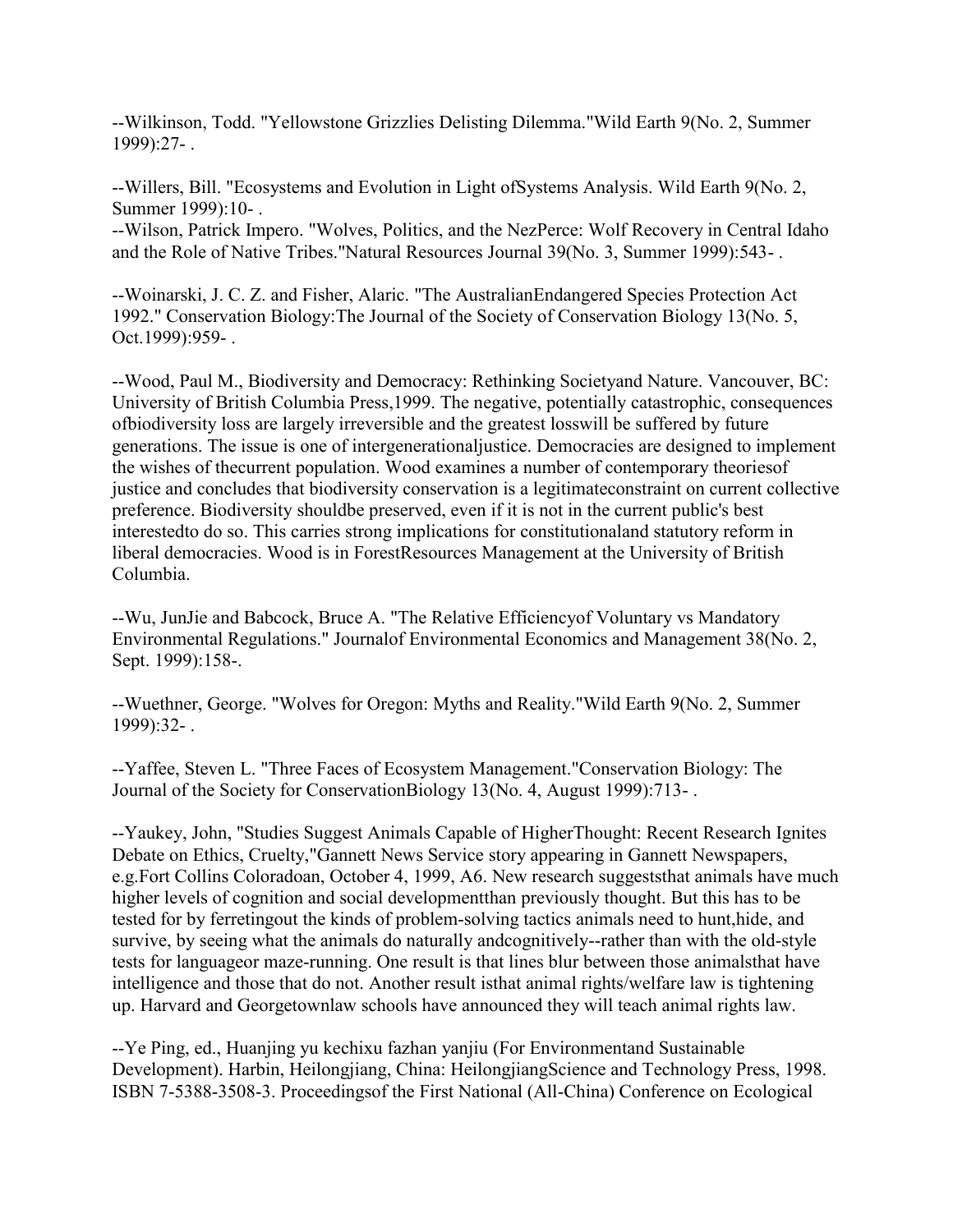--Wilkinson, Todd. "Yellowstone Grizzlies Delisting Dilemma."Wild Earth 9(No. 2, Summer 1999):27- .

--Willers, Bill. "Ecosystems and Evolution in Light ofSystems Analysis. Wild Earth 9(No. 2, Summer 1999):10- .
--Wilson, Patrick Impero. "Wolves, Politics, and the NezPerce: Wolf Recovery in Central Idaho and the Role of Native Tribes."Natural Resources Journal 39(No. 3, Summer 1999):543- .

--Woinarski, J. C. Z. and Fisher, Alaric. "The AustralianEndangered Species Protection Act 1992." Conservation Biology:The Journal of the Society of Conservation Biology 13(No. 5, Oct.1999):959- .

--Wood, Paul M., Biodiversity and Democracy: Rethinking Societyand Nature. Vancouver, BC: University of British Columbia Press,1999. The negative, potentially catastrophic, consequences ofbiodiversity loss are largely irreversible and the greatest losswill be suffered by future generations. The issue is one of intergenerationaljustice. Democracies are designed to implement the wishes of thecurrent population. Wood examines a number of contemporary theoriesof justice and concludes that biodiversity conservation is a legitimateconstraint on current collective preference. Biodiversity shouldbe preserved, even if it is not in the current public's best interestedto do so. This carries strong implications for constitutionaland statutory reform in liberal democracies. Wood is in ForestResources Management at the University of British Columbia.

--Wu, JunJie and Babcock, Bruce A. "The Relative Efficiencyof Voluntary vs Mandatory Environmental Regulations." Journalof Environmental Economics and Management 38(No. 2, Sept. 1999):158-.

--Wuethner, George. "Wolves for Oregon: Myths and Reality."Wild Earth 9(No. 2, Summer 1999):32- .

--Yaffee, Steven L. "Three Faces of Ecosystem Management."Conservation Biology: The Journal of the Society for ConservationBiology 13(No. 4, August 1999):713- .

--Yaukey, John, "Studies Suggest Animals Capable of HigherThought: Recent Research Ignites Debate on Ethics, Cruelty,"Gannett News Service story appearing in Gannett Newspapers, e.g.Fort Collins Coloradoan, October 4, 1999, A6. New research suggeststhat animals have much higher levels of cognition and social developmentthan previously thought. But this has to be tested for by ferretingout the kinds of problem-solving tactics animals need to hunt,hide, and survive, by seeing what the animals do naturally andcognitively--rather than with the old-style tests for languageor maze-running. One result is that lines blur between those animalsthat have intelligence and those that do not. Another result isthat animal rights/welfare law is tightening up. Harvard and Georgetownlaw schools have announced they will teach animal rights law.

--Ye Ping, ed., Huanjing yu kechixu fazhan yanjiu (For Environmentand Sustainable Development). Harbin, Heilongjiang, China: HeilongjiangScience and Technology Press, 1998. ISBN 7-5388-3508-3. Proceedingsof the First National (All-China) Conference on Ecological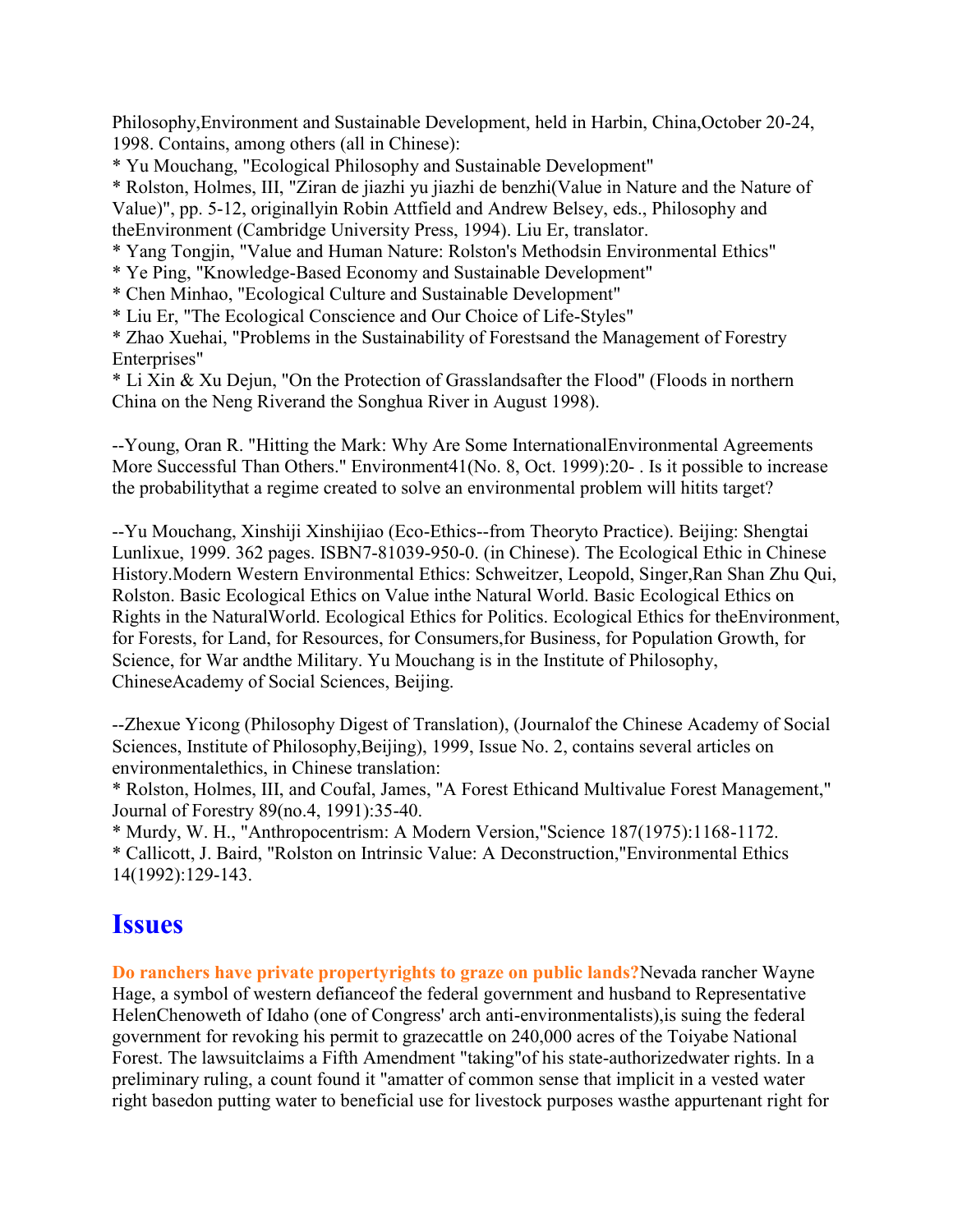Philosophy,Environment and Sustainable Development, held in Harbin, China,October 20-24, 1998. Contains, among others (all in Chinese):

* Yu Mouchang, "Ecological Philosophy and Sustainable Development"
* Rolston, Holmes, III, "Ziran de jiazhi yu jiazhi de benzhi(Value in Nature and the Nature of Value)", pp. 5-12, originallyin Robin Attfield and Andrew Belsey, eds., Philosophy and theEnvironment (Cambridge University Press, 1994). Liu Er, translator.
* Yang Tongjin, "Value and Human Nature: Rolston's Methodsin Environmental Ethics"
* Ye Ping, "Knowledge-Based Economy and Sustainable Development"
* Chen Minhao, "Ecological Culture and Sustainable Development"
* Liu Er, "The Ecological Conscience and Our Choice of Life-Styles"
* Zhao Xuehai, "Problems in the Sustainability of Forestsand the Management of Forestry Enterprises"
* Li Xin & Xu Dejun, "On the Protection of Grasslandsafter the Flood" (Floods in northern China on the Neng Riverand the Songhua River in August 1998).

--Young, Oran R. "Hitting the Mark: Why Are Some InternationalEnvironmental Agreements More Successful Than Others." Environment41(No. 8, Oct. 1999):20- . Is it possible to increase the probabilitythat a regime created to solve an environmental problem will hitits target?

--Yu Mouchang, Xinshiji Xinshijiao (Eco-Ethics--from Theoryto Practice). Beijing: Shengtai Lunlixue, 1999. 362 pages. ISBN7-81039-950-0. (in Chinese). The Ecological Ethic in Chinese History.Modern Western Environmental Ethics: Schweitzer, Leopold, Singer,Ran Shan Zhu Qui, Rolston. Basic Ecological Ethics on Value inthe Natural World. Basic Ecological Ethics on Rights in the NaturalWorld. Ecological Ethics for Politics. Ecological Ethics for theEnvironment, for Forests, for Land, for Resources, for Consumers,for Business, for Population Growth, for Science, for War andthe Military. Yu Mouchang is in the Institute of Philosophy, ChineseAcademy of Social Sciences, Beijing.

--Zhexue Yicong (Philosophy Digest of Translation), (Journalof the Chinese Academy of Social Sciences, Institute of Philosophy,Beijing), 1999, Issue No. 2, contains several articles on environmentalethics, in Chinese translation:

* Rolston, Holmes, III, and Coufal, James, "A Forest Ethicand Multivalue Forest Management," Journal of Forestry 89(no.4, 1991):35-40.
* Murdy, W. H., "Anthropocentrism: A Modern Version,"Science 187(1975):1168-1172.
* Callicott, J. Baird, "Rolston on Intrinsic Value: A Deconstruction,"Environmental Ethics 14(1992):129-143.

## Issues

**Do ranchers have private propertyrights to graze on public lands?**Nevada rancher Wayne Hage, a symbol of western defianceof the federal government and husband to Representative HelenChenoweth of Idaho (one of Congress' arch anti-environmentalists),is suing the federal government for revoking his permit to grazecattle on 240,000 acres of the Toiyabe National Forest. The lawsuitclaims a Fifth Amendment "taking"of his state-authorizedwater rights. In a preliminary ruling, a count found it "amatter of common sense that implicit in a vested water right basedon putting water to beneficial use for livestock purposes wasthe appurtenant right for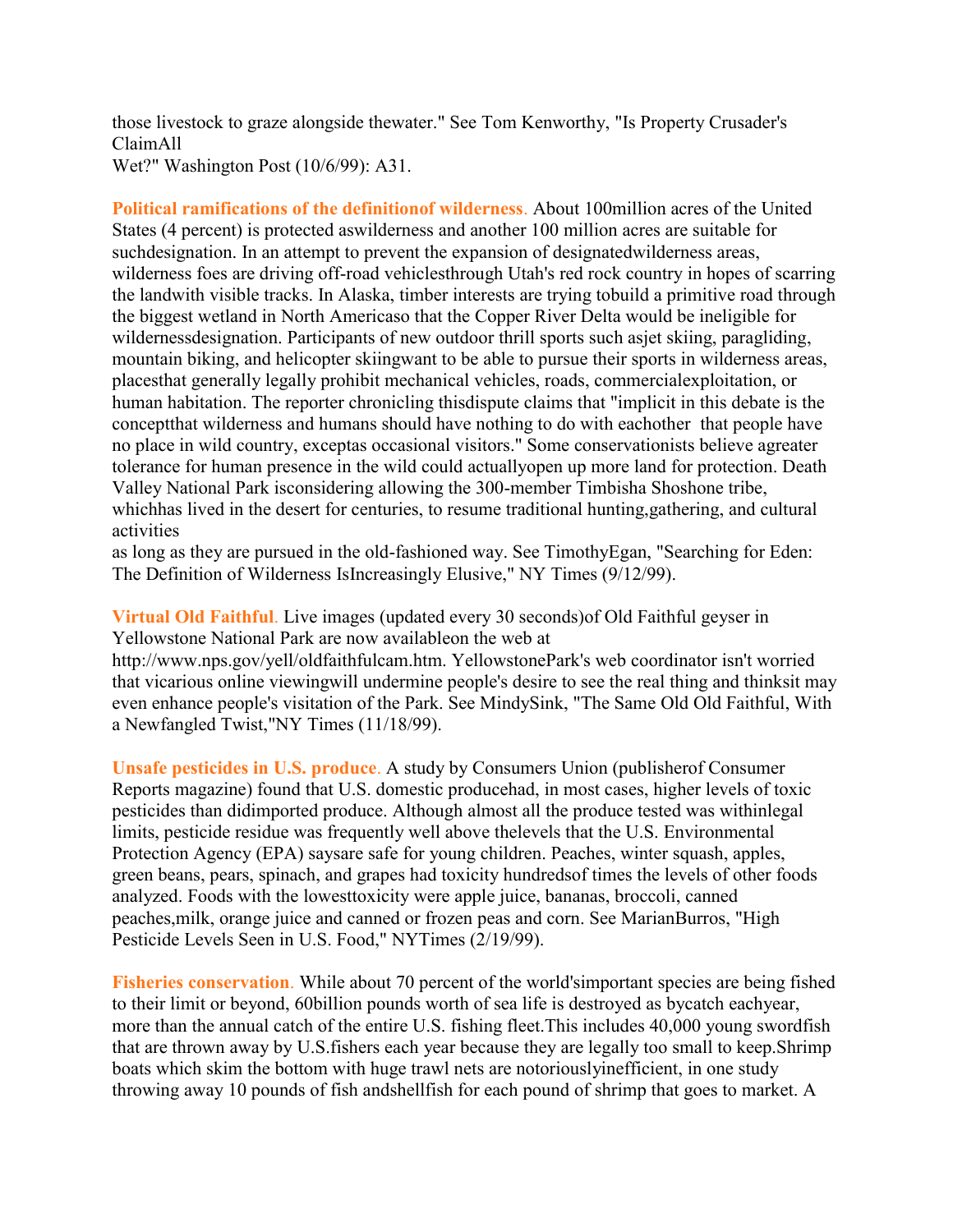those livestock to graze alongside thewater." See Tom Kenworthy, "Is Property Crusader's ClaimAll Wet?" Washington Post (10/6/99): A31.

**Political ramifications of the definitionof wilderness**. About 100million acres of the United States (4 percent) is protected aswilderness and another 100 million acres are suitable for suchdesignation. In an attempt to prevent the expansion of designatedwilderness areas, wilderness foes are driving off-road vehiclesthrough Utah's red rock country in hopes of scarring the landwith visible tracks. In Alaska, timber interests are trying tobuild a primitive road through the biggest wetland in North Americaso that the Copper River Delta would be ineligible for wildernessdesignation. Participants of new outdoor thrill sports such asjet skiing, paragliding, mountain biking, and helicopter skiingwant to be able to pursue their sports in wilderness areas, placesthat generally legally prohibit mechanical vehicles, roads, commercialexploitation, or human habitation. The reporter chronicling thisdispute claims that "implicit in this debate is the conceptthat wilderness and humans should have nothing to do with eachother  that people have no place in wild country, exceptas occasional visitors." Some conservationists believe agreater tolerance for human presence in the wild could actuallyopen up more land for protection. Death Valley National Park isconsidering allowing the 300-member Timbisha Shoshone tribe, whichhas lived in the desert for centuries, to resume traditional hunting,gathering, and cultural activities as long as they are pursued in the old-fashioned way. See TimothyEgan, "Searching for Eden: The Definition of Wilderness IsIncreasingly Elusive," NY Times (9/12/99).

**Virtual Old Faithful**. Live images (updated every 30 seconds)of Old Faithful geyser in Yellowstone National Park are now availableon the web at http://www.nps.gov/yell/oldfaithfulcam.htm. YellowstonePark's web coordinator isn't worried that vicarious online viewingwill undermine people's desire to see the real thing and thinksit may even enhance people's visitation of the Park. See MindySink, "The Same Old Old Faithful, With a Newfangled Twist,"NY Times (11/18/99).

**Unsafe pesticides in U.S. produce**. A study by Consumers Union (publisherof Consumer Reports magazine) found that U.S. domestic producehad, in most cases, higher levels of toxic pesticides than didimported produce. Although almost all the produce tested was withinlegal limits, pesticide residue was frequently well above thelevels that the U.S. Environmental Protection Agency (EPA) saysare safe for young children. Peaches, winter squash, apples, green beans, pears, spinach, and grapes had toxicity hundredsof times the levels of other foods analyzed. Foods with the lowesttoxicity were apple juice, bananas, broccoli, canned peaches,milk, orange juice and canned or frozen peas and corn. See MarianBurros, "High Pesticide Levels Seen in U.S. Food," NYTimes (2/19/99).

**Fisheries conservation**. While about 70 percent of the world'simportant species are being fished to their limit or beyond, 60billion pounds worth of sea life is destroyed as bycatch eachyear, more than the annual catch of the entire U.S. fishing fleet.This includes 40,000 young swordfish that are thrown away by U.S.fishers each year because they are legally too small to keep.Shrimp boats which skim the bottom with huge trawl nets are notoriouslyinefficient, in one study throwing away 10 pounds of fish andshellfish for each pound of shrimp that goes to market. A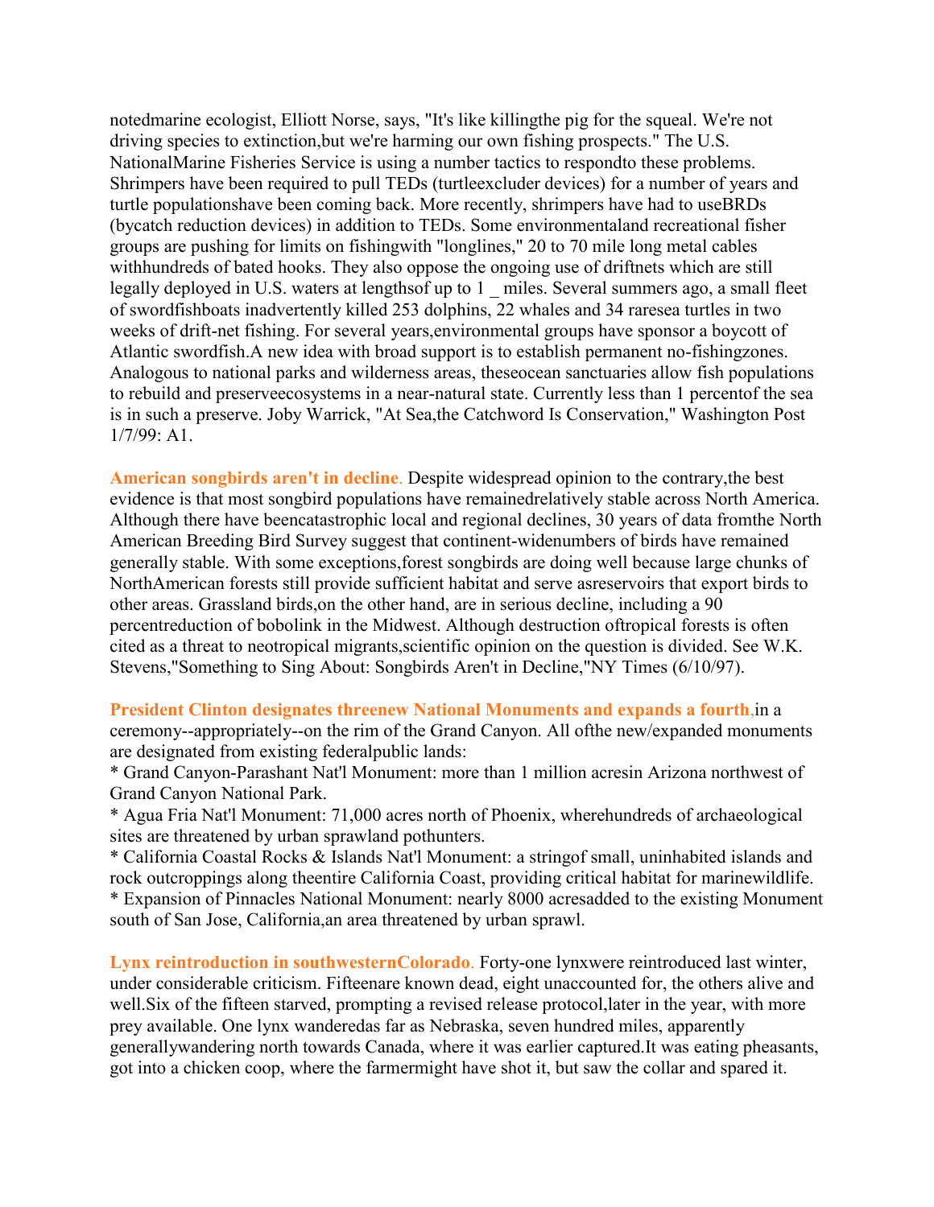notedmarine ecologist, Elliott Norse, says, "It's like killingthe pig for the squeal. We're not driving species to extinction,but we're harming our own fishing prospects." The U.S. NationalMarine Fisheries Service is using a number tactics to respondto these problems. Shrimpers have been required to pull TEDs (turtleexcluder devices) for a number of years and turtle populationshave been coming back. More recently, shrimpers have had to useBRDs (bycatch reduction devices) in addition to TEDs. Some environmentaland recreational fisher groups are pushing for limits on fishingwith "longlines," 20 to 70 mile long metal cables withhundreds of bated hooks. They also oppose the ongoing use of driftnets which are still legally deployed in U.S. waters at lengthsof up to 1 _ miles. Several summers ago, a small fleet of swordfishboats inadvertently killed 253 dolphins, 22 whales and 34 raresea turtles in two weeks of drift-net fishing. For several years,environmental groups have sponsor a boycott of Atlantic swordfish.A new idea with broad support is to establish permanent no-fishingzones. Analogous to national parks and wilderness areas, theseocean sanctuaries allow fish populations to rebuild and preserveecosystems in a near-natural state. Currently less than 1 percentof the sea is in such a preserve. Joby Warrick, "At Sea,the Catchword Is Conservation," Washington Post 1/7/99: A1.

**American songbirds aren't in decline**. Despite widespread opinion to the contrary,the best evidence is that most songbird populations have remainedrelatively stable across North America. Although there have beencatastrophic local and regional declines, 30 years of data fromthe North American Breeding Bird Survey suggest that continent-widenumbers of birds have remained generally stable. With some exceptions,forest songbirds are doing well because large chunks of NorthAmerican forests still provide sufficient habitat and serve asreservoirs that export birds to other areas. Grassland birds,on the other hand, are in serious decline, including a 90 percentreduction of bobolink in the Midwest. Although destruction oftropical forests is often cited as a threat to neotropical migrants,scientific opinion on the question is divided. See W.K. Stevens,"Something to Sing About: Songbirds Aren't in Decline,"NY Times (6/10/97).

**President Clinton designates threenew National Monuments and expands a fourth**,in a ceremony--appropriately--on the rim of the Grand Canyon. All ofthe new/expanded monuments are designated from existing federalpublic lands:

* Grand Canyon-Parashant Nat'l Monument: more than 1 million acresin Arizona northwest of Grand Canyon National Park.
* Agua Fria Nat'l Monument: 71,000 acres north of Phoenix, wherehundreds of archaeological sites are threatened by urban sprawland pothunters.
* California Coastal Rocks & Islands Nat'l Monument: a stringof small, uninhabited islands and rock outcroppings along theentire California Coast, providing critical habitat for marinewildlife.
* Expansion of Pinnacles National Monument: nearly 8000 acresadded to the existing Monument south of San Jose, California,an area threatened by urban sprawl.

**Lynx reintroduction in southwesternColorado**. Forty-one lynxwere reintroduced last winter, under considerable criticism. Fifteenare known dead, eight unaccounted for, the others alive and well.Six of the fifteen starved, prompting a revised release protocol,later in the year, with more prey available. One lynx wanderedas far as Nebraska, seven hundred miles, apparently generallywandering north towards Canada, where it was earlier captured.It was eating pheasants, got into a chicken coop, where the farmermight have shot it, but saw the collar and spared it.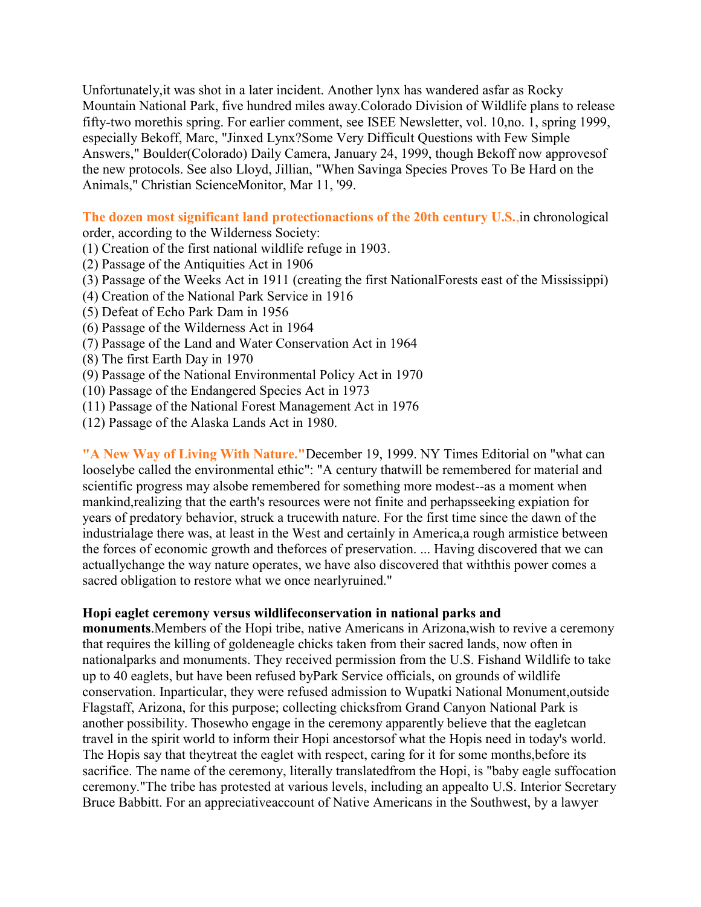Unfortunately,it was shot in a later incident. Another lynx has wandered asfar as Rocky Mountain National Park, five hundred miles away.Colorado Division of Wildlife plans to release fifty-two morethis spring. For earlier comment, see ISEE Newsletter, vol. 10,no. 1, spring 1999, especially Bekoff, Marc, "Jinxed Lynx?Some Very Difficult Questions with Few Simple Answers," Boulder(Colorado) Daily Camera, January 24, 1999, though Bekoff now approvesof the new protocols. See also Lloyd, Jillian, "When Savinga Species Proves To Be Hard on the Animals," Christian ScienceMonitor, Mar 11, '99.

**The dozen most significant land protectionactions of the 20th century U.S.,**in chronological order, according to the Wilderness Society:
(1) Creation of the first national wildlife refuge in 1903.
(2) Passage of the Antiquities Act in 1906
(3) Passage of the Weeks Act in 1911 (creating the first NationalForests east of the Mississippi)
(4) Creation of the National Park Service in 1916
(5) Defeat of Echo Park Dam in 1956
(6) Passage of the Wilderness Act in 1964
(7) Passage of the Land and Water Conservation Act in 1964
(8) The first Earth Day in 1970
(9) Passage of the National Environmental Policy Act in 1970
(10) Passage of the Endangered Species Act in 1973
(11) Passage of the National Forest Management Act in 1976
(12) Passage of the Alaska Lands Act in 1980.

**"A New Way of Living With Nature."**December 19, 1999. NY Times Editorial on "what can looselybe called the environmental ethic": "A century thatwill be remembered for material and scientific progress may alsobe remembered for something more modest--as a moment when mankind,realizing that the earth's resources were not finite and perhapsseeking expiation for years of predatory behavior, struck a trucewith nature. For the first time since the dawn of the industrialage there was, at least in the West and certainly in America,a rough armistice between the forces of economic growth and theforces of preservation. ... Having discovered that we can actuallychange the way nature operates, we have also discovered that withthis power comes a sacred obligation to restore what we once nearlyruined."

**Hopi eaglet ceremony versus wildlifeconservation in national parks and monuments**.Members of the Hopi tribe, native Americans in Arizona,wish to revive a ceremony that requires the killing of goldeneagle chicks taken from their sacred lands, now often in nationalparks and monuments. They received permission from the U.S. Fishand Wildlife to take up to 40 eaglets, but have been refused byPark Service officials, on grounds of wildlife conservation. Inparticular, they were refused admission to Wupatki National Monument,outside Flagstaff, Arizona, for this purpose; collecting chicksfrom Grand Canyon National Park is another possibility. Thosewho engage in the ceremony apparently believe that the eagletcan travel in the spirit world to inform their Hopi ancestorsof what the Hopis need in today's world. The Hopis say that theytreat the eaglet with respect, caring for it for some months,before its sacrifice. The name of the ceremony, literally translatedfrom the Hopi, is "baby eagle suffocation ceremony."The tribe has protested at various levels, including an appealto U.S. Interior Secretary Bruce Babbitt. For an appreciativeaccount of Native Americans in the Southwest, by a lawyer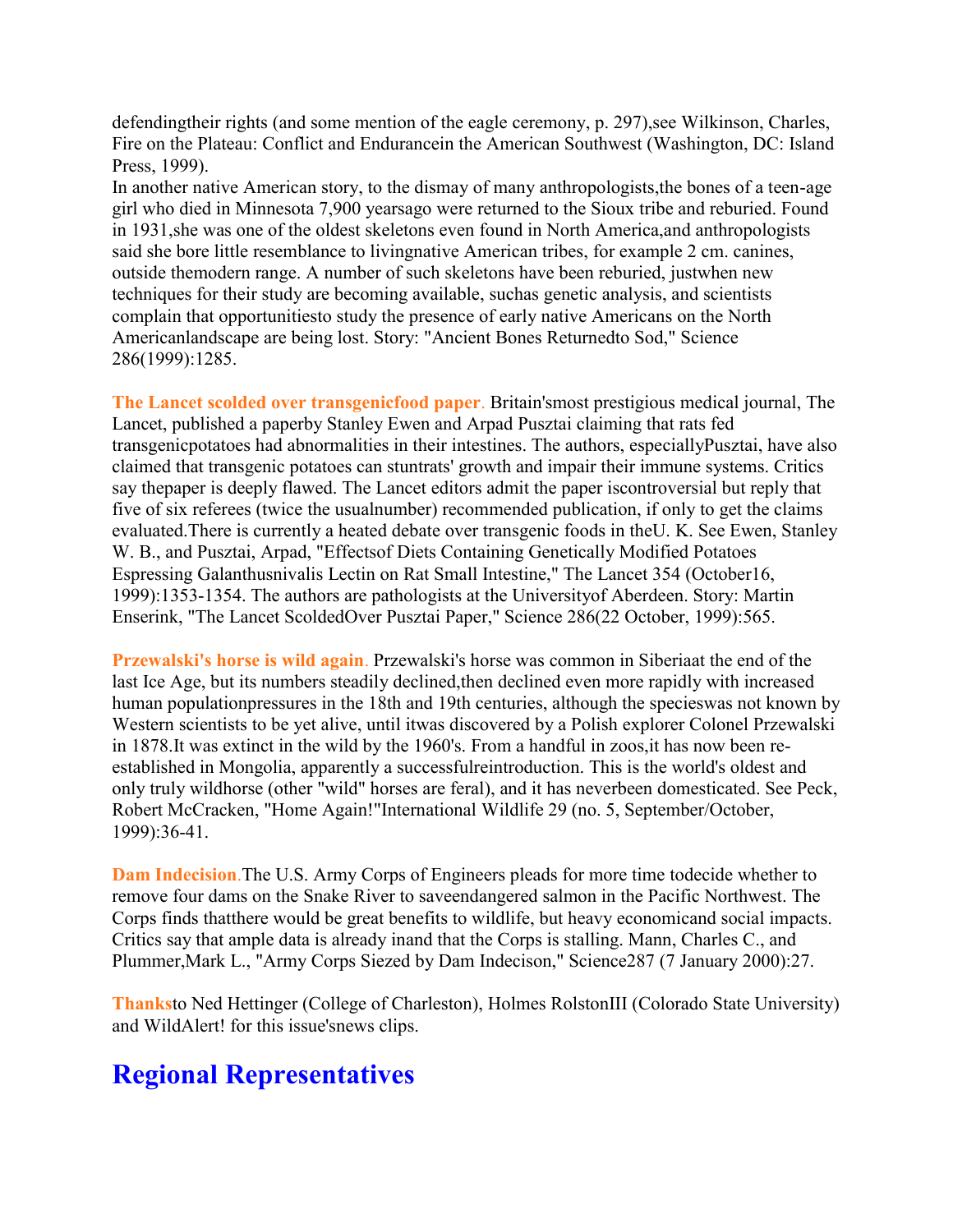defendingtheir rights (and some mention of the eagle ceremony, p. 297),see Wilkinson, Charles, Fire on the Plateau: Conflict and Endurancein the American Southwest (Washington, DC: Island Press, 1999).

In another native American story, to the dismay of many anthropologists,the bones of a teen-age girl who died in Minnesota 7,900 yearsago were returned to the Sioux tribe and reburied. Found in 1931,she was one of the oldest skeletons even found in North America,and anthropologists said she bore little resemblance to livingnative American tribes, for example 2 cm. canines, outside themodern range. A number of such skeletons have been reburied, justwhen new techniques for their study are becoming available, suchas genetic analysis, and scientists complain that opportunitiesto study the presence of early native Americans on the North Americanlandscape are being lost. Story: "Ancient Bones Returnedto Sod," Science 286(1999):1285.

**The Lancet scolded over transgenicfood paper**. Britain'smost prestigious medical journal, The Lancet, published a paperby Stanley Ewen and Arpad Pusztai claiming that rats fed transgenicpotatoes had abnormalities in their intestines. The authors, especiallyPusztai, have also claimed that transgenic potatoes can stuntrats' growth and impair their immune systems. Critics say thepaper is deeply flawed. The Lancet editors admit the paper iscontroversial but reply that five of six referees (twice the usualnumber) recommended publication, if only to get the claims evaluated.There is currently a heated debate over transgenic foods in theU. K. See Ewen, Stanley W. B., and Pusztai, Arpad, "Effectsof Diets Containing Genetically Modified Potatoes Espressing Galanthusnivalis Lectin on Rat Small Intestine," The Lancet 354 (October16, 1999):1353-1354. The authors are pathologists at the Universityof Aberdeen. Story: Martin Enserink, "The Lancet ScoldedOver Pusztai Paper," Science 286(22 October, 1999):565.

**Przewalski's horse is wild again**. Przewalski's horse was common in Siberiaat the end of the last Ice Age, but its numbers steadily declined,then declined even more rapidly with increased human populationpressures in the 18th and 19th centuries, although the specieswas not known by Western scientists to be yet alive, until itwas discovered by a Polish explorer Colonel Przewalski in 1878.It was extinct in the wild by the 1960's. From a handful in zoos,it has now been re-established in Mongolia, apparently a successfulreintroduction. This is the world's oldest and only truly wildhorse (other "wild" horses are feral), and it has neverbeen domesticated. See Peck, Robert McCracken, "Home Again!"International Wildlife 29 (no. 5, September/October, 1999):36-41.

**Dam Indecision**.The U.S. Army Corps of Engineers pleads for more time todecide whether to remove four dams on the Snake River to saveendangered salmon in the Pacific Northwest. The Corps finds thatthere would be great benefits to wildlife, but heavy economicand social impacts. Critics say that ample data is already inand that the Corps is stalling. Mann, Charles C., and Plummer,Mark L., "Army Corps Siezed by Dam Indecison," Science287 (7 January 2000):27.

**Thanks**to Ned Hettinger (College of Charleston), Holmes RolstonIII (Colorado State University) and WildAlert! for this issue'snews clips.

# Regional Representatives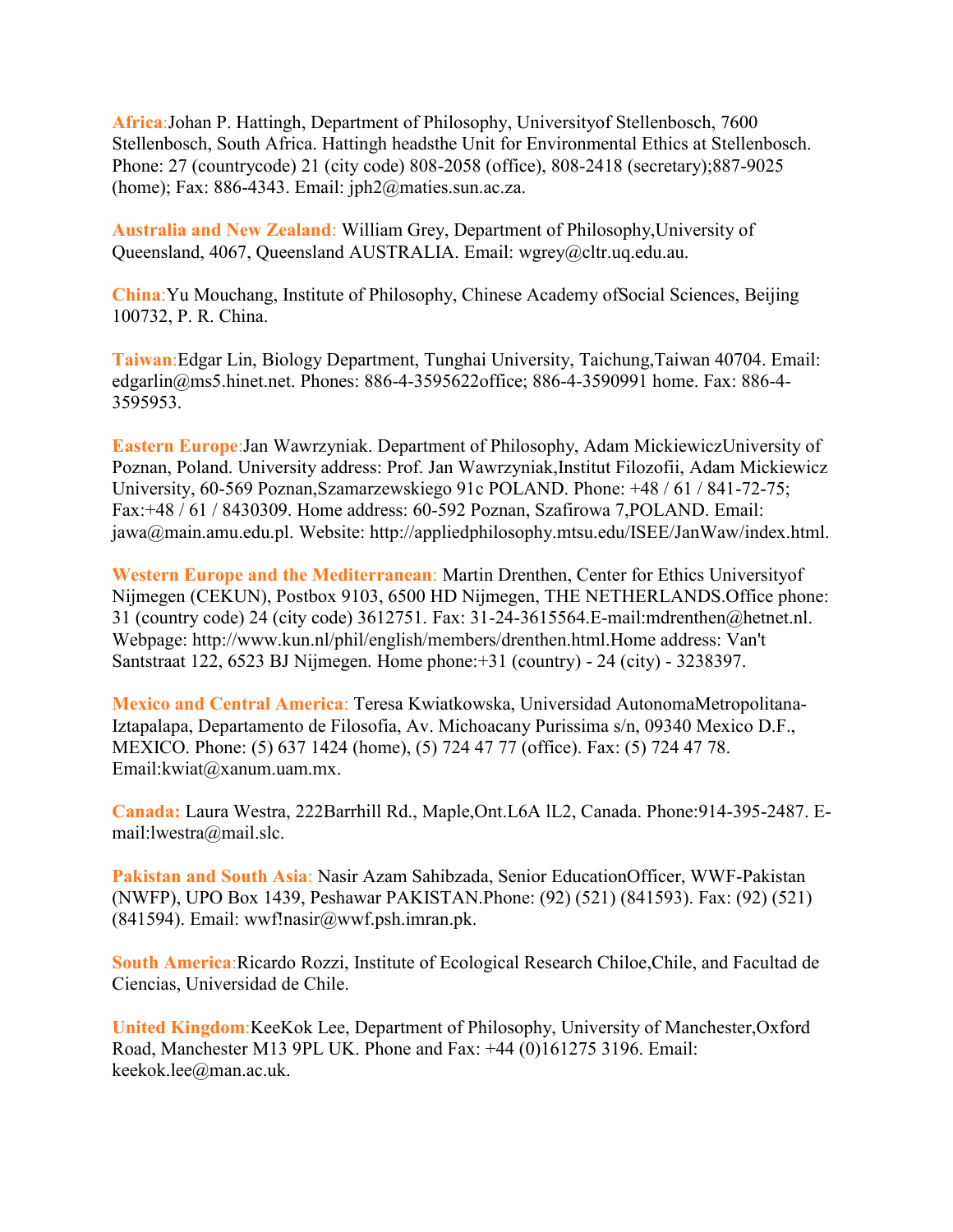**Africa**:Johan P. Hattingh, Department of Philosophy, Universityof Stellenbosch, 7600 Stellenbosch, South Africa. Hattingh headsthe Unit for Environmental Ethics at Stellenbosch. Phone: 27 (countrycode) 21 (city code) 808-2058 (office), 808-2418 (secretary);887-9025 (home); Fax: 886-4343. Email: jph2@maties.sun.ac.za.

**Australia and New Zealand**: William Grey, Department of Philosophy,University of Queensland, 4067, Queensland AUSTRALIA. Email: wgrey@cltr.uq.edu.au.

**China**:Yu Mouchang, Institute of Philosophy, Chinese Academy ofSocial Sciences, Beijing 100732, P. R. China.

**Taiwan**:Edgar Lin, Biology Department, Tunghai University, Taichung,Taiwan 40704. Email: edgarlin@ms5.hinet.net. Phones: 886-4-3595622office; 886-4-3590991 home. Fax: 886-4-3595953.

**Eastern Europe**:Jan Wawrzyniak. Department of Philosophy, Adam MickiewiczUniversity of Poznan, Poland. University address: Prof. Jan Wawrzyniak,Institut Filozofii, Adam Mickiewicz University, 60-569 Poznan,Szamarzewskiego 91c POLAND. Phone: +48 / 61 / 841-72-75; Fax:+48 / 61 / 8430309. Home address: 60-592 Poznan, Szafirowa 7,POLAND. Email: jawa@main.amu.edu.pl. Website: http://appliedphilosophy.mtsu.edu/ISEE/JanWaw/index.html.

**Western Europe and the Mediterranean**: Martin Drenthen, Center for Ethics Universityof Nijmegen (CEKUN), Postbox 9103, 6500 HD Nijmegen, THE NETHERLANDS.Office phone: 31 (country code) 24 (city code) 3612751. Fax: 31-24-3615564.E-mail:mdrenthen@hetnet.nl. Webpage: http://www.kun.nl/phil/english/members/drenthen.html.Home address: Van't Santstraat 122, 6523 BJ Nijmegen. Home phone:+31 (country) - 24 (city) - 3238397.

**Mexico and Central America**: Teresa Kwiatkowska, Universidad AutonomaMetropolitana-Iztapalapa, Departamento de Filosofia, Av. Michoacany Purissima s/n, 09340 Mexico D.F., MEXICO. Phone: (5) 637 1424 (home), (5) 724 47 77 (office). Fax: (5) 724 47 78. Email:kwiat@xanum.uam.mx.

**Canada:** Laura Westra, 222Barrhill Rd., Maple,Ont.L6A lL2, Canada. Phone:914-395-2487. E-mail:lwestra@mail.slc.

**Pakistan and South Asia**: Nasir Azam Sahibzada, Senior EducationOfficer, WWF-Pakistan (NWFP), UPO Box 1439, Peshawar PAKISTAN.Phone: (92) (521) (841593). Fax: (92) (521) (841594). Email: wwf!nasir@wwf.psh.imran.pk.

**South America**:Ricardo Rozzi, Institute of Ecological Research Chiloe,Chile, and Facultad de Ciencias, Universidad de Chile.

**United Kingdom**:KeeKok Lee, Department of Philosophy, University of Manchester,Oxford Road, Manchester M13 9PL UK. Phone and Fax: +44 (0)161275 3196. Email: keekok.lee@man.ac.uk.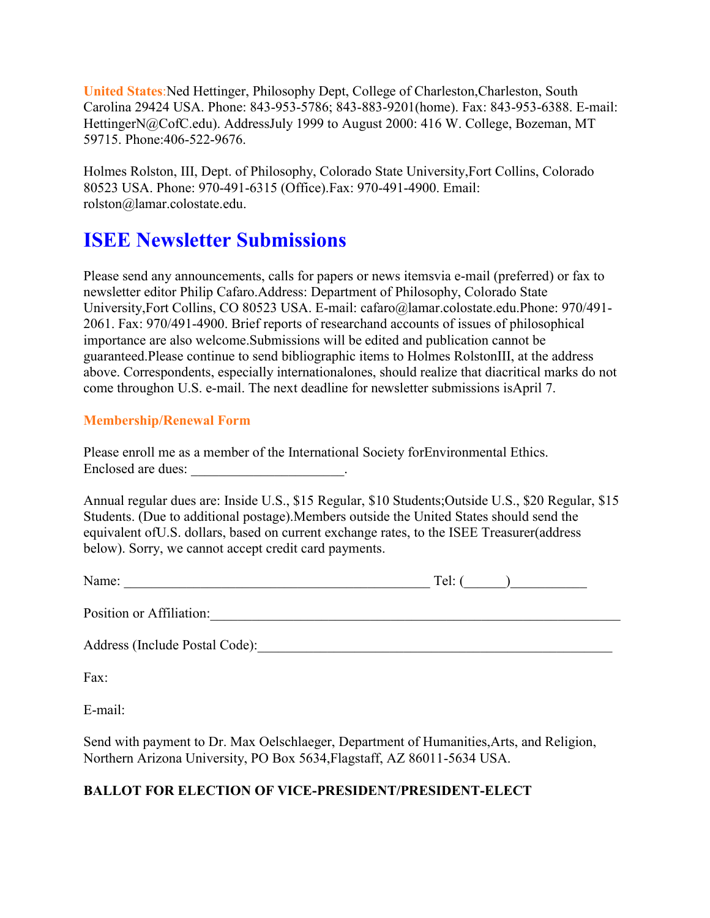**United States:** Ned Hettinger, Philosophy Dept, College of Charleston,Charleston, South Carolina 29424 USA. Phone: 843-953-5786; 843-883-9201(home). Fax: 843-953-6388. E-mail: HettingerN@CofC.edu). AddressJuly 1999 to August 2000: 416 W. College, Bozeman, MT 59715. Phone:406-522-9676.

Holmes Rolston, III, Dept. of Philosophy, Colorado State University,Fort Collins, Colorado 80523 USA. Phone: 970-491-6315 (Office).Fax: 970-491-4900. Email: rolston@lamar.colostate.edu.

# ISEE Newsletter Submissions

Please send any announcements, calls for papers or news itemsvia e-mail (preferred) or fax to newsletter editor Philip Cafaro.Address: Department of Philosophy, Colorado State University,Fort Collins, CO 80523 USA. E-mail: cafaro@lamar.colostate.edu.Phone: 970/491-2061. Fax: 970/491-4900. Brief reports of researchand accounts of issues of philosophical importance are also welcome.Submissions will be edited and publication cannot be guaranteed.Please continue to send bibliographic items to Holmes RolstonIII, at the address above. Correspondents, especially internationalones, should realize that diacritical marks do not come throughon U.S. e-mail. The next deadline for newsletter submissions isApril 7.

### Membership/Renewal Form

Please enroll me as a member of the International Society forEnvironmental Ethics. Enclosed are dues: ______________________.

Annual regular dues are: Inside U.S., $15 Regular, $10 Students;Outside U.S., $20 Regular, $15 Students. (Due to additional postage).Members outside the United States should send the equivalent ofU.S. dollars, based on current exchange rates, to the ISEE Treasurer(address below). Sorry, we cannot accept credit card payments.

Name: ____________________________________________ Tel: (______)___________

Position or Affiliation:____________________________________________________________

Address (Include Postal Code):_____________________________________________________

Fax:

E-mail:

Send with payment to Dr. Max Oelschlaeger, Department of Humanities,Arts, and Religion, Northern Arizona University, PO Box 5634,Flagstaff, AZ 86011-5634 USA.

**BALLOT FOR ELECTION OF VICE-PRESIDENT/PRESIDENT-ELECT**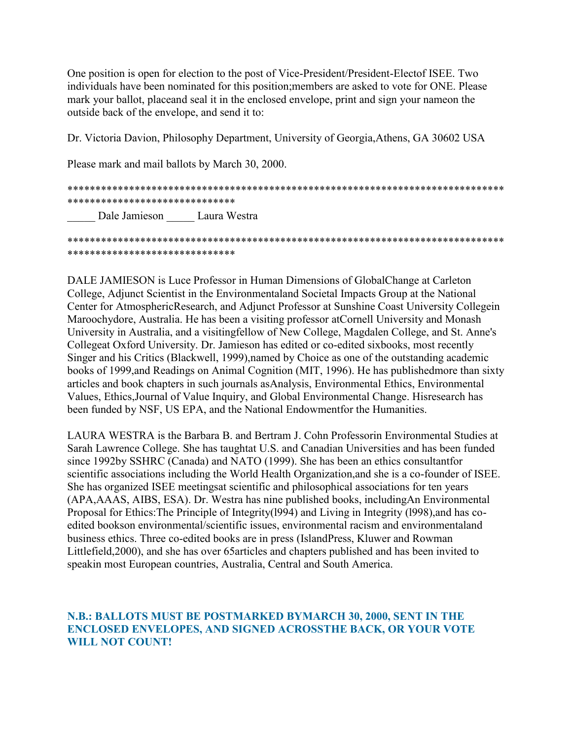One position is open for election to the post of Vice-President/President-Electof ISEE. Two individuals have been nominated for this position;members are asked to vote for ONE. Please mark your ballot, placeand seal it in the enclosed envelope, print and sign your nameon the outside back of the envelope, and send it to:

Dr. Victoria Davion, Philosophy Department, University of Georgia,Athens, GA 30602 USA

Please mark and mail ballots by March 30, 2000.

********************************************************************************************************************

_____ Dale Jamieson _____ Laura Westra

********************************************************************************************************************

DALE JAMIESON is Luce Professor in Human Dimensions of GlobalChange at Carleton College, Adjunct Scientist in the Environmentaland Societal Impacts Group at the National Center for AtmosphericResearch, and Adjunct Professor at Sunshine Coast University Collegein Maroochydore, Australia. He has been a visiting professor atCornell University and Monash University in Australia, and a visitingfellow of New College, Magdalen College, and St. Anne's Collegeat Oxford University. Dr. Jamieson has edited or co-edited sixbooks, most recently Singer and his Critics (Blackwell, 1999),named by Choice as one of the outstanding academic books of 1999,and Readings on Animal Cognition (MIT, 1996). He has publishedmore than sixty articles and book chapters in such journals asAnalysis, Environmental Ethics, Environmental Values, Ethics,Journal of Value Inquiry, and Global Environmental Change. Hisresearch has been funded by NSF, US EPA, and the National Endowmentfor the Humanities.

LAURA WESTRA is the Barbara B. and Bertram J. Cohn Professorin Environmental Studies at Sarah Lawrence College. She has taughtat U.S. and Canadian Universities and has been funded since 1992by SSHRC (Canada) and NATO (1999). She has been an ethics consultantfor scientific associations including the World Health Organization,and she is a co-founder of ISEE. She has organized ISEE meetingsat scientific and philosophical associations for ten years (APA,AAAS, AIBS, ESA). Dr. Westra has nine published books, includingAn Environmental Proposal for Ethics:The Principle of Integrity(l994) and Living in Integrity (l998),and has co-edited bookson environmental/scientific issues, environmental racism and environmentaland business ethics. Three co-edited books are in press (IslandPress, Kluwer and Rowman Littlefield,2000), and she has over 65articles and chapters published and has been invited to speakin most European countries, Australia, Central and South America.

**N.B.: BALLOTS MUST BE POSTMARKED BYMARCH 30, 2000, SENT IN THE ENCLOSED ENVELOPES, AND SIGNED ACROSSTHE BACK, OR YOUR VOTE WILL NOT COUNT!**